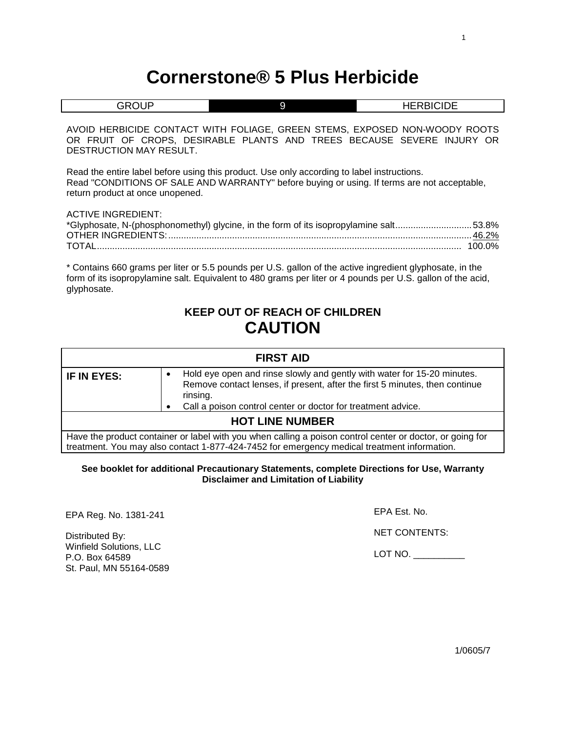# Cornerstone® 5 Plus Herbicide

| GROUP | 9 | HERBICIDE |
|---|---|---|

AVOID HERBICIDE CONTACT WITH FOLIAGE, GREEN STEMS, EXPOSED NON-WOODY ROOTS OR FRUIT OF CROPS, DESIRABLE PLANTS AND TREES BECAUSE SEVERE INJURY OR DESTRUCTION MAY RESULT.

Read the entire label before using this product. Use only according to label instructions.
Read "CONDITIONS OF SALE AND WARRANTY" before buying or using. If terms are not acceptable, return product at once unopened.

ACTIVE INGREDIENT:
*Glyphosate, N-(phosphonomethyl) glycine, in the form of its isopropylamine salt............................. 53.8%
OTHER INGREDIENTS:......................................................................................................................... 46.2%
TOTAL............................................................................................................................................ 100.0%

* Contains 660 grams per liter or 5.5 pounds per U.S. gallon of the active ingredient glyphosate, in the form of its isopropylamine salt. Equivalent to 480 grams per liter or 4 pounds per U.S. gallon of the acid, glyphosate.

## KEEP OUT OF REACH OF CHILDREN
## CAUTION

| FIRST AID | |
|---|---|
| **IF IN EYES:** | • Hold eye open and rinse slowly and gently with water for 15-20 minutes. Remove contact lenses, if present, after the first 5 minutes, then continue rinsing.<br>• Call a poison control center or doctor for treatment advice. |
| **HOT LINE NUMBER** | |
| Have the product container or label with you when calling a poison control center or doctor, or going for treatment. You may also contact 1-877-424-7452 for emergency medical treatment information. | |

**See booklet for additional Precautionary Statements, complete Directions for Use, Warranty Disclaimer and Limitation of Liability**

EPA Reg. No. 1381-241

Distributed By:
Winfield Solutions, LLC
P.O. Box 64589
St. Paul, MN 55164-0589

EPA Est. No.

NET CONTENTS:

LOT NO. __________

1/0605/7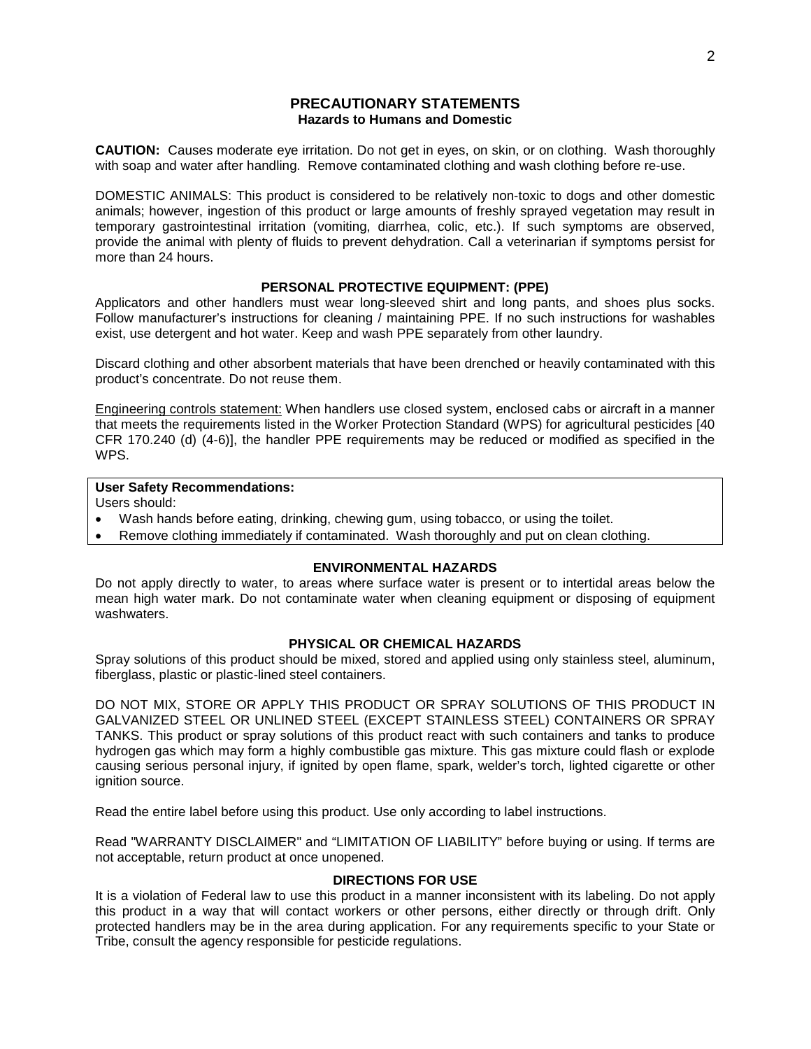## PRECAUTIONARY STATEMENTS
### Hazards to Humans and Domestic

**CAUTION:** Causes moderate eye irritation. Do not get in eyes, on skin, or on clothing. Wash thoroughly with soap and water after handling. Remove contaminated clothing and wash clothing before re-use.

DOMESTIC ANIMALS: This product is considered to be relatively non-toxic to dogs and other domestic animals; however, ingestion of this product or large amounts of freshly sprayed vegetation may result in temporary gastrointestinal irritation (vomiting, diarrhea, colic, etc.). If such symptoms are observed, provide the animal with plenty of fluids to prevent dehydration. Call a veterinarian if symptoms persist for more than 24 hours.

### PERSONAL PROTECTIVE EQUIPMENT: (PPE)

Applicators and other handlers must wear long-sleeved shirt and long pants, and shoes plus socks. Follow manufacturer's instructions for cleaning / maintaining PPE. If no such instructions for washables exist, use detergent and hot water. Keep and wash PPE separately from other laundry.

Discard clothing and other absorbent materials that have been drenched or heavily contaminated with this product's concentrate. Do not reuse them.

Engineering controls statement: When handlers use closed system, enclosed cabs or aircraft in a manner that meets the requirements listed in the Worker Protection Standard (WPS) for agricultural pesticides [40 CFR 170.240 (d) (4-6)], the handler PPE requirements may be reduced or modified as specified in the WPS.

**User Safety Recommendations:**

Users should:

- Wash hands before eating, drinking, chewing gum, using tobacco, or using the toilet.
- Remove clothing immediately if contaminated. Wash thoroughly and put on clean clothing.

### ENVIRONMENTAL HAZARDS

Do not apply directly to water, to areas where surface water is present or to intertidal areas below the mean high water mark. Do not contaminate water when cleaning equipment or disposing of equipment washwaters.

### PHYSICAL OR CHEMICAL HAZARDS

Spray solutions of this product should be mixed, stored and applied using only stainless steel, aluminum, fiberglass, plastic or plastic-lined steel containers.

DO NOT MIX, STORE OR APPLY THIS PRODUCT OR SPRAY SOLUTIONS OF THIS PRODUCT IN GALVANIZED STEEL OR UNLINED STEEL (EXCEPT STAINLESS STEEL) CONTAINERS OR SPRAY TANKS. This product or spray solutions of this product react with such containers and tanks to produce hydrogen gas which may form a highly combustible gas mixture. This gas mixture could flash or explode causing serious personal injury, if ignited by open flame, spark, welder's torch, lighted cigarette or other ignition source.

Read the entire label before using this product. Use only according to label instructions.

Read "WARRANTY DISCLAIMER" and "LIMITATION OF LIABILITY" before buying or using. If terms are not acceptable, return product at once unopened.

### DIRECTIONS FOR USE

It is a violation of Federal law to use this product in a manner inconsistent with its labeling. Do not apply this product in a way that will contact workers or other persons, either directly or through drift. Only protected handlers may be in the area during application. For any requirements specific to your State or Tribe, consult the agency responsible for pesticide regulations.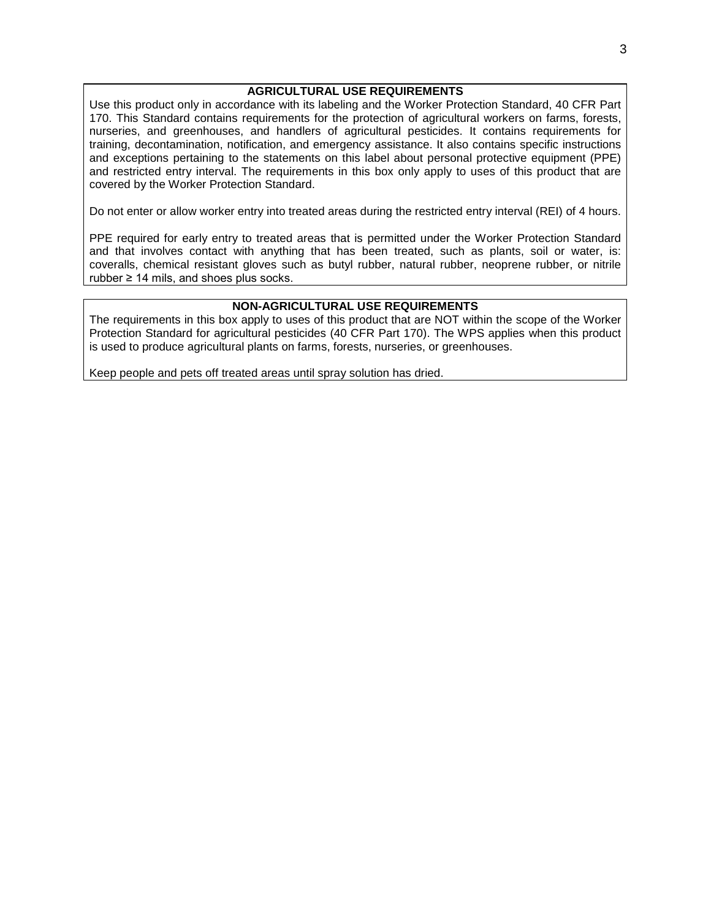## AGRICULTURAL USE REQUIREMENTS

Use this product only in accordance with its labeling and the Worker Protection Standard, 40 CFR Part 170. This Standard contains requirements for the protection of agricultural workers on farms, forests, nurseries, and greenhouses, and handlers of agricultural pesticides. It contains requirements for training, decontamination, notification, and emergency assistance. It also contains specific instructions and exceptions pertaining to the statements on this label about personal protective equipment (PPE) and restricted entry interval. The requirements in this box only apply to uses of this product that are covered by the Worker Protection Standard.

Do not enter or allow worker entry into treated areas during the restricted entry interval (REI) of 4 hours.

PPE required for early entry to treated areas that is permitted under the Worker Protection Standard and that involves contact with anything that has been treated, such as plants, soil or water, is: coveralls, chemical resistant gloves such as butyl rubber, natural rubber, neoprene rubber, or nitrile rubber ≥ 14 mils, and shoes plus socks.

## NON-AGRICULTURAL USE REQUIREMENTS

The requirements in this box apply to uses of this product that are NOT within the scope of the Worker Protection Standard for agricultural pesticides (40 CFR Part 170). The WPS applies when this product is used to produce agricultural plants on farms, forests, nurseries, or greenhouses.

Keep people and pets off treated areas until spray solution has dried.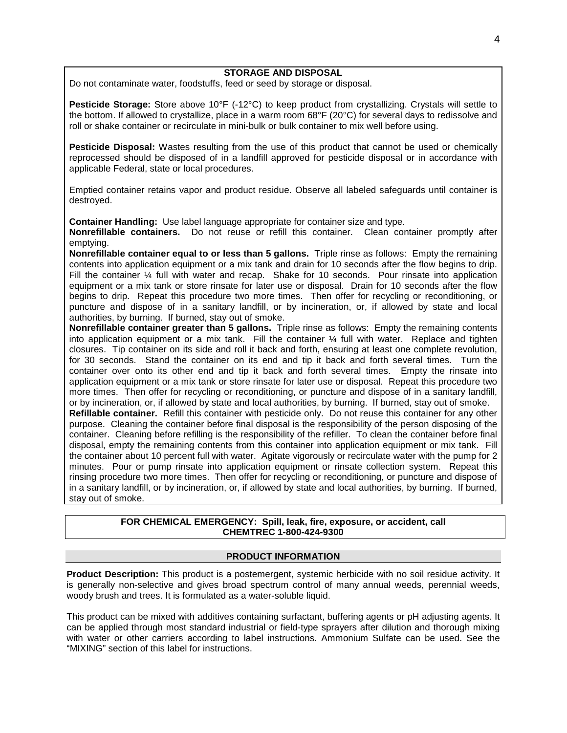## STORAGE AND DISPOSAL

Do not contaminate water, foodstuffs, feed or seed by storage or disposal.

**Pesticide Storage:** Store above 10°F (-12°C) to keep product from crystallizing. Crystals will settle to the bottom. If allowed to crystallize, place in a warm room 68°F (20°C) for several days to redissolve and roll or shake container or recirculate in mini-bulk or bulk container to mix well before using.

**Pesticide Disposal:** Wastes resulting from the use of this product that cannot be used or chemically reprocessed should be disposed of in a landfill approved for pesticide disposal or in accordance with applicable Federal, state or local procedures.

Emptied container retains vapor and product residue. Observe all labeled safeguards until container is destroyed.

**Container Handling:** Use label language appropriate for container size and type.

**Nonrefillable containers.** Do not reuse or refill this container. Clean container promptly after emptying.

**Nonrefillable container equal to or less than 5 gallons.** Triple rinse as follows: Empty the remaining contents into application equipment or a mix tank and drain for 10 seconds after the flow begins to drip. Fill the container ¼ full with water and recap. Shake for 10 seconds. Pour rinsate into application equipment or a mix tank or store rinsate for later use or disposal. Drain for 10 seconds after the flow begins to drip. Repeat this procedure two more times. Then offer for recycling or reconditioning, or puncture and dispose of in a sanitary landfill, or by incineration, or, if allowed by state and local authorities, by burning. If burned, stay out of smoke.

**Nonrefillable container greater than 5 gallons.** Triple rinse as follows: Empty the remaining contents into application equipment or a mix tank. Fill the container ¼ full with water. Replace and tighten closures. Tip container on its side and roll it back and forth, ensuring at least one complete revolution, for 30 seconds. Stand the container on its end and tip it back and forth several times. Turn the container over onto its other end and tip it back and forth several times. Empty the rinsate into application equipment or a mix tank or store rinsate for later use or disposal. Repeat this procedure two more times. Then offer for recycling or reconditioning, or puncture and dispose of in a sanitary landfill, or by incineration, or, if allowed by state and local authorities, by burning. If burned, stay out of smoke.

**Refillable container.** Refill this container with pesticide only. Do not reuse this container for any other purpose. Cleaning the container before final disposal is the responsibility of the person disposing of the container. Cleaning before refilling is the responsibility of the refiller. To clean the container before final disposal, empty the remaining contents from this container into application equipment or mix tank. Fill the container about 10 percent full with water. Agitate vigorously or recirculate water with the pump for 2 minutes. Pour or pump rinsate into application equipment or rinsate collection system. Repeat this rinsing procedure two more times. Then offer for recycling or reconditioning, or puncture and dispose of in a sanitary landfill, or by incineration, or, if allowed by state and local authorities, by burning. If burned, stay out of smoke.

**FOR CHEMICAL EMERGENCY: Spill, leak, fire, exposure, or accident, call CHEMTREC 1-800-424-9300**

## PRODUCT INFORMATION

**Product Description:** This product is a postemergent, systemic herbicide with no soil residue activity. It is generally non-selective and gives broad spectrum control of many annual weeds, perennial weeds, woody brush and trees. It is formulated as a water-soluble liquid.

This product can be mixed with additives containing surfactant, buffering agents or pH adjusting agents. It can be applied through most standard industrial or field-type sprayers after dilution and thorough mixing with water or other carriers according to label instructions. Ammonium Sulfate can be used. See the "MIXING" section of this label for instructions.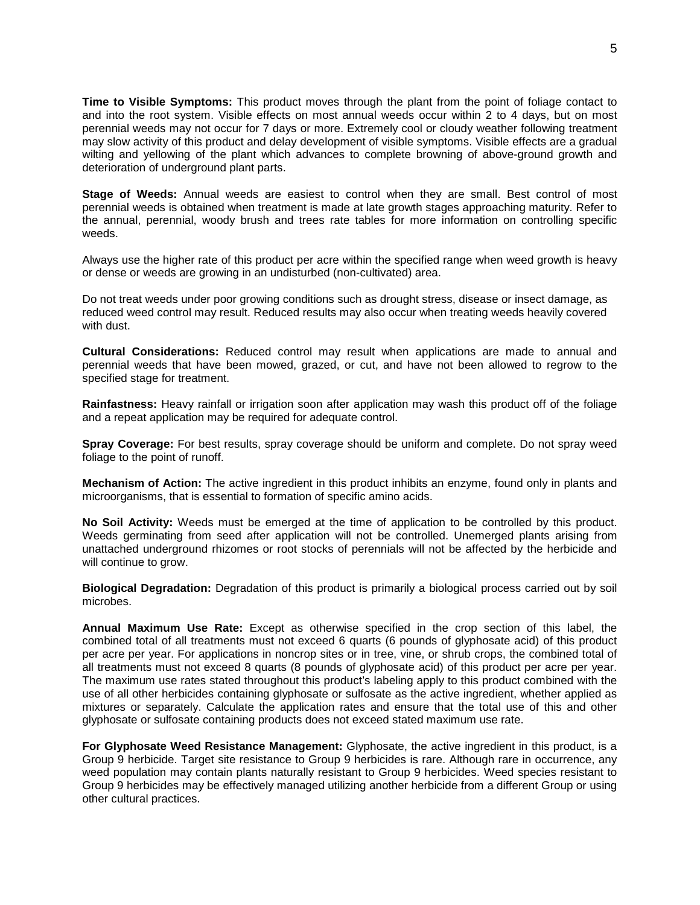**Time to Visible Symptoms:** This product moves through the plant from the point of foliage contact to and into the root system. Visible effects on most annual weeds occur within 2 to 4 days, but on most perennial weeds may not occur for 7 days or more. Extremely cool or cloudy weather following treatment may slow activity of this product and delay development of visible symptoms. Visible effects are a gradual wilting and yellowing of the plant which advances to complete browning of above-ground growth and deterioration of underground plant parts.

**Stage of Weeds:** Annual weeds are easiest to control when they are small. Best control of most perennial weeds is obtained when treatment is made at late growth stages approaching maturity. Refer to the annual, perennial, woody brush and trees rate tables for more information on controlling specific weeds.

Always use the higher rate of this product per acre within the specified range when weed growth is heavy or dense or weeds are growing in an undisturbed (non-cultivated) area.

Do not treat weeds under poor growing conditions such as drought stress, disease or insect damage, as reduced weed control may result. Reduced results may also occur when treating weeds heavily covered with dust.

**Cultural Considerations:** Reduced control may result when applications are made to annual and perennial weeds that have been mowed, grazed, or cut, and have not been allowed to regrow to the specified stage for treatment.

**Rainfastness:** Heavy rainfall or irrigation soon after application may wash this product off of the foliage and a repeat application may be required for adequate control.

**Spray Coverage:** For best results, spray coverage should be uniform and complete. Do not spray weed foliage to the point of runoff.

**Mechanism of Action:** The active ingredient in this product inhibits an enzyme, found only in plants and microorganisms, that is essential to formation of specific amino acids.

**No Soil Activity:** Weeds must be emerged at the time of application to be controlled by this product. Weeds germinating from seed after application will not be controlled. Unemerged plants arising from unattached underground rhizomes or root stocks of perennials will not be affected by the herbicide and will continue to grow.

**Biological Degradation:** Degradation of this product is primarily a biological process carried out by soil microbes.

**Annual Maximum Use Rate:** Except as otherwise specified in the crop section of this label, the combined total of all treatments must not exceed 6 quarts (6 pounds of glyphosate acid) of this product per acre per year. For applications in noncrop sites or in tree, vine, or shrub crops, the combined total of all treatments must not exceed 8 quarts (8 pounds of glyphosate acid) of this product per acre per year. The maximum use rates stated throughout this product's labeling apply to this product combined with the use of all other herbicides containing glyphosate or sulfosate as the active ingredient, whether applied as mixtures or separately. Calculate the application rates and ensure that the total use of this and other glyphosate or sulfosate containing products does not exceed stated maximum use rate.

**For Glyphosate Weed Resistance Management:** Glyphosate, the active ingredient in this product, is a Group 9 herbicide. Target site resistance to Group 9 herbicides is rare. Although rare in occurrence, any weed population may contain plants naturally resistant to Group 9 herbicides. Weed species resistant to Group 9 herbicides may be effectively managed utilizing another herbicide from a different Group or using other cultural practices.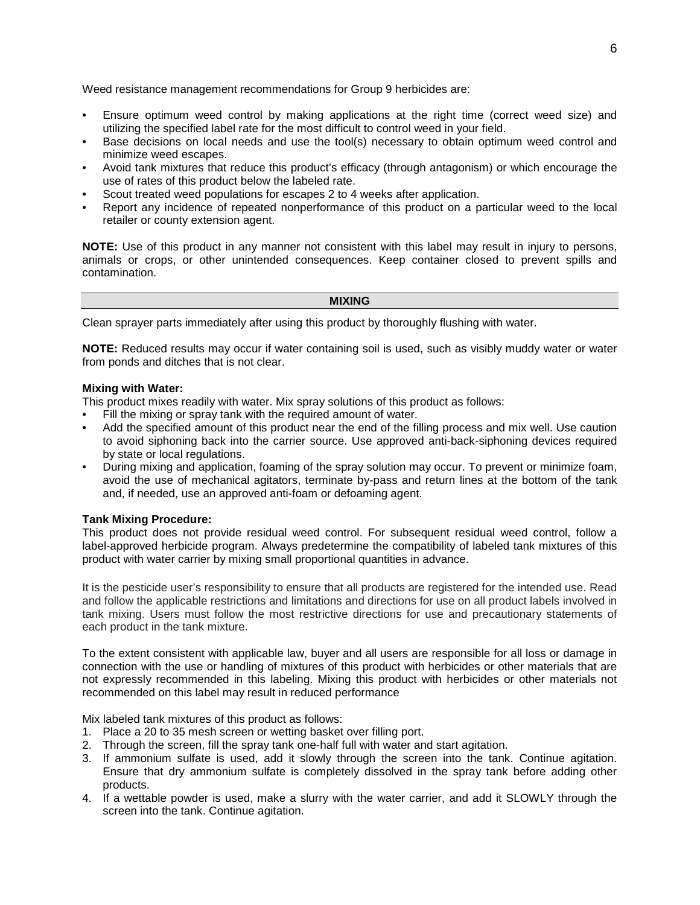Weed resistance management recommendations for Group 9 herbicides are:

- Ensure optimum weed control by making applications at the right time (correct weed size) and utilizing the specified label rate for the most difficult to control weed in your field.
- Base decisions on local needs and use the tool(s) necessary to obtain optimum weed control and minimize weed escapes.
- Avoid tank mixtures that reduce this product's efficacy (through antagonism) or which encourage the use of rates of this product below the labeled rate.
- Scout treated weed populations for escapes 2 to 4 weeks after application.
- Report any incidence of repeated nonperformance of this product on a particular weed to the local retailer or county extension agent.

**NOTE:** Use of this product in any manner not consistent with this label may result in injury to persons, animals or crops, or other unintended consequences. Keep container closed to prevent spills and contamination.

## MIXING

Clean sprayer parts immediately after using this product by thoroughly flushing with water.

**NOTE:** Reduced results may occur if water containing soil is used, such as visibly muddy water or water from ponds and ditches that is not clear.

**Mixing with Water:**
This product mixes readily with water. Mix spray solutions of this product as follows:

- Fill the mixing or spray tank with the required amount of water.
- Add the specified amount of this product near the end of the filling process and mix well. Use caution to avoid siphoning back into the carrier source. Use approved anti-back-siphoning devices required by state or local regulations.
- During mixing and application, foaming of the spray solution may occur. To prevent or minimize foam, avoid the use of mechanical agitators, terminate by-pass and return lines at the bottom of the tank and, if needed, use an approved anti-foam or defoaming agent.

**Tank Mixing Procedure:**
This product does not provide residual weed control. For subsequent residual weed control, follow a label-approved herbicide program. Always predetermine the compatibility of labeled tank mixtures of this product with water carrier by mixing small proportional quantities in advance.

It is the pesticide user's responsibility to ensure that all products are registered for the intended use. Read and follow the applicable restrictions and limitations and directions for use on all product labels involved in tank mixing. Users must follow the most restrictive directions for use and precautionary statements of each product in the tank mixture.

To the extent consistent with applicable law, buyer and all users are responsible for all loss or damage in connection with the use or handling of mixtures of this product with herbicides or other materials that are not expressly recommended in this labeling. Mixing this product with herbicides or other materials not recommended on this label may result in reduced performance

Mix labeled tank mixtures of this product as follows:

1. Place a 20 to 35 mesh screen or wetting basket over filling port.
2. Through the screen, fill the spray tank one-half full with water and start agitation.
3. If ammonium sulfate is used, add it slowly through the screen into the tank. Continue agitation. Ensure that dry ammonium sulfate is completely dissolved in the spray tank before adding other products.
4. If a wettable powder is used, make a slurry with the water carrier, and add it SLOWLY through the screen into the tank. Continue agitation.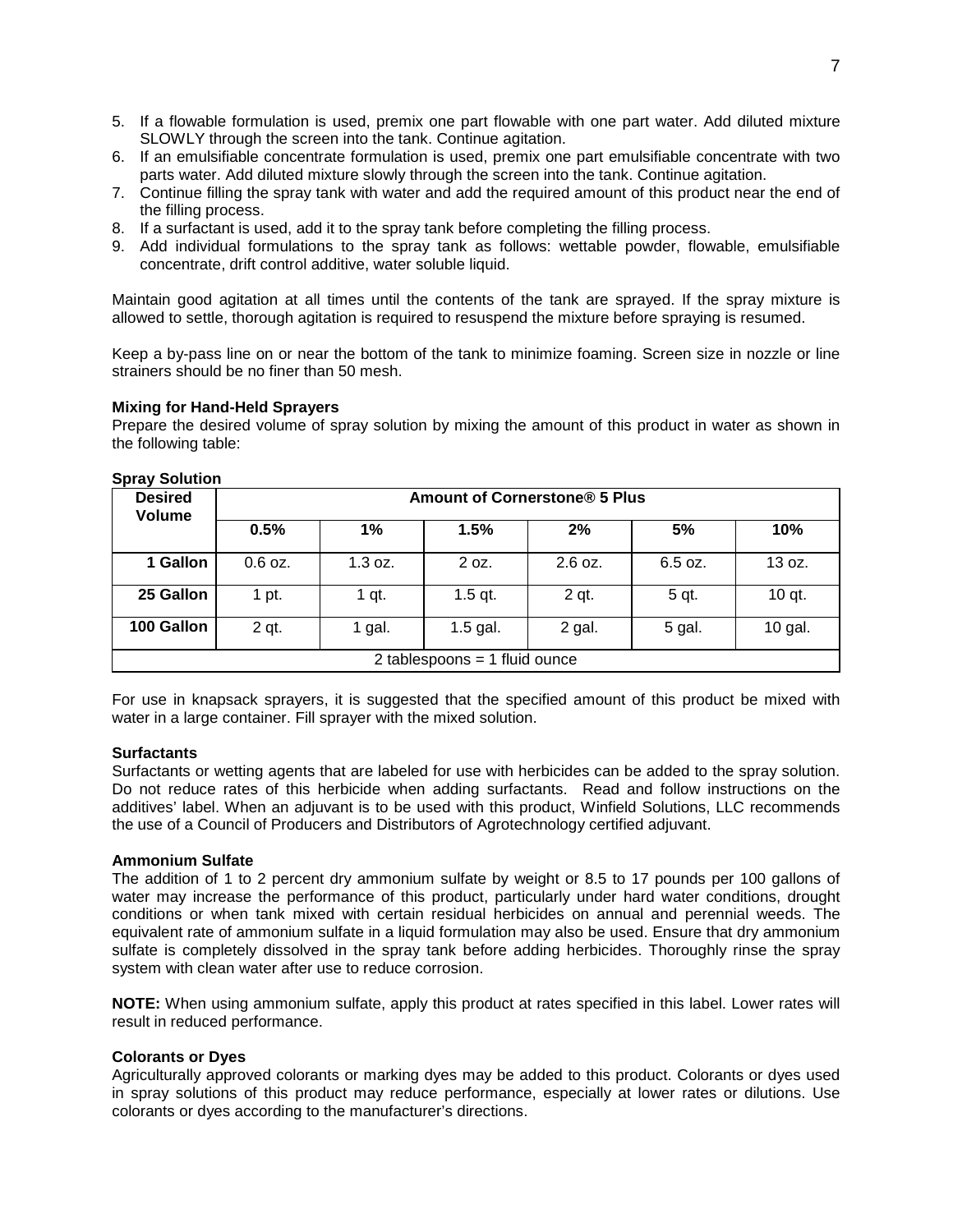5. If a flowable formulation is used, premix one part flowable with one part water. Add diluted mixture SLOWLY through the screen into the tank. Continue agitation.
6. If an emulsifiable concentrate formulation is used, premix one part emulsifiable concentrate with two parts water. Add diluted mixture slowly through the screen into the tank. Continue agitation.
7. Continue filling the spray tank with water and add the required amount of this product near the end of the filling process.
8. If a surfactant is used, add it to the spray tank before completing the filling process.
9. Add individual formulations to the spray tank as follows: wettable powder, flowable, emulsifiable concentrate, drift control additive, water soluble liquid.

Maintain good agitation at all times until the contents of the tank are sprayed. If the spray mixture is allowed to settle, thorough agitation is required to resuspend the mixture before spraying is resumed.

Keep a by-pass line on or near the bottom of the tank to minimize foaming. Screen size in nozzle or line strainers should be no finer than 50 mesh.

**Mixing for Hand-Held Sprayers**

Prepare the desired volume of spray solution by mixing the amount of this product in water as shown in the following table:

**Spray Solution**

| Desired Volume | Amount of Cornerstone® 5 Plus | | | | | |
|---|---|---|---|---|---|---|
| | 0.5% | 1% | 1.5% | 2% | 5% | 10% |
| 1 Gallon | 0.6 oz. | 1.3 oz. | 2 oz. | 2.6 oz. | 6.5 oz. | 13 oz. |
| 25 Gallon | 1 pt. | 1 qt. | 1.5 qt. | 2 qt. | 5 qt. | 10 qt. |
| 100 Gallon | 2 qt. | 1 gal. | 1.5 gal. | 2 gal. | 5 gal. | 10 gal. |
| 2 tablespoons = 1 fluid ounce | | | | | | |

For use in knapsack sprayers, it is suggested that the specified amount of this product be mixed with water in a large container. Fill sprayer with the mixed solution.

**Surfactants**

Surfactants or wetting agents that are labeled for use with herbicides can be added to the spray solution. Do not reduce rates of this herbicide when adding surfactants. Read and follow instructions on the additives' label. When an adjuvant is to be used with this product, Winfield Solutions, LLC recommends the use of a Council of Producers and Distributors of Agrotechnology certified adjuvant.

**Ammonium Sulfate**

The addition of 1 to 2 percent dry ammonium sulfate by weight or 8.5 to 17 pounds per 100 gallons of water may increase the performance of this product, particularly under hard water conditions, drought conditions or when tank mixed with certain residual herbicides on annual and perennial weeds. The equivalent rate of ammonium sulfate in a liquid formulation may also be used. Ensure that dry ammonium sulfate is completely dissolved in the spray tank before adding herbicides. Thoroughly rinse the spray system with clean water after use to reduce corrosion.

**NOTE:** When using ammonium sulfate, apply this product at rates specified in this label. Lower rates will result in reduced performance.

**Colorants or Dyes**

Agriculturally approved colorants or marking dyes may be added to this product. Colorants or dyes used in spray solutions of this product may reduce performance, especially at lower rates or dilutions. Use colorants or dyes according to the manufacturer's directions.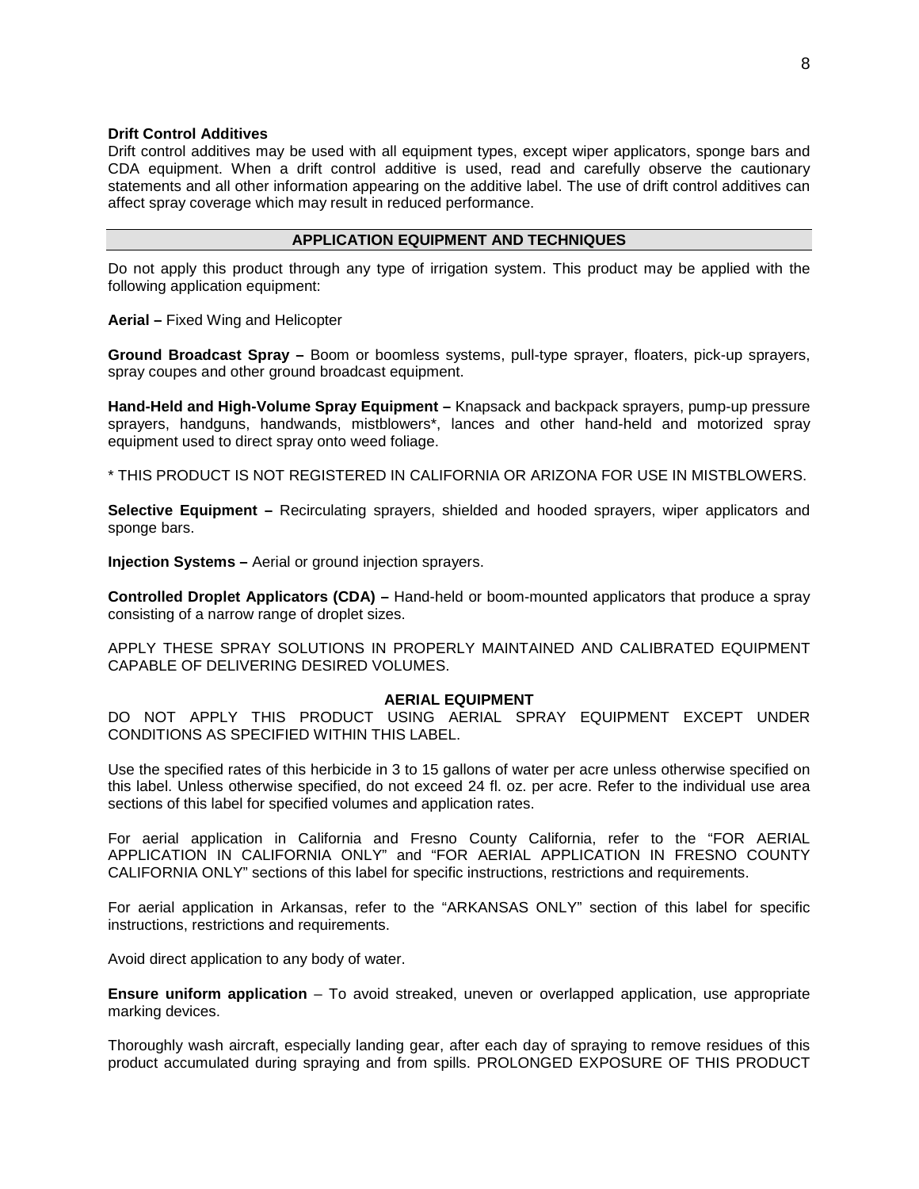**Drift Control Additives**

Drift control additives may be used with all equipment types, except wiper applicators, sponge bars and CDA equipment. When a drift control additive is used, read and carefully observe the cautionary statements and all other information appearing on the additive label. The use of drift control additives can affect spray coverage which may result in reduced performance.

## APPLICATION EQUIPMENT AND TECHNIQUES

Do not apply this product through any type of irrigation system. This product may be applied with the following application equipment:

**Aerial –** Fixed Wing and Helicopter

**Ground Broadcast Spray –** Boom or boomless systems, pull-type sprayer, floaters, pick-up sprayers, spray coupes and other ground broadcast equipment.

**Hand-Held and High-Volume Spray Equipment –** Knapsack and backpack sprayers, pump-up pressure sprayers, handguns, handwands, mistblowers*, lances and other hand-held and motorized spray equipment used to direct spray onto weed foliage.

* THIS PRODUCT IS NOT REGISTERED IN CALIFORNIA OR ARIZONA FOR USE IN MISTBLOWERS.

**Selective Equipment –** Recirculating sprayers, shielded and hooded sprayers, wiper applicators and sponge bars.

**Injection Systems –** Aerial or ground injection sprayers.

**Controlled Droplet Applicators (CDA) –** Hand-held or boom-mounted applicators that produce a spray consisting of a narrow range of droplet sizes.

APPLY THESE SPRAY SOLUTIONS IN PROPERLY MAINTAINED AND CALIBRATED EQUIPMENT CAPABLE OF DELIVERING DESIRED VOLUMES.

### AERIAL EQUIPMENT

DO NOT APPLY THIS PRODUCT USING AERIAL SPRAY EQUIPMENT EXCEPT UNDER CONDITIONS AS SPECIFIED WITHIN THIS LABEL.

Use the specified rates of this herbicide in 3 to 15 gallons of water per acre unless otherwise specified on this label. Unless otherwise specified, do not exceed 24 fl. oz. per acre. Refer to the individual use area sections of this label for specified volumes and application rates.

For aerial application in California and Fresno County California, refer to the "FOR AERIAL APPLICATION IN CALIFORNIA ONLY" and "FOR AERIAL APPLICATION IN FRESNO COUNTY CALIFORNIA ONLY" sections of this label for specific instructions, restrictions and requirements.

For aerial application in Arkansas, refer to the "ARKANSAS ONLY" section of this label for specific instructions, restrictions and requirements.

Avoid direct application to any body of water.

**Ensure uniform application** – To avoid streaked, uneven or overlapped application, use appropriate marking devices.

Thoroughly wash aircraft, especially landing gear, after each day of spraying to remove residues of this product accumulated during spraying and from spills. PROLONGED EXPOSURE OF THIS PRODUCT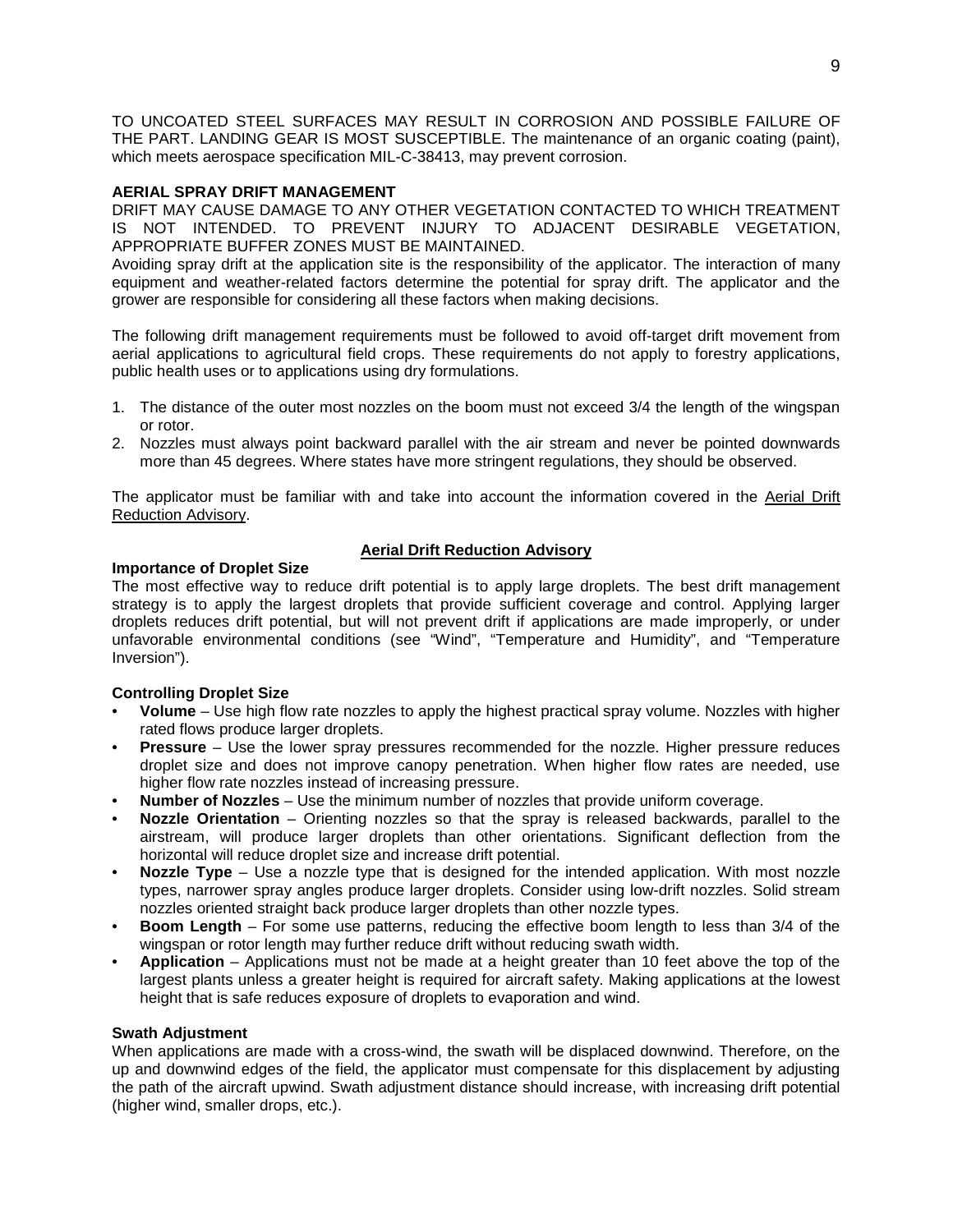TO UNCOATED STEEL SURFACES MAY RESULT IN CORROSION AND POSSIBLE FAILURE OF THE PART. LANDING GEAR IS MOST SUSCEPTIBLE. The maintenance of an organic coating (paint), which meets aerospace specification MIL-C-38413, may prevent corrosion.

**AERIAL SPRAY DRIFT MANAGEMENT**

DRIFT MAY CAUSE DAMAGE TO ANY OTHER VEGETATION CONTACTED TO WHICH TREATMENT IS NOT INTENDED. TO PREVENT INJURY TO ADJACENT DESIRABLE VEGETATION, APPROPRIATE BUFFER ZONES MUST BE MAINTAINED.

Avoiding spray drift at the application site is the responsibility of the applicator. The interaction of many equipment and weather-related factors determine the potential for spray drift. The applicator and the grower are responsible for considering all these factors when making decisions.

The following drift management requirements must be followed to avoid off-target drift movement from aerial applications to agricultural field crops. These requirements do not apply to forestry applications, public health uses or to applications using dry formulations.

1. The distance of the outer most nozzles on the boom must not exceed 3/4 the length of the wingspan or rotor.
2. Nozzles must always point backward parallel with the air stream and never be pointed downwards more than 45 degrees. Where states have more stringent regulations, they should be observed.

The applicator must be familiar with and take into account the information covered in the Aerial Drift Reduction Advisory.

**Aerial Drift Reduction Advisory**

**Importance of Droplet Size**

The most effective way to reduce drift potential is to apply large droplets. The best drift management strategy is to apply the largest droplets that provide sufficient coverage and control. Applying larger droplets reduces drift potential, but will not prevent drift if applications are made improperly, or under unfavorable environmental conditions (see “Wind”, “Temperature and Humidity”, and “Temperature Inversion”).

**Controlling Droplet Size**

- **Volume** – Use high flow rate nozzles to apply the highest practical spray volume. Nozzles with higher rated flows produce larger droplets.
- **Pressure** – Use the lower spray pressures recommended for the nozzle. Higher pressure reduces droplet size and does not improve canopy penetration. When higher flow rates are needed, use higher flow rate nozzles instead of increasing pressure.
- **Number of Nozzles** – Use the minimum number of nozzles that provide uniform coverage.
- **Nozzle Orientation** – Orienting nozzles so that the spray is released backwards, parallel to the airstream, will produce larger droplets than other orientations. Significant deflection from the horizontal will reduce droplet size and increase drift potential.
- **Nozzle Type** – Use a nozzle type that is designed for the intended application. With most nozzle types, narrower spray angles produce larger droplets. Consider using low-drift nozzles. Solid stream nozzles oriented straight back produce larger droplets than other nozzle types.
- **Boom Length** – For some use patterns, reducing the effective boom length to less than 3/4 of the wingspan or rotor length may further reduce drift without reducing swath width.
- **Application** – Applications must not be made at a height greater than 10 feet above the top of the largest plants unless a greater height is required for aircraft safety. Making applications at the lowest height that is safe reduces exposure of droplets to evaporation and wind.

**Swath Adjustment**

When applications are made with a cross-wind, the swath will be displaced downwind. Therefore, on the up and downwind edges of the field, the applicator must compensate for this displacement by adjusting the path of the aircraft upwind. Swath adjustment distance should increase, with increasing drift potential (higher wind, smaller drops, etc.).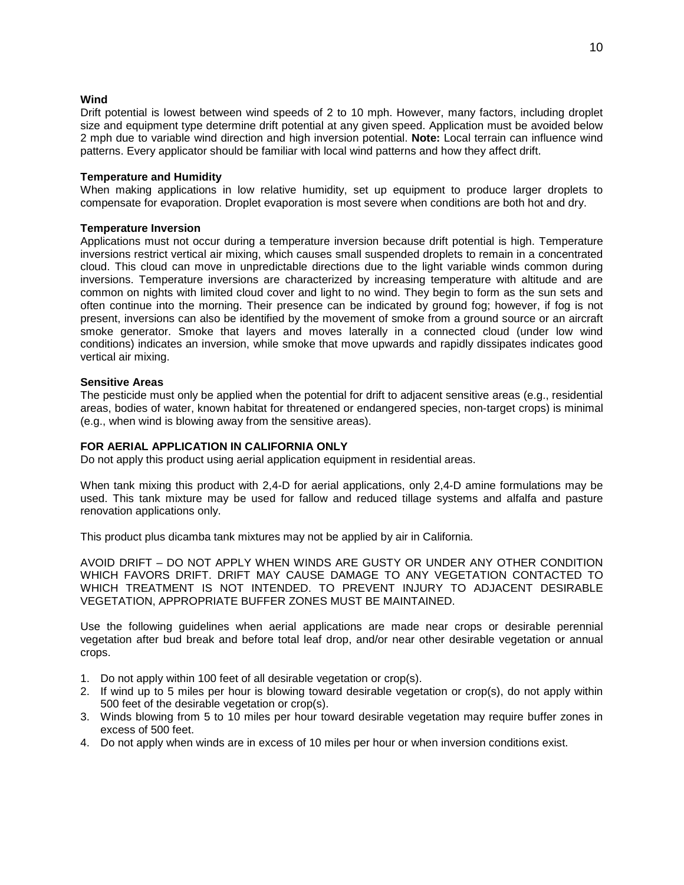**Wind**

Drift potential is lowest between wind speeds of 2 to 10 mph. However, many factors, including droplet size and equipment type determine drift potential at any given speed. Application must be avoided below 2 mph due to variable wind direction and high inversion potential. **Note:** Local terrain can influence wind patterns. Every applicator should be familiar with local wind patterns and how they affect drift.

**Temperature and Humidity**

When making applications in low relative humidity, set up equipment to produce larger droplets to compensate for evaporation. Droplet evaporation is most severe when conditions are both hot and dry.

**Temperature Inversion**

Applications must not occur during a temperature inversion because drift potential is high. Temperature inversions restrict vertical air mixing, which causes small suspended droplets to remain in a concentrated cloud. This cloud can move in unpredictable directions due to the light variable winds common during inversions. Temperature inversions are characterized by increasing temperature with altitude and are common on nights with limited cloud cover and light to no wind. They begin to form as the sun sets and often continue into the morning. Their presence can be indicated by ground fog; however, if fog is not present, inversions can also be identified by the movement of smoke from a ground source or an aircraft smoke generator. Smoke that layers and moves laterally in a connected cloud (under low wind conditions) indicates an inversion, while smoke that move upwards and rapidly dissipates indicates good vertical air mixing.

**Sensitive Areas**

The pesticide must only be applied when the potential for drift to adjacent sensitive areas (e.g., residential areas, bodies of water, known habitat for threatened or endangered species, non-target crops) is minimal (e.g., when wind is blowing away from the sensitive areas).

**FOR AERIAL APPLICATION IN CALIFORNIA ONLY**

Do not apply this product using aerial application equipment in residential areas.

When tank mixing this product with 2,4-D for aerial applications, only 2,4-D amine formulations may be used. This tank mixture may be used for fallow and reduced tillage systems and alfalfa and pasture renovation applications only.

This product plus dicamba tank mixtures may not be applied by air in California.

AVOID DRIFT – DO NOT APPLY WHEN WINDS ARE GUSTY OR UNDER ANY OTHER CONDITION WHICH FAVORS DRIFT. DRIFT MAY CAUSE DAMAGE TO ANY VEGETATION CONTACTED TO WHICH TREATMENT IS NOT INTENDED. TO PREVENT INJURY TO ADJACENT DESIRABLE VEGETATION, APPROPRIATE BUFFER ZONES MUST BE MAINTAINED.

Use the following guidelines when aerial applications are made near crops or desirable perennial vegetation after bud break and before total leaf drop, and/or near other desirable vegetation or annual crops.

1. Do not apply within 100 feet of all desirable vegetation or crop(s).
2. If wind up to 5 miles per hour is blowing toward desirable vegetation or crop(s), do not apply within 500 feet of the desirable vegetation or crop(s).
3. Winds blowing from 5 to 10 miles per hour toward desirable vegetation may require buffer zones in excess of 500 feet.
4. Do not apply when winds are in excess of 10 miles per hour or when inversion conditions exist.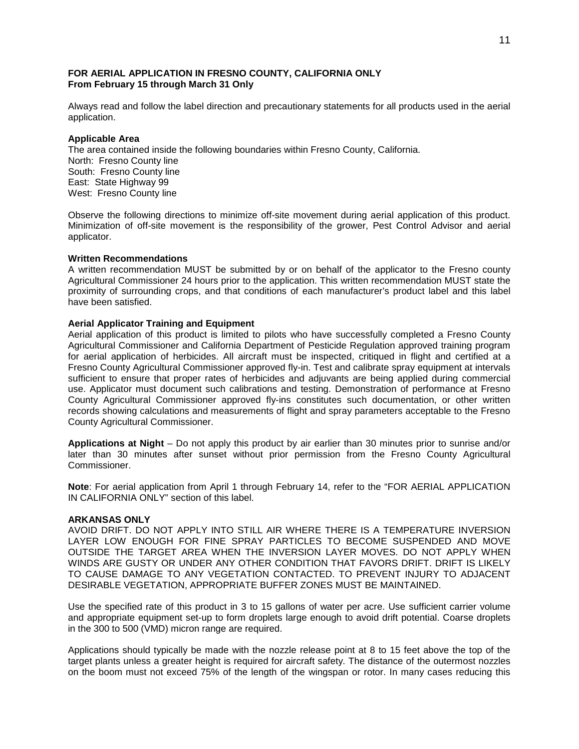**FOR AERIAL APPLICATION IN FRESNO COUNTY, CALIFORNIA ONLY**
**From February 15 through March 31 Only**

Always read and follow the label direction and precautionary statements for all products used in the aerial application.

**Applicable Area**
The area contained inside the following boundaries within Fresno County, California.
North: Fresno County line
South: Fresno County line
East: State Highway 99
West: Fresno County line

Observe the following directions to minimize off-site movement during aerial application of this product. Minimization of off-site movement is the responsibility of the grower, Pest Control Advisor and aerial applicator.

**Written Recommendations**
A written recommendation MUST be submitted by or on behalf of the applicator to the Fresno county Agricultural Commissioner 24 hours prior to the application. This written recommendation MUST state the proximity of surrounding crops, and that conditions of each manufacturer's product label and this label have been satisfied.

**Aerial Applicator Training and Equipment**
Aerial application of this product is limited to pilots who have successfully completed a Fresno County Agricultural Commissioner and California Department of Pesticide Regulation approved training program for aerial application of herbicides. All aircraft must be inspected, critiqued in flight and certified at a Fresno County Agricultural Commissioner approved fly-in. Test and calibrate spray equipment at intervals sufficient to ensure that proper rates of herbicides and adjuvants are being applied during commercial use. Applicator must document such calibrations and testing. Demonstration of performance at Fresno County Agricultural Commissioner approved fly-ins constitutes such documentation, or other written records showing calculations and measurements of flight and spray parameters acceptable to the Fresno County Agricultural Commissioner.

**Applications at Night** – Do not apply this product by air earlier than 30 minutes prior to sunrise and/or later than 30 minutes after sunset without prior permission from the Fresno County Agricultural Commissioner.

**Note**: For aerial application from April 1 through February 14, refer to the "FOR AERIAL APPLICATION IN CALIFORNIA ONLY" section of this label.

**ARKANSAS ONLY**
AVOID DRIFT. DO NOT APPLY INTO STILL AIR WHERE THERE IS A TEMPERATURE INVERSION LAYER LOW ENOUGH FOR FINE SPRAY PARTICLES TO BECOME SUSPENDED AND MOVE OUTSIDE THE TARGET AREA WHEN THE INVERSION LAYER MOVES. DO NOT APPLY WHEN WINDS ARE GUSTY OR UNDER ANY OTHER CONDITION THAT FAVORS DRIFT. DRIFT IS LIKELY TO CAUSE DAMAGE TO ANY VEGETATION CONTACTED. TO PREVENT INJURY TO ADJACENT DESIRABLE VEGETATION, APPROPRIATE BUFFER ZONES MUST BE MAINTAINED.

Use the specified rate of this product in 3 to 15 gallons of water per acre. Use sufficient carrier volume and appropriate equipment set-up to form droplets large enough to avoid drift potential. Coarse droplets in the 300 to 500 (VMD) micron range are required.

Applications should typically be made with the nozzle release point at 8 to 15 feet above the top of the target plants unless a greater height is required for aircraft safety. The distance of the outermost nozzles on the boom must not exceed 75% of the length of the wingspan or rotor. In many cases reducing this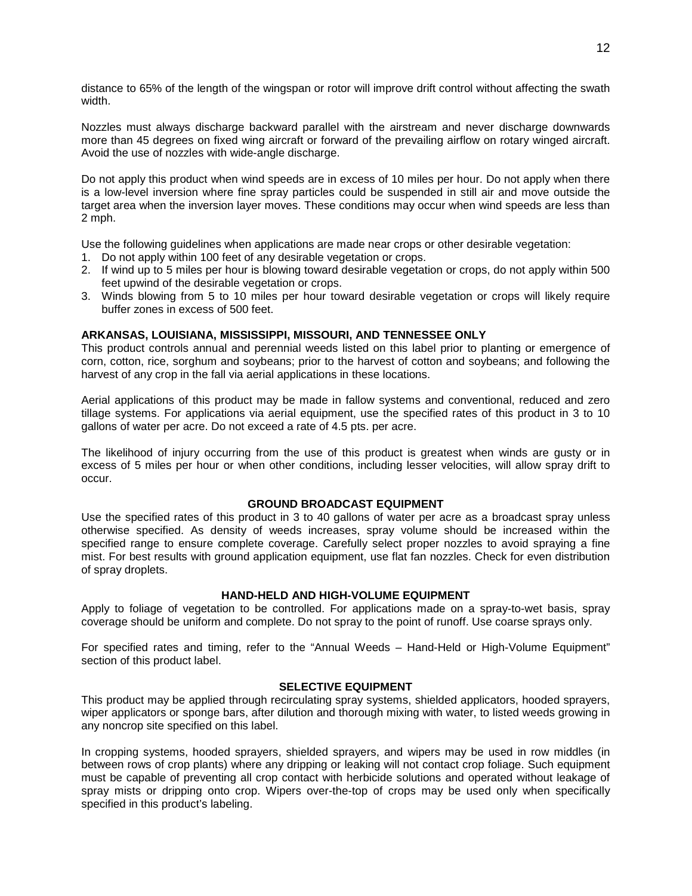distance to 65% of the length of the wingspan or rotor will improve drift control without affecting the swath width.

Nozzles must always discharge backward parallel with the airstream and never discharge downwards more than 45 degrees on fixed wing aircraft or forward of the prevailing airflow on rotary winged aircraft. Avoid the use of nozzles with wide-angle discharge.

Do not apply this product when wind speeds are in excess of 10 miles per hour. Do not apply when there is a low-level inversion where fine spray particles could be suspended in still air and move outside the target area when the inversion layer moves. These conditions may occur when wind speeds are less than 2 mph.

Use the following guidelines when applications are made near crops or other desirable vegetation:

1. Do not apply within 100 feet of any desirable vegetation or crops.
2. If wind up to 5 miles per hour is blowing toward desirable vegetation or crops, do not apply within 500 feet upwind of the desirable vegetation or crops.
3. Winds blowing from 5 to 10 miles per hour toward desirable vegetation or crops will likely require buffer zones in excess of 500 feet.

**ARKANSAS, LOUISIANA, MISSISSIPPI, MISSOURI, AND TENNESSEE ONLY**

This product controls annual and perennial weeds listed on this label prior to planting or emergence of corn, cotton, rice, sorghum and soybeans; prior to the harvest of cotton and soybeans; and following the harvest of any crop in the fall via aerial applications in these locations.

Aerial applications of this product may be made in fallow systems and conventional, reduced and zero tillage systems. For applications via aerial equipment, use the specified rates of this product in 3 to 10 gallons of water per acre. Do not exceed a rate of 4.5 pts. per acre.

The likelihood of injury occurring from the use of this product is greatest when winds are gusty or in excess of 5 miles per hour or when other conditions, including lesser velocities, will allow spray drift to occur.

## GROUND BROADCAST EQUIPMENT

Use the specified rates of this product in 3 to 40 gallons of water per acre as a broadcast spray unless otherwise specified. As density of weeds increases, spray volume should be increased within the specified range to ensure complete coverage. Carefully select proper nozzles to avoid spraying a fine mist. For best results with ground application equipment, use flat fan nozzles. Check for even distribution of spray droplets.

## HAND-HELD AND HIGH-VOLUME EQUIPMENT

Apply to foliage of vegetation to be controlled. For applications made on a spray-to-wet basis, spray coverage should be uniform and complete. Do not spray to the point of runoff. Use coarse sprays only.

For specified rates and timing, refer to the "Annual Weeds – Hand-Held or High-Volume Equipment" section of this product label.

## SELECTIVE EQUIPMENT

This product may be applied through recirculating spray systems, shielded applicators, hooded sprayers, wiper applicators or sponge bars, after dilution and thorough mixing with water, to listed weeds growing in any noncrop site specified on this label.

In cropping systems, hooded sprayers, shielded sprayers, and wipers may be used in row middles (in between rows of crop plants) where any dripping or leaking will not contact crop foliage. Such equipment must be capable of preventing all crop contact with herbicide solutions and operated without leakage of spray mists or dripping onto crop. Wipers over-the-top of crops may be used only when specifically specified in this product's labeling.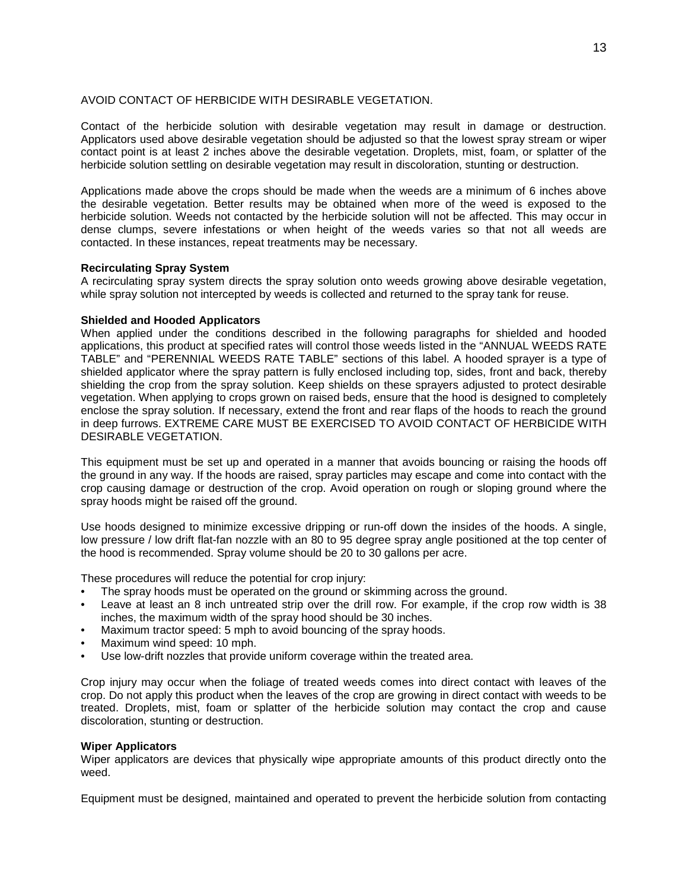AVOID CONTACT OF HERBICIDE WITH DESIRABLE VEGETATION.

Contact of the herbicide solution with desirable vegetation may result in damage or destruction. Applicators used above desirable vegetation should be adjusted so that the lowest spray stream or wiper contact point is at least 2 inches above the desirable vegetation. Droplets, mist, foam, or splatter of the herbicide solution settling on desirable vegetation may result in discoloration, stunting or destruction.

Applications made above the crops should be made when the weeds are a minimum of 6 inches above the desirable vegetation. Better results may be obtained when more of the weed is exposed to the herbicide solution. Weeds not contacted by the herbicide solution will not be affected. This may occur in dense clumps, severe infestations or when height of the weeds varies so that not all weeds are contacted. In these instances, repeat treatments may be necessary.

**Recirculating Spray System**

A recirculating spray system directs the spray solution onto weeds growing above desirable vegetation, while spray solution not intercepted by weeds is collected and returned to the spray tank for reuse.

**Shielded and Hooded Applicators**

When applied under the conditions described in the following paragraphs for shielded and hooded applications, this product at specified rates will control those weeds listed in the "ANNUAL WEEDS RATE TABLE" and "PERENNIAL WEEDS RATE TABLE" sections of this label. A hooded sprayer is a type of shielded applicator where the spray pattern is fully enclosed including top, sides, front and back, thereby shielding the crop from the spray solution. Keep shields on these sprayers adjusted to protect desirable vegetation. When applying to crops grown on raised beds, ensure that the hood is designed to completely enclose the spray solution. If necessary, extend the front and rear flaps of the hoods to reach the ground in deep furrows. EXTREME CARE MUST BE EXERCISED TO AVOID CONTACT OF HERBICIDE WITH DESIRABLE VEGETATION.

This equipment must be set up and operated in a manner that avoids bouncing or raising the hoods off the ground in any way. If the hoods are raised, spray particles may escape and come into contact with the crop causing damage or destruction of the crop. Avoid operation on rough or sloping ground where the spray hoods might be raised off the ground.

Use hoods designed to minimize excessive dripping or run-off down the insides of the hoods. A single, low pressure / low drift flat-fan nozzle with an 80 to 95 degree spray angle positioned at the top center of the hood is recommended. Spray volume should be 20 to 30 gallons per acre.

These procedures will reduce the potential for crop injury:

- The spray hoods must be operated on the ground or skimming across the ground.
- Leave at least an 8 inch untreated strip over the drill row. For example, if the crop row width is 38 inches, the maximum width of the spray hood should be 30 inches.
- Maximum tractor speed: 5 mph to avoid bouncing of the spray hoods.
- Maximum wind speed: 10 mph.
- Use low-drift nozzles that provide uniform coverage within the treated area.

Crop injury may occur when the foliage of treated weeds comes into direct contact with leaves of the crop. Do not apply this product when the leaves of the crop are growing in direct contact with weeds to be treated. Droplets, mist, foam or splatter of the herbicide solution may contact the crop and cause discoloration, stunting or destruction.

**Wiper Applicators**

Wiper applicators are devices that physically wipe appropriate amounts of this product directly onto the weed.

Equipment must be designed, maintained and operated to prevent the herbicide solution from contacting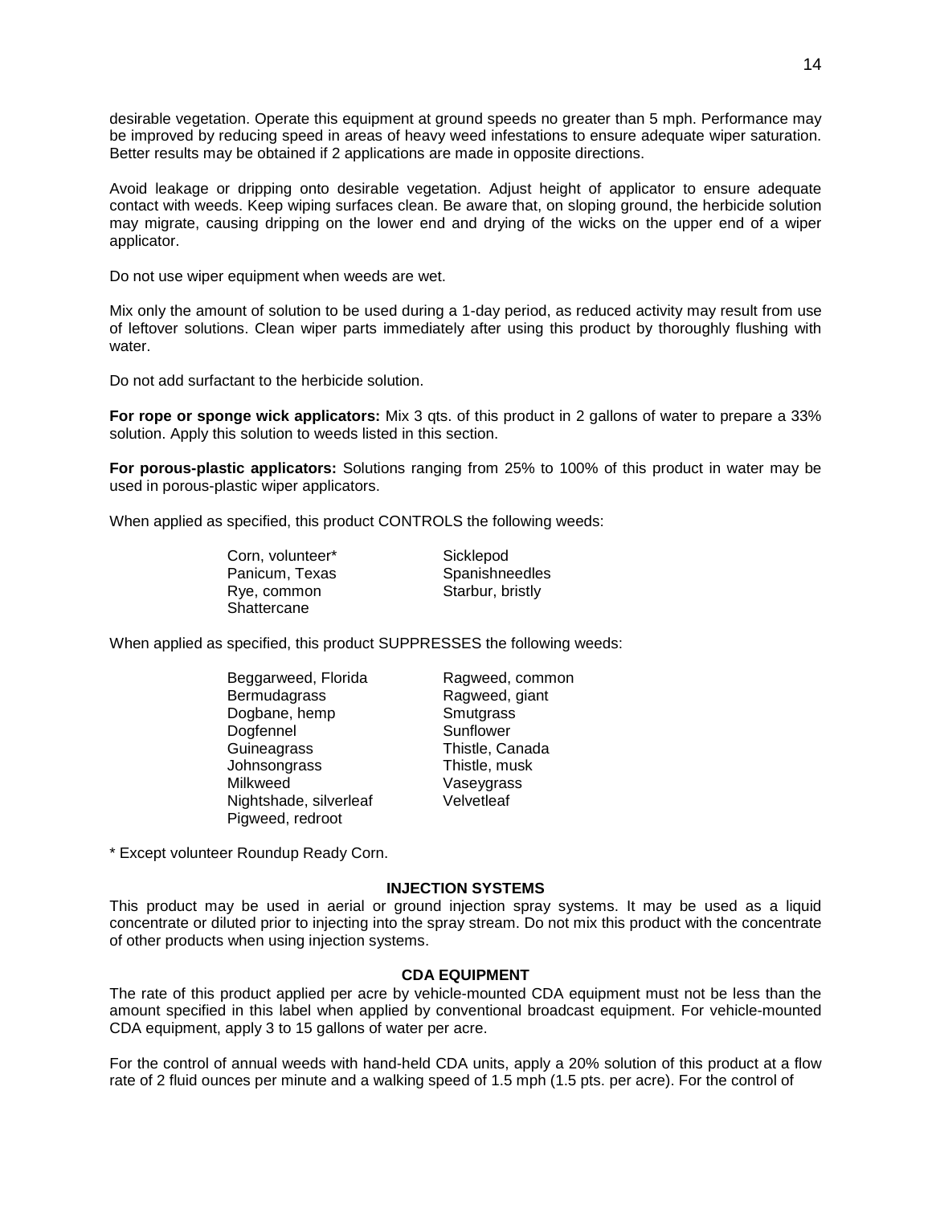desirable vegetation. Operate this equipment at ground speeds no greater than 5 mph. Performance may be improved by reducing speed in areas of heavy weed infestations to ensure adequate wiper saturation. Better results may be obtained if 2 applications are made in opposite directions.

Avoid leakage or dripping onto desirable vegetation. Adjust height of applicator to ensure adequate contact with weeds. Keep wiping surfaces clean. Be aware that, on sloping ground, the herbicide solution may migrate, causing dripping on the lower end and drying of the wicks on the upper end of a wiper applicator.

Do not use wiper equipment when weeds are wet.

Mix only the amount of solution to be used during a 1-day period, as reduced activity may result from use of leftover solutions. Clean wiper parts immediately after using this product by thoroughly flushing with water.

Do not add surfactant to the herbicide solution.

**For rope or sponge wick applicators:** Mix 3 qts. of this product in 2 gallons of water to prepare a 33% solution. Apply this solution to weeds listed in this section.

**For porous-plastic applicators:** Solutions ranging from 25% to 100% of this product in water may be used in porous-plastic wiper applicators.

When applied as specified, this product CONTROLS the following weeds:

| | |
|---|---|
| Corn, volunteer* | Sicklepod |
| Panicum, Texas | Spanishneedles |
| Rye, common | Starbur, bristly |
| Shattercane | |

When applied as specified, this product SUPPRESSES the following weeds:

| | |
|---|---|
| Beggarweed, Florida | Ragweed, common |
| Bermudagrass | Ragweed, giant |
| Dogbane, hemp | Smutgrass |
| Dogfennel | Sunflower |
| Guineagrass | Thistle, Canada |
| Johnsongrass | Thistle, musk |
| Milkweed | Vaseygrass |
| Nightshade, silverleaf | Velvetleaf |
| Pigweed, redroot | |

* Except volunteer Roundup Ready Corn.

### INJECTION SYSTEMS

This product may be used in aerial or ground injection spray systems. It may be used as a liquid concentrate or diluted prior to injecting into the spray stream. Do not mix this product with the concentrate of other products when using injection systems.

### CDA EQUIPMENT

The rate of this product applied per acre by vehicle-mounted CDA equipment must not be less than the amount specified in this label when applied by conventional broadcast equipment. For vehicle-mounted CDA equipment, apply 3 to 15 gallons of water per acre.

For the control of annual weeds with hand-held CDA units, apply a 20% solution of this product at a flow rate of 2 fluid ounces per minute and a walking speed of 1.5 mph (1.5 pts. per acre). For the control of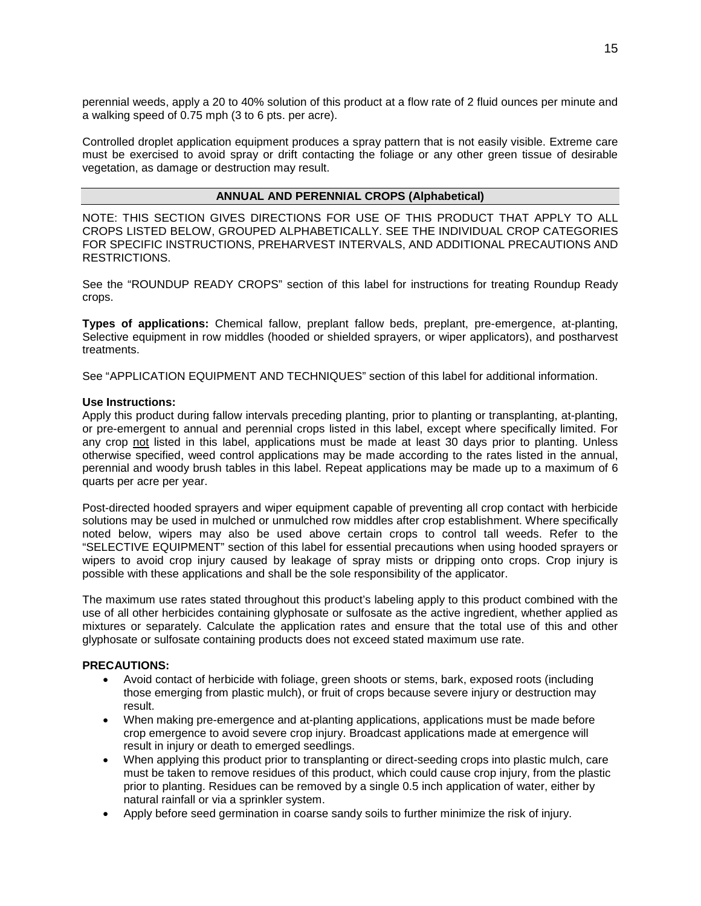perennial weeds, apply a 20 to 40% solution of this product at a flow rate of 2 fluid ounces per minute and a walking speed of 0.75 mph (3 to 6 pts. per acre).

Controlled droplet application equipment produces a spray pattern that is not easily visible. Extreme care must be exercised to avoid spray or drift contacting the foliage or any other green tissue of desirable vegetation, as damage or destruction may result.

## ANNUAL AND PERENNIAL CROPS (Alphabetical)

NOTE: THIS SECTION GIVES DIRECTIONS FOR USE OF THIS PRODUCT THAT APPLY TO ALL CROPS LISTED BELOW, GROUPED ALPHABETICALLY. SEE THE INDIVIDUAL CROP CATEGORIES FOR SPECIFIC INSTRUCTIONS, PREHARVEST INTERVALS, AND ADDITIONAL PRECAUTIONS AND RESTRICTIONS.

See the "ROUNDUP READY CROPS" section of this label for instructions for treating Roundup Ready crops.

**Types of applications:** Chemical fallow, preplant fallow beds, preplant, pre-emergence, at-planting, Selective equipment in row middles (hooded or shielded sprayers, or wiper applicators), and postharvest treatments.

See "APPLICATION EQUIPMENT AND TECHNIQUES" section of this label for additional information.

**Use Instructions:**

Apply this product during fallow intervals preceding planting, prior to planting or transplanting, at-planting, or pre-emergent to annual and perennial crops listed in this label, except where specifically limited. For any crop not listed in this label, applications must be made at least 30 days prior to planting. Unless otherwise specified, weed control applications may be made according to the rates listed in the annual, perennial and woody brush tables in this label. Repeat applications may be made up to a maximum of 6 quarts per acre per year.

Post-directed hooded sprayers and wiper equipment capable of preventing all crop contact with herbicide solutions may be used in mulched or unmulched row middles after crop establishment. Where specifically noted below, wipers may also be used above certain crops to control tall weeds. Refer to the "SELECTIVE EQUIPMENT" section of this label for essential precautions when using hooded sprayers or wipers to avoid crop injury caused by leakage of spray mists or dripping onto crops. Crop injury is possible with these applications and shall be the sole responsibility of the applicator.

The maximum use rates stated throughout this product's labeling apply to this product combined with the use of all other herbicides containing glyphosate or sulfosate as the active ingredient, whether applied as mixtures or separately. Calculate the application rates and ensure that the total use of this and other glyphosate or sulfosate containing products does not exceed stated maximum use rate.

**PRECAUTIONS:**

- Avoid contact of herbicide with foliage, green shoots or stems, bark, exposed roots (including those emerging from plastic mulch), or fruit of crops because severe injury or destruction may result.
- When making pre-emergence and at-planting applications, applications must be made before crop emergence to avoid severe crop injury. Broadcast applications made at emergence will result in injury or death to emerged seedlings.
- When applying this product prior to transplanting or direct-seeding crops into plastic mulch, care must be taken to remove residues of this product, which could cause crop injury, from the plastic prior to planting. Residues can be removed by a single 0.5 inch application of water, either by natural rainfall or via a sprinkler system.
- Apply before seed germination in coarse sandy soils to further minimize the risk of injury.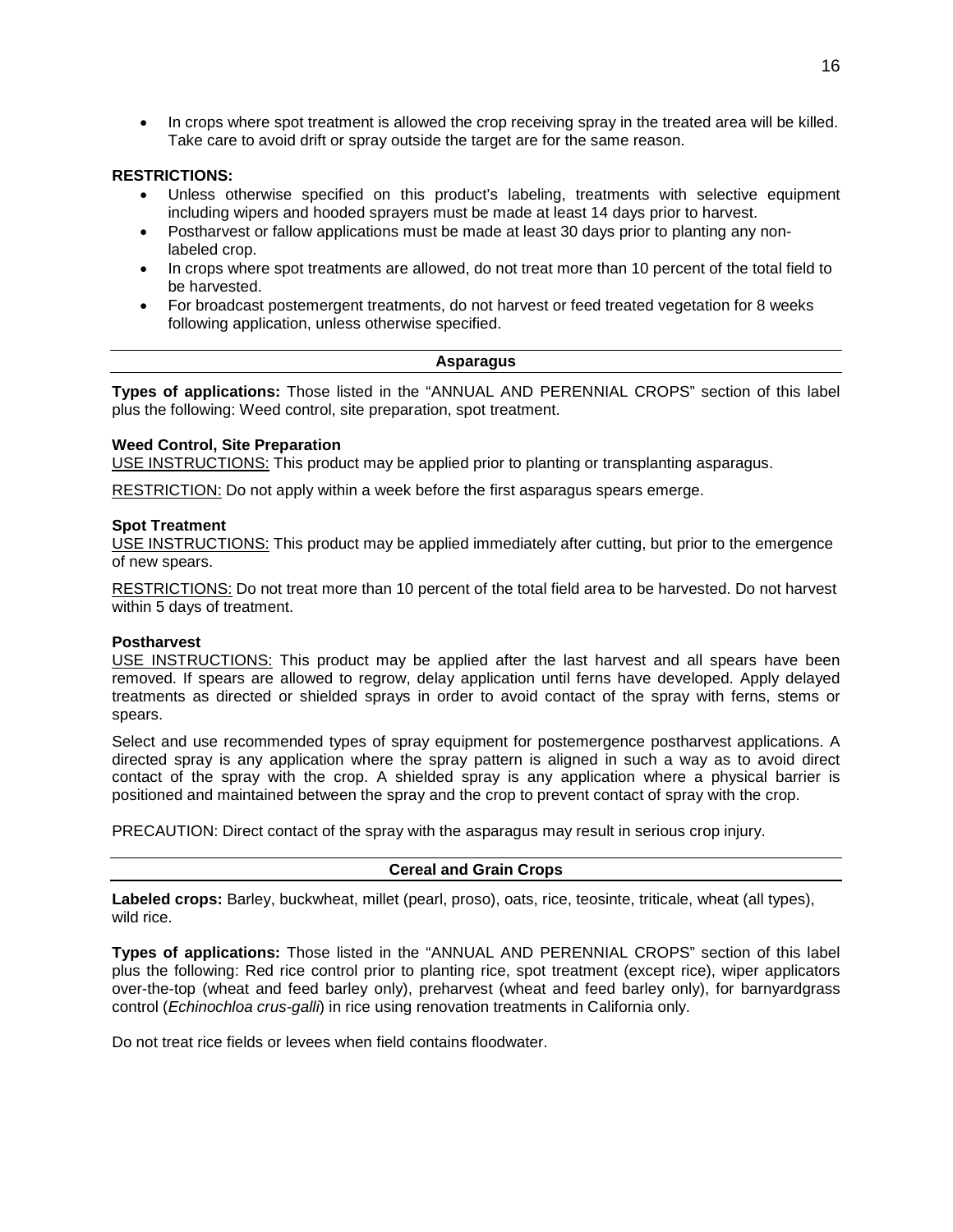- In crops where spot treatment is allowed the crop receiving spray in the treated area will be killed. Take care to avoid drift or spray outside the target are for the same reason.

**RESTRICTIONS:**

- Unless otherwise specified on this product's labeling, treatments with selective equipment including wipers and hooded sprayers must be made at least 14 days prior to harvest.
- Postharvest or fallow applications must be made at least 30 days prior to planting any non-labeled crop.
- In crops where spot treatments are allowed, do not treat more than 10 percent of the total field to be harvested.
- For broadcast postemergent treatments, do not harvest or feed treated vegetation for 8 weeks following application, unless otherwise specified.

## Asparagus

**Types of applications:** Those listed in the "ANNUAL AND PERENNIAL CROPS" section of this label plus the following: Weed control, site preparation, spot treatment.

### Weed Control, Site Preparation

USE INSTRUCTIONS: This product may be applied prior to planting or transplanting asparagus.

RESTRICTION: Do not apply within a week before the first asparagus spears emerge.

### Spot Treatment

USE INSTRUCTIONS: This product may be applied immediately after cutting, but prior to the emergence of new spears.

RESTRICTIONS: Do not treat more than 10 percent of the total field area to be harvested. Do not harvest within 5 days of treatment.

### Postharvest

USE INSTRUCTIONS: This product may be applied after the last harvest and all spears have been removed. If spears are allowed to regrow, delay application until ferns have developed. Apply delayed treatments as directed or shielded sprays in order to avoid contact of the spray with ferns, stems or spears.

Select and use recommended types of spray equipment for postemergence postharvest applications. A directed spray is any application where the spray pattern is aligned in such a way as to avoid direct contact of the spray with the crop. A shielded spray is any application where a physical barrier is positioned and maintained between the spray and the crop to prevent contact of spray with the crop.

PRECAUTION: Direct contact of the spray with the asparagus may result in serious crop injury.

## Cereal and Grain Crops

**Labeled crops:** Barley, buckwheat, millet (pearl, proso), oats, rice, teosinte, triticale, wheat (all types), wild rice.

**Types of applications:** Those listed in the "ANNUAL AND PERENNIAL CROPS" section of this label plus the following: Red rice control prior to planting rice, spot treatment (except rice), wiper applicators over-the-top (wheat and feed barley only), preharvest (wheat and feed barley only), for barnyardgrass control (*Echinochloa crus-galli*) in rice using renovation treatments in California only.

Do not treat rice fields or levees when field contains floodwater.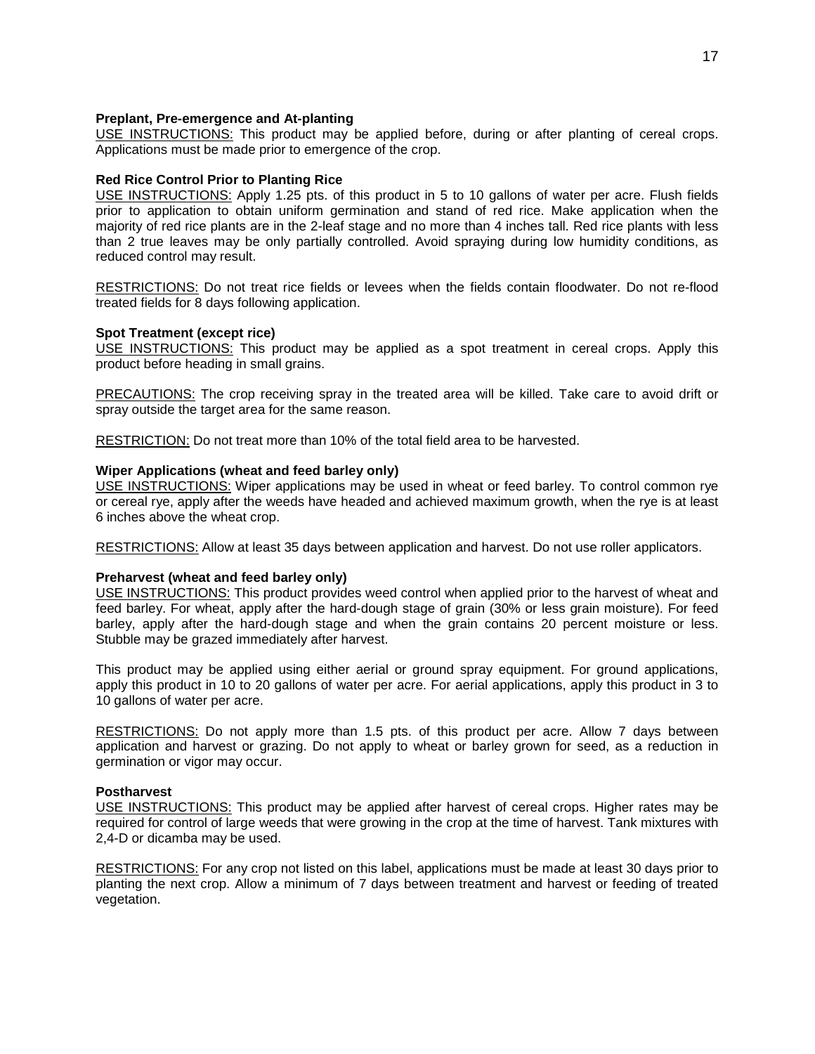### Preplant, Pre-emergence and At-planting

USE INSTRUCTIONS: This product may be applied before, during or after planting of cereal crops. Applications must be made prior to emergence of the crop.

### Red Rice Control Prior to Planting Rice

USE INSTRUCTIONS: Apply 1.25 pts. of this product in 5 to 10 gallons of water per acre. Flush fields prior to application to obtain uniform germination and stand of red rice. Make application when the majority of red rice plants are in the 2-leaf stage and no more than 4 inches tall. Red rice plants with less than 2 true leaves may be only partially controlled. Avoid spraying during low humidity conditions, as reduced control may result.

RESTRICTIONS: Do not treat rice fields or levees when the fields contain floodwater. Do not re-flood treated fields for 8 days following application.

### Spot Treatment (except rice)

USE INSTRUCTIONS: This product may be applied as a spot treatment in cereal crops. Apply this product before heading in small grains.

PRECAUTIONS: The crop receiving spray in the treated area will be killed. Take care to avoid drift or spray outside the target area for the same reason.

RESTRICTION: Do not treat more than 10% of the total field area to be harvested.

### Wiper Applications (wheat and feed barley only)

USE INSTRUCTIONS: Wiper applications may be used in wheat or feed barley. To control common rye or cereal rye, apply after the weeds have headed and achieved maximum growth, when the rye is at least 6 inches above the wheat crop.

RESTRICTIONS: Allow at least 35 days between application and harvest. Do not use roller applicators.

### Preharvest (wheat and feed barley only)

USE INSTRUCTIONS: This product provides weed control when applied prior to the harvest of wheat and feed barley. For wheat, apply after the hard-dough stage of grain (30% or less grain moisture). For feed barley, apply after the hard-dough stage and when the grain contains 20 percent moisture or less. Stubble may be grazed immediately after harvest.

This product may be applied using either aerial or ground spray equipment. For ground applications, apply this product in 10 to 20 gallons of water per acre. For aerial applications, apply this product in 3 to 10 gallons of water per acre.

RESTRICTIONS: Do not apply more than 1.5 pts. of this product per acre. Allow 7 days between application and harvest or grazing. Do not apply to wheat or barley grown for seed, as a reduction in germination or vigor may occur.

### Postharvest

USE INSTRUCTIONS: This product may be applied after harvest of cereal crops. Higher rates may be required for control of large weeds that were growing in the crop at the time of harvest. Tank mixtures with 2,4-D or dicamba may be used.

RESTRICTIONS: For any crop not listed on this label, applications must be made at least 30 days prior to planting the next crop. Allow a minimum of 7 days between treatment and harvest or feeding of treated vegetation.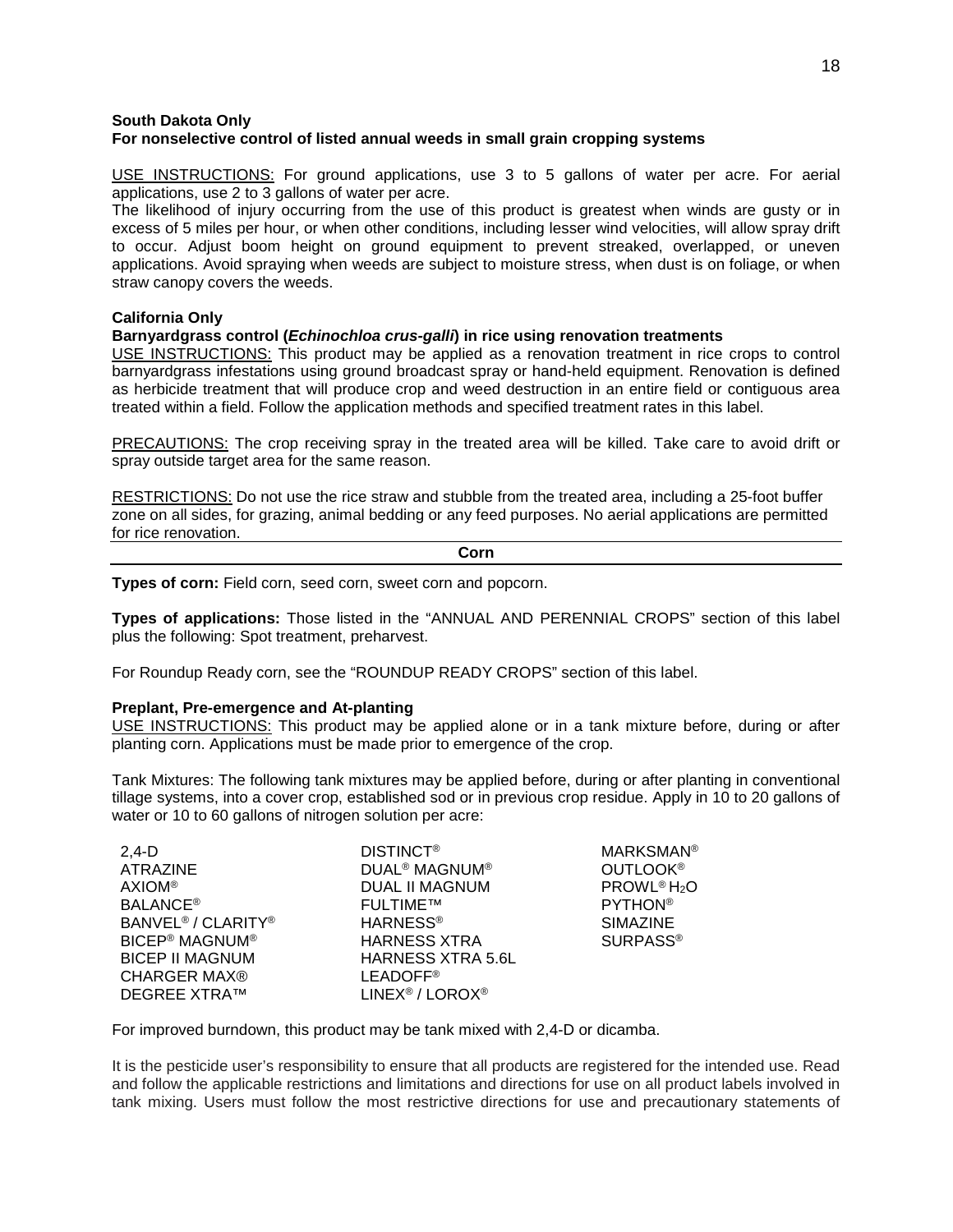**South Dakota Only**
**For nonselective control of listed annual weeds in small grain cropping systems**

USE INSTRUCTIONS: For ground applications, use 3 to 5 gallons of water per acre. For aerial applications, use 2 to 3 gallons of water per acre.
The likelihood of injury occurring from the use of this product is greatest when winds are gusty or in excess of 5 miles per hour, or when other conditions, including lesser wind velocities, will allow spray drift to occur. Adjust boom height on ground equipment to prevent streaked, overlapped, or uneven applications. Avoid spraying when weeds are subject to moisture stress, when dust is on foliage, or when straw canopy covers the weeds.

**California Only**
**Barnyardgrass control (*Echinochloa crus-galli*) in rice using renovation treatments**
USE INSTRUCTIONS: This product may be applied as a renovation treatment in rice crops to control barnyardgrass infestations using ground broadcast spray or hand-held equipment. Renovation is defined as herbicide treatment that will produce crop and weed destruction in an entire field or contiguous area treated within a field. Follow the application methods and specified treatment rates in this label.

PRECAUTIONS: The crop receiving spray in the treated area will be killed. Take care to avoid drift or spray outside target area for the same reason.

RESTRICTIONS: Do not use the rice straw and stubble from the treated area, including a 25-foot buffer zone on all sides, for grazing, animal bedding or any feed purposes. No aerial applications are permitted for rice renovation.

## Corn

**Types of corn:** Field corn, seed corn, sweet corn and popcorn.

**Types of applications:** Those listed in the "ANNUAL AND PERENNIAL CROPS" section of this label plus the following: Spot treatment, preharvest.

For Roundup Ready corn, see the "ROUNDUP READY CROPS" section of this label.

**Preplant, Pre-emergence and At-planting**
USE INSTRUCTIONS: This product may be applied alone or in a tank mixture before, during or after planting corn. Applications must be made prior to emergence of the crop.

Tank Mixtures: The following tank mixtures may be applied before, during or after planting in conventional tillage systems, into a cover crop, established sod or in previous crop residue. Apply in 10 to 20 gallons of water or 10 to 60 gallons of nitrogen solution per acre:

| | | |
|---|---|---|
| 2,4-D | DISTINCT® | MARKSMAN® |
| ATRAZINE | DUAL® MAGNUM® | OUTLOOK® |
| AXIOM® | DUAL II MAGNUM | PROWL® $H_2O$ |
| BALANCE® | FULTIME™ | PYTHON® |
| BANVEL® / CLARITY® | HARNESS® | SIMAZINE |
| BICEP® MAGNUM® | HARNESS XTRA | SURPASS® |
| BICEP II MAGNUM | HARNESS XTRA 5.6L | |
| CHARGER MAX® | LEADOFF® | |
| DEGREE XTRA™ | LINEX® / LOROX® | |

For improved burndown, this product may be tank mixed with 2,4-D or dicamba.

It is the pesticide user's responsibility to ensure that all products are registered for the intended use. Read and follow the applicable restrictions and limitations and directions for use on all product labels involved in tank mixing. Users must follow the most restrictive directions for use and precautionary statements of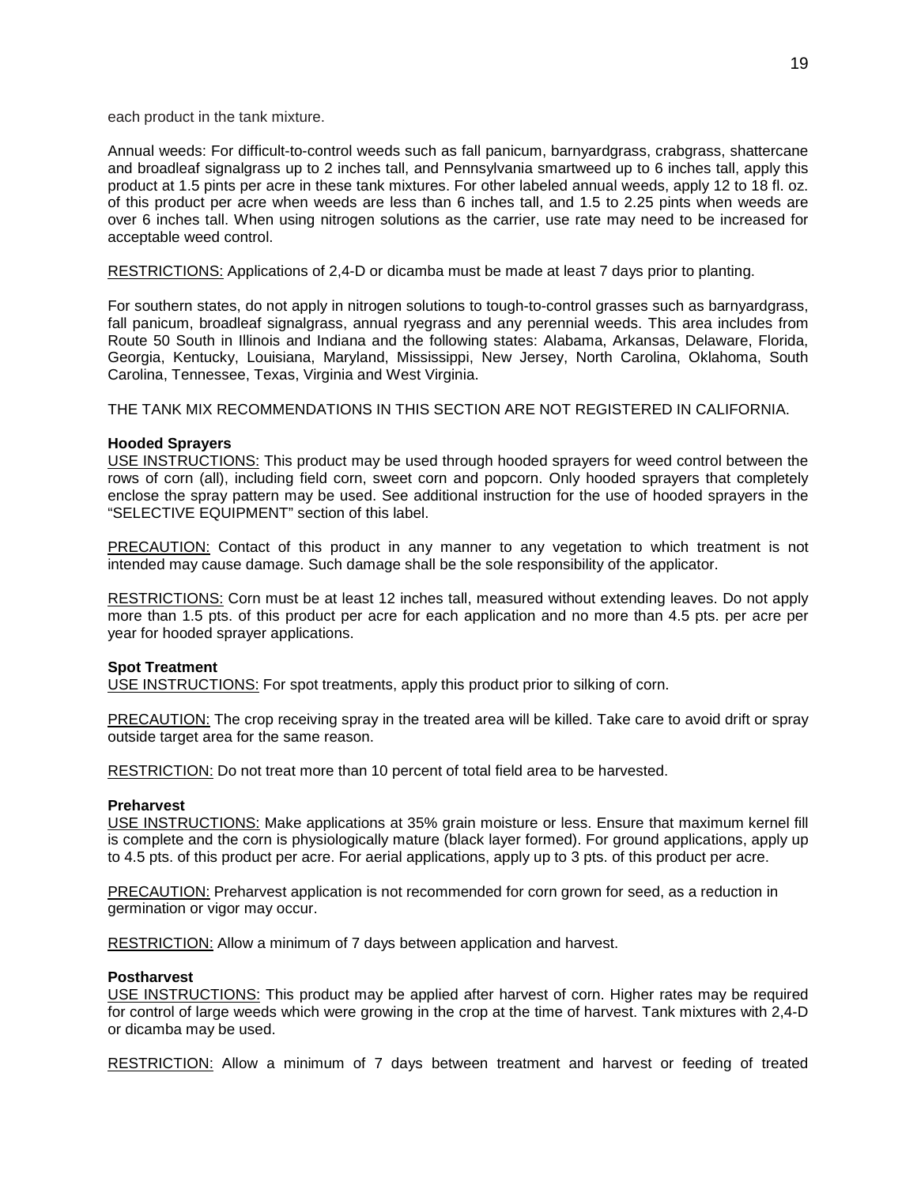each product in the tank mixture.

Annual weeds: For difficult-to-control weeds such as fall panicum, barnyardgrass, crabgrass, shattercane and broadleaf signalgrass up to 2 inches tall, and Pennsylvania smartweed up to 6 inches tall, apply this product at 1.5 pints per acre in these tank mixtures. For other labeled annual weeds, apply 12 to 18 fl. oz. of this product per acre when weeds are less than 6 inches tall, and 1.5 to 2.25 pints when weeds are over 6 inches tall. When using nitrogen solutions as the carrier, use rate may need to be increased for acceptable weed control.

RESTRICTIONS: Applications of 2,4-D or dicamba must be made at least 7 days prior to planting.

For southern states, do not apply in nitrogen solutions to tough-to-control grasses such as barnyardgrass, fall panicum, broadleaf signalgrass, annual ryegrass and any perennial weeds. This area includes from Route 50 South in Illinois and Indiana and the following states: Alabama, Arkansas, Delaware, Florida, Georgia, Kentucky, Louisiana, Maryland, Mississippi, New Jersey, North Carolina, Oklahoma, South Carolina, Tennessee, Texas, Virginia and West Virginia.

THE TANK MIX RECOMMENDATIONS IN THIS SECTION ARE NOT REGISTERED IN CALIFORNIA.

**Hooded Sprayers**

USE INSTRUCTIONS: This product may be used through hooded sprayers for weed control between the rows of corn (all), including field corn, sweet corn and popcorn. Only hooded sprayers that completely enclose the spray pattern may be used. See additional instruction for the use of hooded sprayers in the "SELECTIVE EQUIPMENT" section of this label.

PRECAUTION: Contact of this product in any manner to any vegetation to which treatment is not intended may cause damage. Such damage shall be the sole responsibility of the applicator.

RESTRICTIONS: Corn must be at least 12 inches tall, measured without extending leaves. Do not apply more than 1.5 pts. of this product per acre for each application and no more than 4.5 pts. per acre per year for hooded sprayer applications.

**Spot Treatment**

USE INSTRUCTIONS: For spot treatments, apply this product prior to silking of corn.

PRECAUTION: The crop receiving spray in the treated area will be killed. Take care to avoid drift or spray outside target area for the same reason.

RESTRICTION: Do not treat more than 10 percent of total field area to be harvested.

**Preharvest**

USE INSTRUCTIONS: Make applications at 35% grain moisture or less. Ensure that maximum kernel fill is complete and the corn is physiologically mature (black layer formed). For ground applications, apply up to 4.5 pts. of this product per acre. For aerial applications, apply up to 3 pts. of this product per acre.

PRECAUTION: Preharvest application is not recommended for corn grown for seed, as a reduction in germination or vigor may occur.

RESTRICTION: Allow a minimum of 7 days between application and harvest.

**Postharvest**

USE INSTRUCTIONS: This product may be applied after harvest of corn. Higher rates may be required for control of large weeds which were growing in the crop at the time of harvest. Tank mixtures with 2,4-D or dicamba may be used.

RESTRICTION: Allow a minimum of 7 days between treatment and harvest or feeding of treated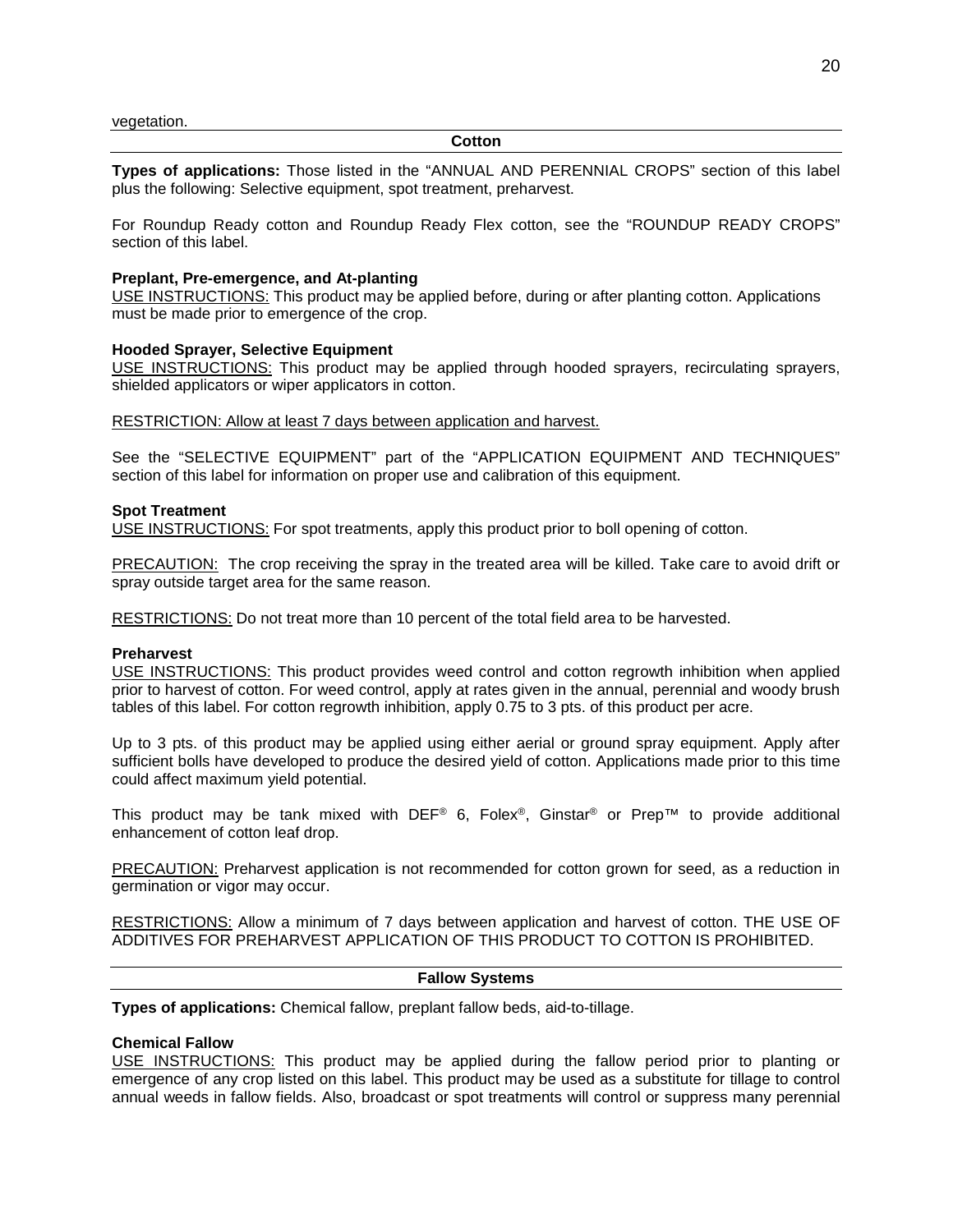vegetation.

## Cotton

**Types of applications:** Those listed in the “ANNUAL AND PERENNIAL CROPS” section of this label plus the following: Selective equipment, spot treatment, preharvest.

For Roundup Ready cotton and Roundup Ready Flex cotton, see the “ROUNDUP READY CROPS” section of this label.

### Preplant, Pre-emergence, and At-planting

USE INSTRUCTIONS: This product may be applied before, during or after planting cotton. Applications must be made prior to emergence of the crop.

### Hooded Sprayer, Selective Equipment

USE INSTRUCTIONS: This product may be applied through hooded sprayers, recirculating sprayers, shielded applicators or wiper applicators in cotton.

RESTRICTION: Allow at least 7 days between application and harvest.

See the “SELECTIVE EQUIPMENT” part of the “APPLICATION EQUIPMENT AND TECHNIQUES” section of this label for information on proper use and calibration of this equipment.

### Spot Treatment

USE INSTRUCTIONS: For spot treatments, apply this product prior to boll opening of cotton.

PRECAUTION: The crop receiving the spray in the treated area will be killed. Take care to avoid drift or spray outside target area for the same reason.

RESTRICTIONS: Do not treat more than 10 percent of the total field area to be harvested.

### Preharvest

USE INSTRUCTIONS: This product provides weed control and cotton regrowth inhibition when applied prior to harvest of cotton. For weed control, apply at rates given in the annual, perennial and woody brush tables of this label. For cotton regrowth inhibition, apply 0.75 to 3 pts. of this product per acre.

Up to 3 pts. of this product may be applied using either aerial or ground spray equipment. Apply after sufficient bolls have developed to produce the desired yield of cotton. Applications made prior to this time could affect maximum yield potential.

This product may be tank mixed with DEF® 6, Folex®, Ginstar® or Prep™ to provide additional enhancement of cotton leaf drop.

PRECAUTION: Preharvest application is not recommended for cotton grown for seed, as a reduction in germination or vigor may occur.

RESTRICTIONS: Allow a minimum of 7 days between application and harvest of cotton. THE USE OF ADDITIVES FOR PREHARVEST APPLICATION OF THIS PRODUCT TO COTTON IS PROHIBITED.

## Fallow Systems

**Types of applications:** Chemical fallow, preplant fallow beds, aid-to-tillage.

### Chemical Fallow

USE INSTRUCTIONS: This product may be applied during the fallow period prior to planting or emergence of any crop listed on this label. This product may be used as a substitute for tillage to control annual weeds in fallow fields. Also, broadcast or spot treatments will control or suppress many perennial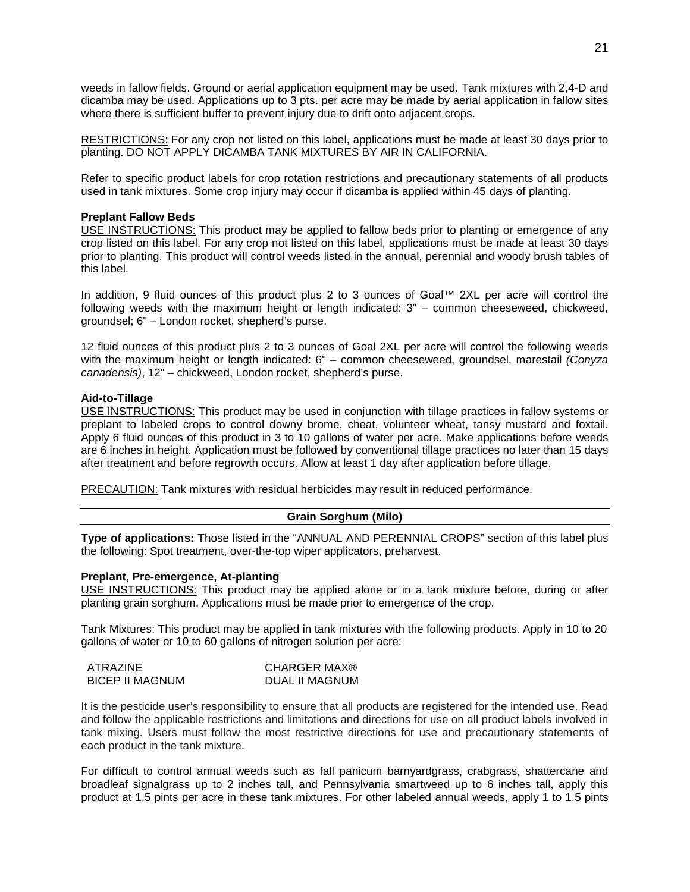weeds in fallow fields. Ground or aerial application equipment may be used. Tank mixtures with 2,4-D and dicamba may be used. Applications up to 3 pts. per acre may be made by aerial application in fallow sites where there is sufficient buffer to prevent injury due to drift onto adjacent crops.

RESTRICTIONS: For any crop not listed on this label, applications must be made at least 30 days prior to planting. DO NOT APPLY DICAMBA TANK MIXTURES BY AIR IN CALIFORNIA.

Refer to specific product labels for crop rotation restrictions and precautionary statements of all products used in tank mixtures. Some crop injury may occur if dicamba is applied within 45 days of planting.

**Preplant Fallow Beds**

USE INSTRUCTIONS: This product may be applied to fallow beds prior to planting or emergence of any crop listed on this label. For any crop not listed on this label, applications must be made at least 30 days prior to planting. This product will control weeds listed in the annual, perennial and woody brush tables of this label.

In addition, 9 fluid ounces of this product plus 2 to 3 ounces of Goal™ 2XL per acre will control the following weeds with the maximum height or length indicated: 3" – common cheeseweed, chickweed, groundsel; 6" – London rocket, shepherd's purse.

12 fluid ounces of this product plus 2 to 3 ounces of Goal 2XL per acre will control the following weeds with the maximum height or length indicated: 6" – common cheeseweed, groundsel, marestail *(Conyza canadensis)*, 12" – chickweed, London rocket, shepherd's purse.

**Aid-to-Tillage**

USE INSTRUCTIONS: This product may be used in conjunction with tillage practices in fallow systems or preplant to labeled crops to control downy brome, cheat, volunteer wheat, tansy mustard and foxtail. Apply 6 fluid ounces of this product in 3 to 10 gallons of water per acre. Make applications before weeds are 6 inches in height. Application must be followed by conventional tillage practices no later than 15 days after treatment and before regrowth occurs. Allow at least 1 day after application before tillage.

PRECAUTION: Tank mixtures with residual herbicides may result in reduced performance.

## Grain Sorghum (Milo)

**Type of applications:** Those listed in the "ANNUAL AND PERENNIAL CROPS" section of this label plus the following: Spot treatment, over-the-top wiper applicators, preharvest.

**Preplant, Pre-emergence, At-planting**

USE INSTRUCTIONS: This product may be applied alone or in a tank mixture before, during or after planting grain sorghum. Applications must be made prior to emergence of the crop.

Tank Mixtures: This product may be applied in tank mixtures with the following products. Apply in 10 to 20 gallons of water or 10 to 60 gallons of nitrogen solution per acre:

| | |
|---|---|
| ATRAZINE | CHARGER MAX® |
| BICEP II MAGNUM | DUAL II MAGNUM |

It is the pesticide user's responsibility to ensure that all products are registered for the intended use. Read and follow the applicable restrictions and limitations and directions for use on all product labels involved in tank mixing. Users must follow the most restrictive directions for use and precautionary statements of each product in the tank mixture.

For difficult to control annual weeds such as fall panicum barnyardgrass, crabgrass, shattercane and broadleaf signalgrass up to 2 inches tall, and Pennsylvania smartweed up to 6 inches tall, apply this product at 1.5 pints per acre in these tank mixtures. For other labeled annual weeds, apply 1 to 1.5 pints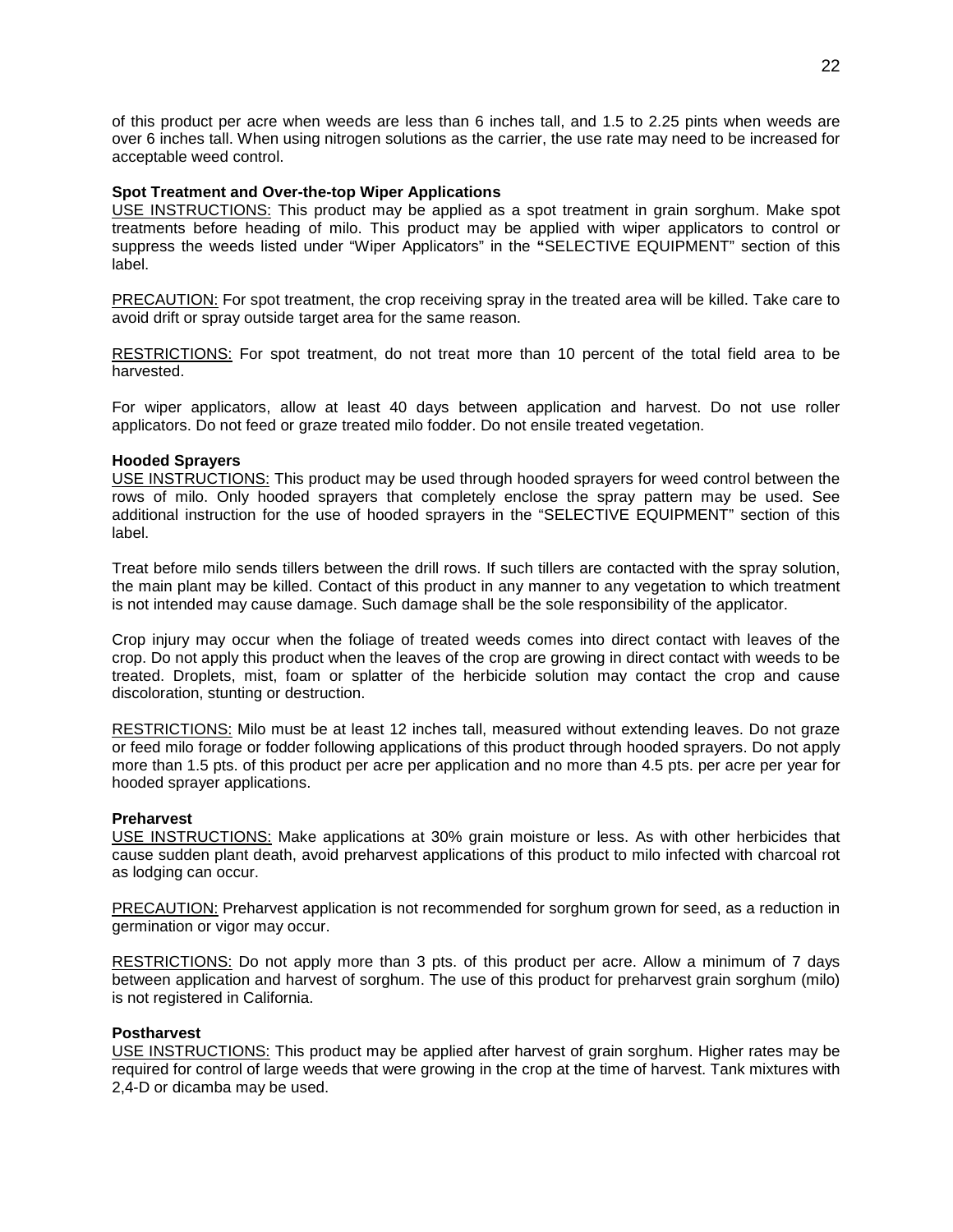of this product per acre when weeds are less than 6 inches tall, and 1.5 to 2.25 pints when weeds are over 6 inches tall. When using nitrogen solutions as the carrier, the use rate may need to be increased for acceptable weed control.

**Spot Treatment and Over-the-top Wiper Applications**

USE INSTRUCTIONS: This product may be applied as a spot treatment in grain sorghum. Make spot treatments before heading of milo. This product may be applied with wiper applicators to control or suppress the weeds listed under "Wiper Applicators" in the **"**SELECTIVE EQUIPMENT" section of this label.

PRECAUTION: For spot treatment, the crop receiving spray in the treated area will be killed. Take care to avoid drift or spray outside target area for the same reason.

RESTRICTIONS: For spot treatment, do not treat more than 10 percent of the total field area to be harvested.

For wiper applicators, allow at least 40 days between application and harvest. Do not use roller applicators. Do not feed or graze treated milo fodder. Do not ensile treated vegetation.

**Hooded Sprayers**

USE INSTRUCTIONS: This product may be used through hooded sprayers for weed control between the rows of milo. Only hooded sprayers that completely enclose the spray pattern may be used. See additional instruction for the use of hooded sprayers in the "SELECTIVE EQUIPMENT" section of this label.

Treat before milo sends tillers between the drill rows. If such tillers are contacted with the spray solution, the main plant may be killed. Contact of this product in any manner to any vegetation to which treatment is not intended may cause damage. Such damage shall be the sole responsibility of the applicator.

Crop injury may occur when the foliage of treated weeds comes into direct contact with leaves of the crop. Do not apply this product when the leaves of the crop are growing in direct contact with weeds to be treated. Droplets, mist, foam or splatter of the herbicide solution may contact the crop and cause discoloration, stunting or destruction.

RESTRICTIONS: Milo must be at least 12 inches tall, measured without extending leaves. Do not graze or feed milo forage or fodder following applications of this product through hooded sprayers. Do not apply more than 1.5 pts. of this product per acre per application and no more than 4.5 pts. per acre per year for hooded sprayer applications.

**Preharvest**

USE INSTRUCTIONS: Make applications at 30% grain moisture or less. As with other herbicides that cause sudden plant death, avoid preharvest applications of this product to milo infected with charcoal rot as lodging can occur.

PRECAUTION: Preharvest application is not recommended for sorghum grown for seed, as a reduction in germination or vigor may occur.

RESTRICTIONS: Do not apply more than 3 pts. of this product per acre. Allow a minimum of 7 days between application and harvest of sorghum. The use of this product for preharvest grain sorghum (milo) is not registered in California.

**Postharvest**

USE INSTRUCTIONS: This product may be applied after harvest of grain sorghum. Higher rates may be required for control of large weeds that were growing in the crop at the time of harvest. Tank mixtures with 2,4-D or dicamba may be used.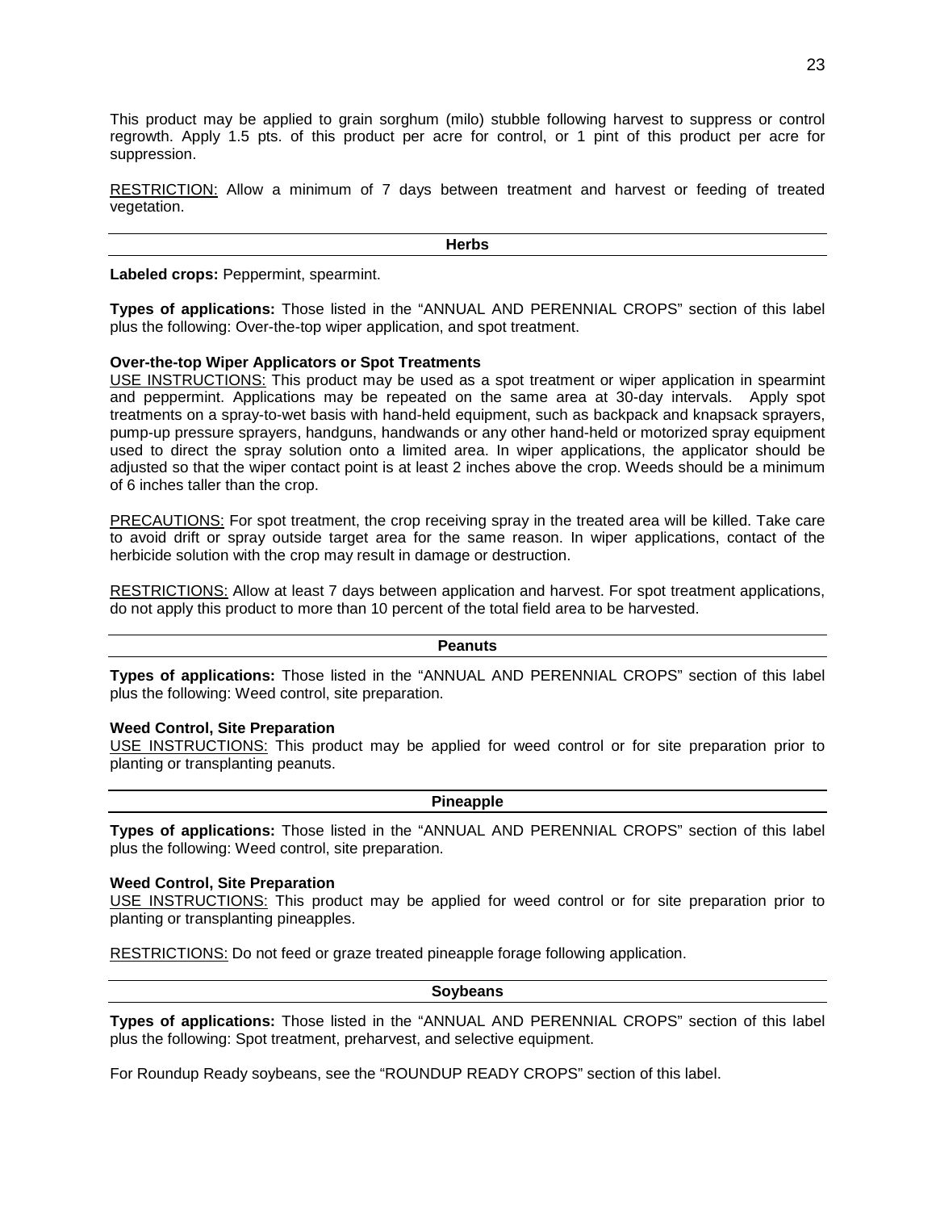This product may be applied to grain sorghum (milo) stubble following harvest to suppress or control regrowth. Apply 1.5 pts. of this product per acre for control, or 1 pint of this product per acre for suppression.

RESTRICTION: Allow a minimum of 7 days between treatment and harvest or feeding of treated vegetation.

## Herbs

**Labeled crops:** Peppermint, spearmint.

**Types of applications:** Those listed in the "ANNUAL AND PERENNIAL CROPS" section of this label plus the following: Over-the-top wiper application, and spot treatment.

**Over-the-top Wiper Applicators or Spot Treatments**

USE INSTRUCTIONS: This product may be used as a spot treatment or wiper application in spearmint and peppermint. Applications may be repeated on the same area at 30-day intervals. Apply spot treatments on a spray-to-wet basis with hand-held equipment, such as backpack and knapsack sprayers, pump-up pressure sprayers, handguns, handwands or any other hand-held or motorized spray equipment used to direct the spray solution onto a limited area. In wiper applications, the applicator should be adjusted so that the wiper contact point is at least 2 inches above the crop. Weeds should be a minimum of 6 inches taller than the crop.

PRECAUTIONS: For spot treatment, the crop receiving spray in the treated area will be killed. Take care to avoid drift or spray outside target area for the same reason. In wiper applications, contact of the herbicide solution with the crop may result in damage or destruction.

RESTRICTIONS: Allow at least 7 days between application and harvest. For spot treatment applications, do not apply this product to more than 10 percent of the total field area to be harvested.

## Peanuts

**Types of applications:** Those listed in the "ANNUAL AND PERENNIAL CROPS" section of this label plus the following: Weed control, site preparation.

**Weed Control, Site Preparation**

USE INSTRUCTIONS: This product may be applied for weed control or for site preparation prior to planting or transplanting peanuts.

## Pineapple

**Types of applications:** Those listed in the "ANNUAL AND PERENNIAL CROPS" section of this label plus the following: Weed control, site preparation.

**Weed Control, Site Preparation**

USE INSTRUCTIONS: This product may be applied for weed control or for site preparation prior to planting or transplanting pineapples.

RESTRICTIONS: Do not feed or graze treated pineapple forage following application.

## Soybeans

**Types of applications:** Those listed in the "ANNUAL AND PERENNIAL CROPS" section of this label plus the following: Spot treatment, preharvest, and selective equipment.

For Roundup Ready soybeans, see the "ROUNDUP READY CROPS" section of this label.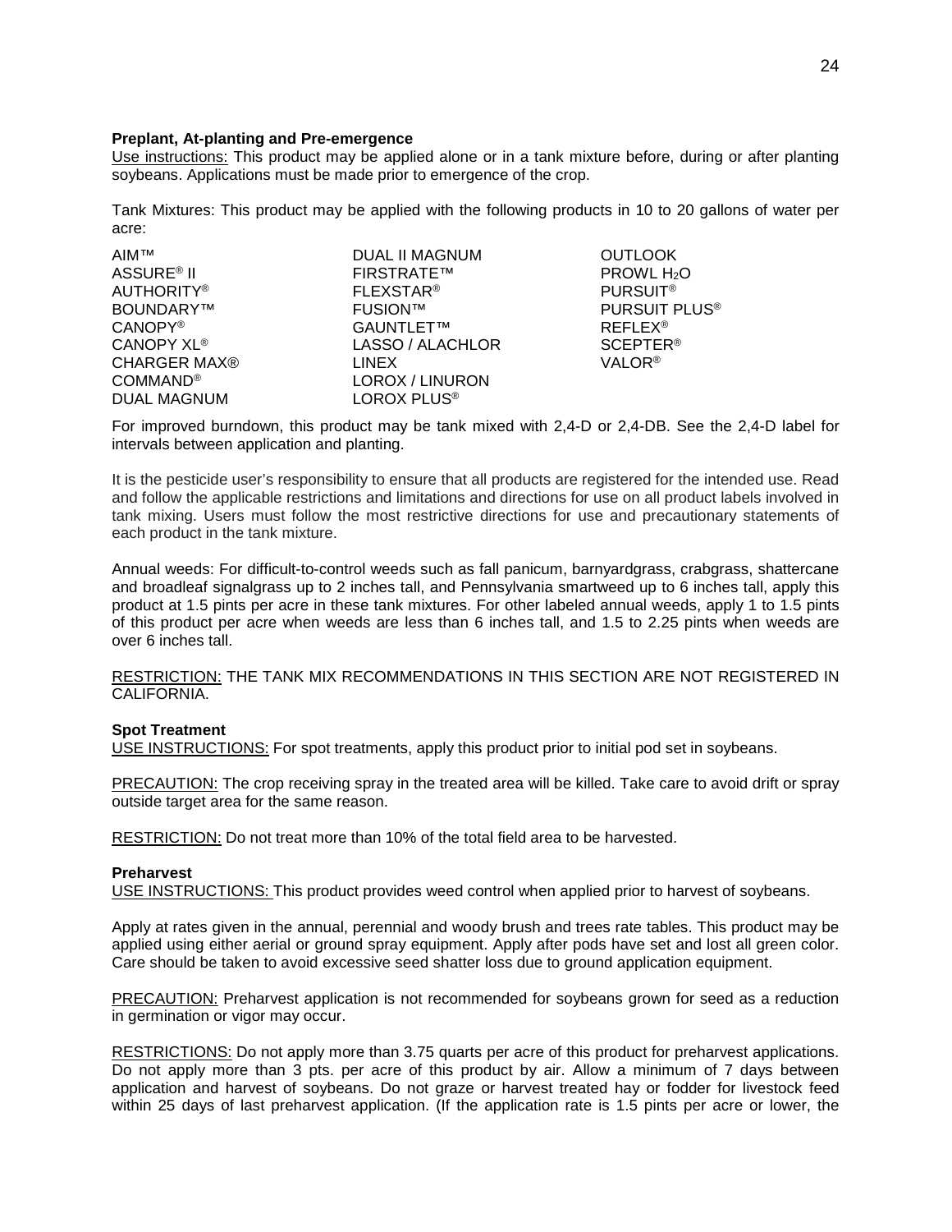**Preplant, At-planting and Pre-emergence**

Use instructions: This product may be applied alone or in a tank mixture before, during or after planting soybeans. Applications must be made prior to emergence of the crop.

Tank Mixtures: This product may be applied with the following products in 10 to 20 gallons of water per acre:

- AIM™
- ASSURE® II
- AUTHORITY®
- BOUNDARY™
- CANOPY®
- CANOPY XL®
- CHARGER MAX®
- COMMAND®
- DUAL MAGNUM
- DUAL II MAGNUM
- FIRSTRATE™
- FLEXSTAR®
- FUSION™
- GAUNTLET™
- LASSO / ALACHLOR
- LINEX
- LOROX / LINURON
- LOROX PLUS®
- OUTLOOK
- PROWL $H_2O$
- PURSUIT®
- PURSUIT PLUS®
- REFLEX®
- SCEPTER®
- VALOR®

For improved burndown, this product may be tank mixed with 2,4-D or 2,4-DB. See the 2,4-D label for intervals between application and planting.

It is the pesticide user's responsibility to ensure that all products are registered for the intended use. Read and follow the applicable restrictions and limitations and directions for use on all product labels involved in tank mixing. Users must follow the most restrictive directions for use and precautionary statements of each product in the tank mixture.

Annual weeds: For difficult-to-control weeds such as fall panicum, barnyardgrass, crabgrass, shattercane and broadleaf signalgrass up to 2 inches tall, and Pennsylvania smartweed up to 6 inches tall, apply this product at 1.5 pints per acre in these tank mixtures. For other labeled annual weeds, apply 1 to 1.5 pints of this product per acre when weeds are less than 6 inches tall, and 1.5 to 2.25 pints when weeds are over 6 inches tall.

RESTRICTION: THE TANK MIX RECOMMENDATIONS IN THIS SECTION ARE NOT REGISTERED IN CALIFORNIA.

**Spot Treatment**

USE INSTRUCTIONS: For spot treatments, apply this product prior to initial pod set in soybeans.

PRECAUTION: The crop receiving spray in the treated area will be killed. Take care to avoid drift or spray outside target area for the same reason.

RESTRICTION: Do not treat more than 10% of the total field area to be harvested.

**Preharvest**

USE INSTRUCTIONS: This product provides weed control when applied prior to harvest of soybeans.

Apply at rates given in the annual, perennial and woody brush and trees rate tables. This product may be applied using either aerial or ground spray equipment. Apply after pods have set and lost all green color. Care should be taken to avoid excessive seed shatter loss due to ground application equipment.

PRECAUTION: Preharvest application is not recommended for soybeans grown for seed as a reduction in germination or vigor may occur.

RESTRICTIONS: Do not apply more than 3.75 quarts per acre of this product for preharvest applications. Do not apply more than 3 pts. per acre of this product by air. Allow a minimum of 7 days between application and harvest of soybeans. Do not graze or harvest treated hay or fodder for livestock feed within 25 days of last preharvest application. (If the application rate is 1.5 pints per acre or lower, the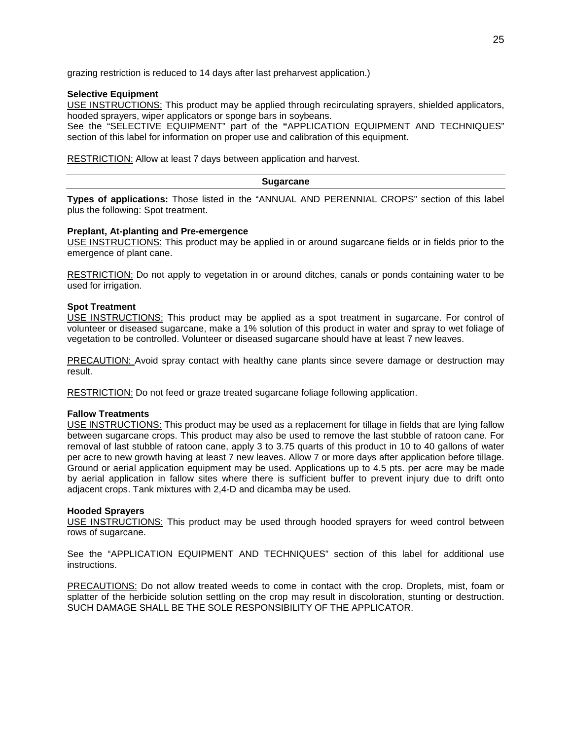grazing restriction is reduced to 14 days after last preharvest application.)

**Selective Equipment**

USE INSTRUCTIONS: This product may be applied through recirculating sprayers, shielded applicators, hooded sprayers, wiper applicators or sponge bars in soybeans.

See the "SELECTIVE EQUIPMENT" part of the **"**APPLICATION EQUIPMENT AND TECHNIQUES" section of this label for information on proper use and calibration of this equipment.

RESTRICTION: Allow at least 7 days between application and harvest.

## Sugarcane

**Types of applications:** Those listed in the "ANNUAL AND PERENNIAL CROPS" section of this label plus the following: Spot treatment.

**Preplant, At-planting and Pre-emergence**

USE INSTRUCTIONS: This product may be applied in or around sugarcane fields or in fields prior to the emergence of plant cane.

RESTRICTION: Do not apply to vegetation in or around ditches, canals or ponds containing water to be used for irrigation.

**Spot Treatment**

USE INSTRUCTIONS: This product may be applied as a spot treatment in sugarcane. For control of volunteer or diseased sugarcane, make a 1% solution of this product in water and spray to wet foliage of vegetation to be controlled. Volunteer or diseased sugarcane should have at least 7 new leaves.

PRECAUTION: Avoid spray contact with healthy cane plants since severe damage or destruction may result.

RESTRICTION: Do not feed or graze treated sugarcane foliage following application.

**Fallow Treatments**

USE INSTRUCTIONS: This product may be used as a replacement for tillage in fields that are lying fallow between sugarcane crops. This product may also be used to remove the last stubble of ratoon cane. For removal of last stubble of ratoon cane, apply 3 to 3.75 quarts of this product in 10 to 40 gallons of water per acre to new growth having at least 7 new leaves. Allow 7 or more days after application before tillage. Ground or aerial application equipment may be used. Applications up to 4.5 pts. per acre may be made by aerial application in fallow sites where there is sufficient buffer to prevent injury due to drift onto adjacent crops. Tank mixtures with 2,4-D and dicamba may be used.

**Hooded Sprayers**

USE INSTRUCTIONS: This product may be used through hooded sprayers for weed control between rows of sugarcane.

See the "APPLICATION EQUIPMENT AND TECHNIQUES" section of this label for additional use instructions.

PRECAUTIONS: Do not allow treated weeds to come in contact with the crop. Droplets, mist, foam or splatter of the herbicide solution settling on the crop may result in discoloration, stunting or destruction. SUCH DAMAGE SHALL BE THE SOLE RESPONSIBILITY OF THE APPLICATOR.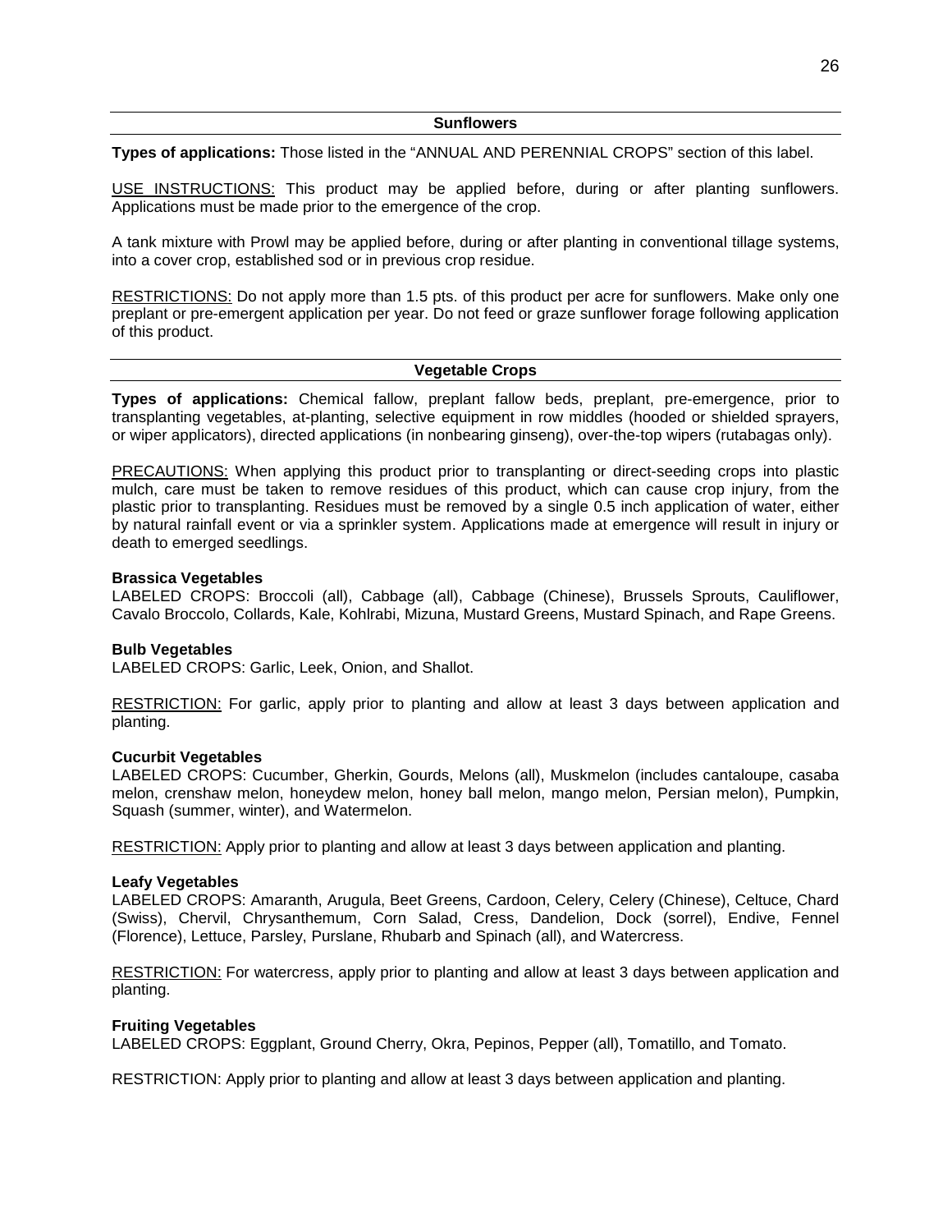## Sunflowers

**Types of applications:** Those listed in the "ANNUAL AND PERENNIAL CROPS" section of this label.

USE INSTRUCTIONS: This product may be applied before, during or after planting sunflowers. Applications must be made prior to the emergence of the crop.

A tank mixture with Prowl may be applied before, during or after planting in conventional tillage systems, into a cover crop, established sod or in previous crop residue.

RESTRICTIONS: Do not apply more than 1.5 pts. of this product per acre for sunflowers. Make only one preplant or pre-emergent application per year. Do not feed or graze sunflower forage following application of this product.

## Vegetable Crops

**Types of applications:** Chemical fallow, preplant fallow beds, preplant, pre-emergence, prior to transplanting vegetables, at-planting, selective equipment in row middles (hooded or shielded sprayers, or wiper applicators), directed applications (in nonbearing ginseng), over-the-top wipers (rutabagas only).

PRECAUTIONS: When applying this product prior to transplanting or direct-seeding crops into plastic mulch, care must be taken to remove residues of this product, which can cause crop injury, from the plastic prior to transplanting. Residues must be removed by a single 0.5 inch application of water, either by natural rainfall event or via a sprinkler system. Applications made at emergence will result in injury or death to emerged seedlings.

### Brassica Vegetables

LABELED CROPS: Broccoli (all), Cabbage (all), Cabbage (Chinese), Brussels Sprouts, Cauliflower, Cavalo Broccolo, Collards, Kale, Kohlrabi, Mizuna, Mustard Greens, Mustard Spinach, and Rape Greens.

### Bulb Vegetables

LABELED CROPS: Garlic, Leek, Onion, and Shallot.

RESTRICTION: For garlic, apply prior to planting and allow at least 3 days between application and planting.

### Cucurbit Vegetables

LABELED CROPS: Cucumber, Gherkin, Gourds, Melons (all), Muskmelon (includes cantaloupe, casaba melon, crenshaw melon, honeydew melon, honey ball melon, mango melon, Persian melon), Pumpkin, Squash (summer, winter), and Watermelon.

RESTRICTION: Apply prior to planting and allow at least 3 days between application and planting.

### Leafy Vegetables

LABELED CROPS: Amaranth, Arugula, Beet Greens, Cardoon, Celery, Celery (Chinese), Celtuce, Chard (Swiss), Chervil, Chrysanthemum, Corn Salad, Cress, Dandelion, Dock (sorrel), Endive, Fennel (Florence), Lettuce, Parsley, Purslane, Rhubarb and Spinach (all), and Watercress.

RESTRICTION: For watercress, apply prior to planting and allow at least 3 days between application and planting.

### Fruiting Vegetables

LABELED CROPS: Eggplant, Ground Cherry, Okra, Pepinos, Pepper (all), Tomatillo, and Tomato.

RESTRICTION: Apply prior to planting and allow at least 3 days between application and planting.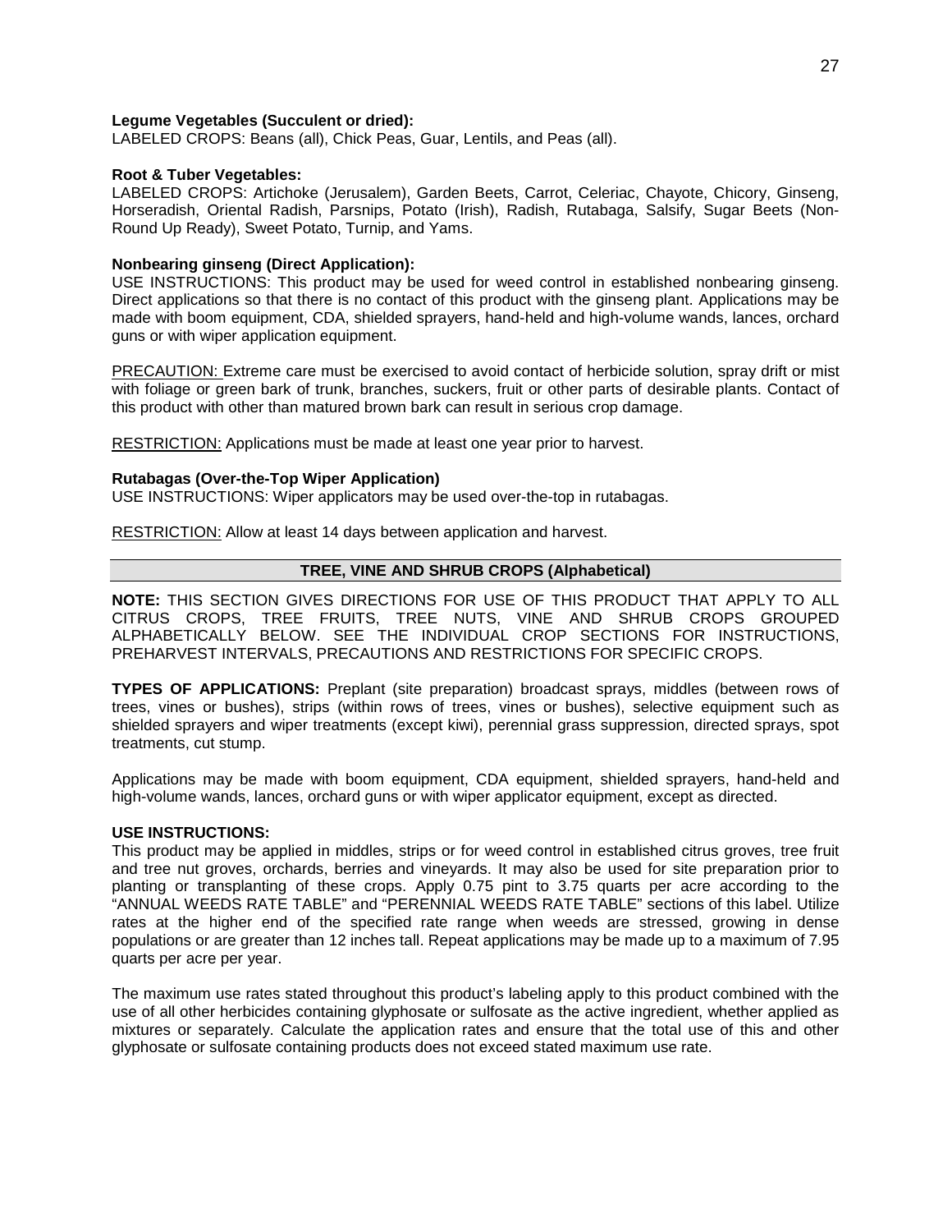**Legume Vegetables (Succulent or dried):**
LABELED CROPS: Beans (all), Chick Peas, Guar, Lentils, and Peas (all).

**Root & Tuber Vegetables:**
LABELED CROPS: Artichoke (Jerusalem), Garden Beets, Carrot, Celeriac, Chayote, Chicory, Ginseng, Horseradish, Oriental Radish, Parsnips, Potato (Irish), Radish, Rutabaga, Salsify, Sugar Beets (Non-Round Up Ready), Sweet Potato, Turnip, and Yams.

**Nonbearing ginseng (Direct Application):**
USE INSTRUCTIONS: This product may be used for weed control in established nonbearing ginseng. Direct applications so that there is no contact of this product with the ginseng plant. Applications may be made with boom equipment, CDA, shielded sprayers, hand-held and high-volume wands, lances, orchard guns or with wiper application equipment.

PRECAUTION: Extreme care must be exercised to avoid contact of herbicide solution, spray drift or mist with foliage or green bark of trunk, branches, suckers, fruit or other parts of desirable plants. Contact of this product with other than matured brown bark can result in serious crop damage.

RESTRICTION: Applications must be made at least one year prior to harvest.

**Rutabagas (Over-the-Top Wiper Application)**
USE INSTRUCTIONS: Wiper applicators may be used over-the-top in rutabagas.

RESTRICTION: Allow at least 14 days between application and harvest.

## TREE, VINE AND SHRUB CROPS (Alphabetical)

**NOTE:** THIS SECTION GIVES DIRECTIONS FOR USE OF THIS PRODUCT THAT APPLY TO ALL CITRUS CROPS, TREE FRUITS, TREE NUTS, VINE AND SHRUB CROPS GROUPED ALPHABETICALLY BELOW. SEE THE INDIVIDUAL CROP SECTIONS FOR INSTRUCTIONS, PREHARVEST INTERVALS, PRECAUTIONS AND RESTRICTIONS FOR SPECIFIC CROPS.

**TYPES OF APPLICATIONS:** Preplant (site preparation) broadcast sprays, middles (between rows of trees, vines or bushes), strips (within rows of trees, vines or bushes), selective equipment such as shielded sprayers and wiper treatments (except kiwi), perennial grass suppression, directed sprays, spot treatments, cut stump.

Applications may be made with boom equipment, CDA equipment, shielded sprayers, hand-held and high-volume wands, lances, orchard guns or with wiper applicator equipment, except as directed.

**USE INSTRUCTIONS:**
This product may be applied in middles, strips or for weed control in established citrus groves, tree fruit and tree nut groves, orchards, berries and vineyards. It may also be used for site preparation prior to planting or transplanting of these crops. Apply 0.75 pint to 3.75 quarts per acre according to the "ANNUAL WEEDS RATE TABLE" and "PERENNIAL WEEDS RATE TABLE" sections of this label. Utilize rates at the higher end of the specified rate range when weeds are stressed, growing in dense populations or are greater than 12 inches tall. Repeat applications may be made up to a maximum of 7.95 quarts per acre per year.

The maximum use rates stated throughout this product's labeling apply to this product combined with the use of all other herbicides containing glyphosate or sulfosate as the active ingredient, whether applied as mixtures or separately. Calculate the application rates and ensure that the total use of this and other glyphosate or sulfosate containing products does not exceed stated maximum use rate.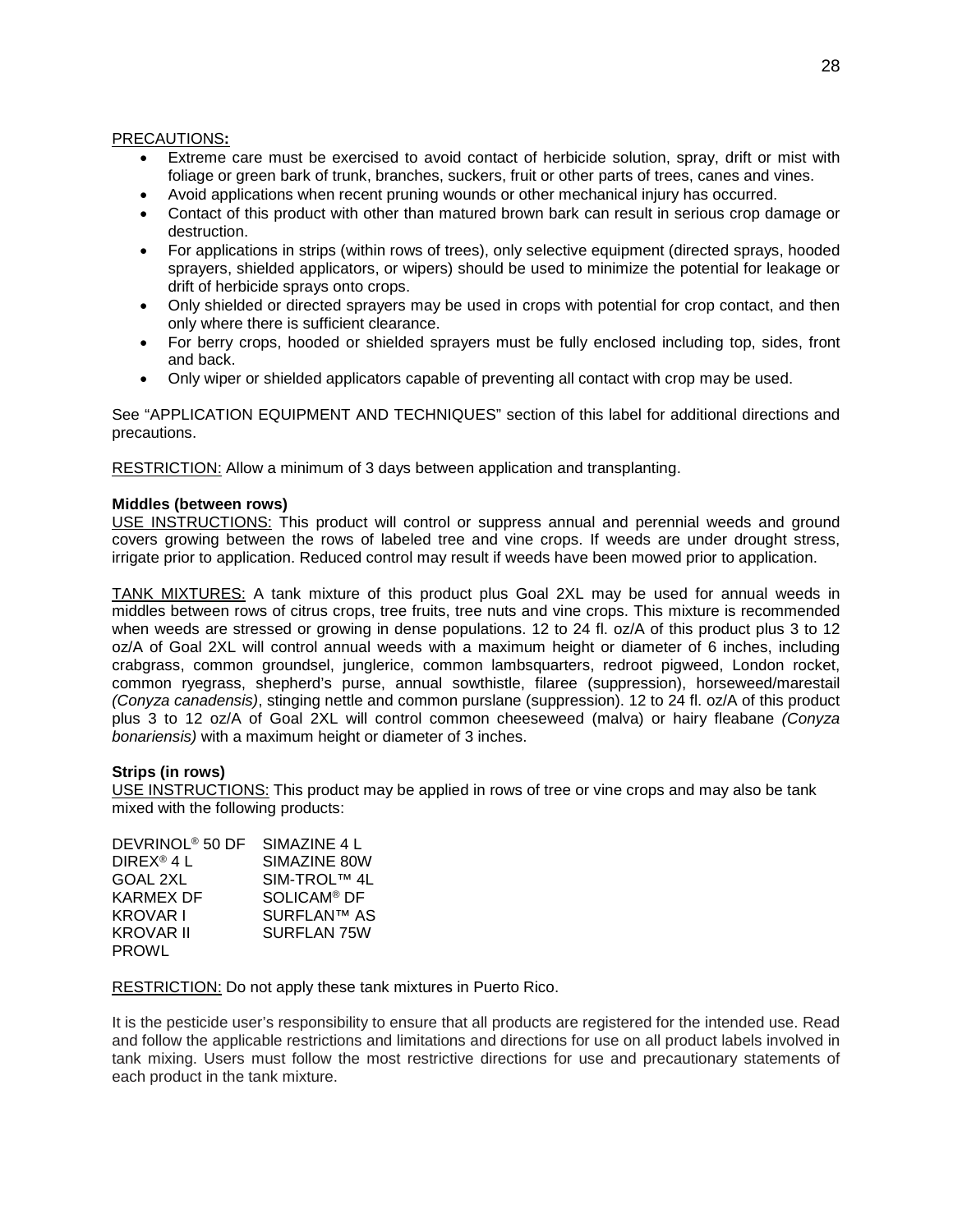PRECAUTIONS:

- Extreme care must be exercised to avoid contact of herbicide solution, spray, drift or mist with foliage or green bark of trunk, branches, suckers, fruit or other parts of trees, canes and vines.
- Avoid applications when recent pruning wounds or other mechanical injury has occurred.
- Contact of this product with other than matured brown bark can result in serious crop damage or destruction.
- For applications in strips (within rows of trees), only selective equipment (directed sprays, hooded sprayers, shielded applicators, or wipers) should be used to minimize the potential for leakage or drift of herbicide sprays onto crops.
- Only shielded or directed sprayers may be used in crops with potential for crop contact, and then only where there is sufficient clearance.
- For berry crops, hooded or shielded sprayers must be fully enclosed including top, sides, front and back.
- Only wiper or shielded applicators capable of preventing all contact with crop may be used.

See "APPLICATION EQUIPMENT AND TECHNIQUES" section of this label for additional directions and precautions.

RESTRICTION: Allow a minimum of 3 days between application and transplanting.

**Middles (between rows)**

USE INSTRUCTIONS: This product will control or suppress annual and perennial weeds and ground covers growing between the rows of labeled tree and vine crops. If weeds are under drought stress, irrigate prior to application. Reduced control may result if weeds have been mowed prior to application.

TANK MIXTURES: A tank mixture of this product plus Goal 2XL may be used for annual weeds in middles between rows of citrus crops, tree fruits, tree nuts and vine crops. This mixture is recommended when weeds are stressed or growing in dense populations. 12 to 24 fl. oz/A of this product plus 3 to 12 oz/A of Goal 2XL will control annual weeds with a maximum height or diameter of 6 inches, including crabgrass, common groundsel, junglerice, common lambsquarters, redroot pigweed, London rocket, common ryegrass, shepherd's purse, annual sowthistle, filaree (suppression), horseweed/marestail *(Conyza canadensis)*, stinging nettle and common purslane (suppression). 12 to 24 fl. oz/A of this product plus 3 to 12 oz/A of Goal 2XL will control common cheeseweed (malva) or hairy fleabane *(Conyza bonariensis)* with a maximum height or diameter of 3 inches.

**Strips (in rows)**

USE INSTRUCTIONS: This product may be applied in rows of tree or vine crops and may also be tank mixed with the following products:

| | |
|---|---|
| DEVRINOL® 50 DF | SIMAZINE 4 L |
| DIREX® 4 L | SIMAZINE 80W |
| GOAL 2XL | SIM-TROL™ 4L |
| KARMEX DF | SOLICAM® DF |
| KROVAR I | SURFLAN™ AS |
| KROVAR II | SURFLAN 75W |
| PROWL | |

RESTRICTION: Do not apply these tank mixtures in Puerto Rico.

It is the pesticide user's responsibility to ensure that all products are registered for the intended use. Read and follow the applicable restrictions and limitations and directions for use on all product labels involved in tank mixing. Users must follow the most restrictive directions for use and precautionary statements of each product in the tank mixture.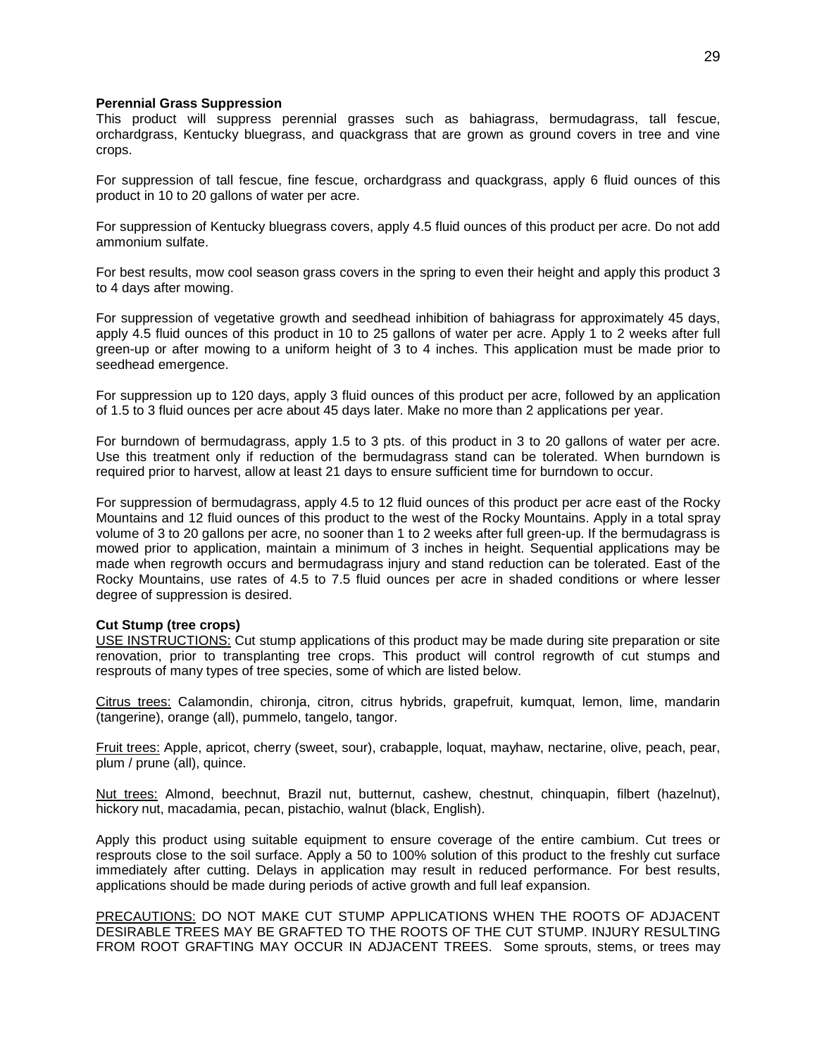**Perennial Grass Suppression**

This product will suppress perennial grasses such as bahiagrass, bermudagrass, tall fescue, orchardgrass, Kentucky bluegrass, and quackgrass that are grown as ground covers in tree and vine crops.

For suppression of tall fescue, fine fescue, orchardgrass and quackgrass, apply 6 fluid ounces of this product in 10 to 20 gallons of water per acre.

For suppression of Kentucky bluegrass covers, apply 4.5 fluid ounces of this product per acre. Do not add ammonium sulfate.

For best results, mow cool season grass covers in the spring to even their height and apply this product 3 to 4 days after mowing.

For suppression of vegetative growth and seedhead inhibition of bahiagrass for approximately 45 days, apply 4.5 fluid ounces of this product in 10 to 25 gallons of water per acre. Apply 1 to 2 weeks after full green-up or after mowing to a uniform height of 3 to 4 inches. This application must be made prior to seedhead emergence.

For suppression up to 120 days, apply 3 fluid ounces of this product per acre, followed by an application of 1.5 to 3 fluid ounces per acre about 45 days later. Make no more than 2 applications per year.

For burndown of bermudagrass, apply 1.5 to 3 pts. of this product in 3 to 20 gallons of water per acre. Use this treatment only if reduction of the bermudagrass stand can be tolerated. When burndown is required prior to harvest, allow at least 21 days to ensure sufficient time for burndown to occur.

For suppression of bermudagrass, apply 4.5 to 12 fluid ounces of this product per acre east of the Rocky Mountains and 12 fluid ounces of this product to the west of the Rocky Mountains. Apply in a total spray volume of 3 to 20 gallons per acre, no sooner than 1 to 2 weeks after full green-up. If the bermudagrass is mowed prior to application, maintain a minimum of 3 inches in height. Sequential applications may be made when regrowth occurs and bermudagrass injury and stand reduction can be tolerated. East of the Rocky Mountains, use rates of 4.5 to 7.5 fluid ounces per acre in shaded conditions or where lesser degree of suppression is desired.

**Cut Stump (tree crops)**

USE INSTRUCTIONS: Cut stump applications of this product may be made during site preparation or site renovation, prior to transplanting tree crops. This product will control regrowth of cut stumps and resprouts of many types of tree species, some of which are listed below.

Citrus trees: Calamondin, chironja, citron, citrus hybrids, grapefruit, kumquat, lemon, lime, mandarin (tangerine), orange (all), pummelo, tangelo, tangor.

Fruit trees: Apple, apricot, cherry (sweet, sour), crabapple, loquat, mayhaw, nectarine, olive, peach, pear, plum / prune (all), quince.

Nut trees: Almond, beechnut, Brazil nut, butternut, cashew, chestnut, chinquapin, filbert (hazelnut), hickory nut, macadamia, pecan, pistachio, walnut (black, English).

Apply this product using suitable equipment to ensure coverage of the entire cambium. Cut trees or resprouts close to the soil surface. Apply a 50 to 100% solution of this product to the freshly cut surface immediately after cutting. Delays in application may result in reduced performance. For best results, applications should be made during periods of active growth and full leaf expansion.

PRECAUTIONS: DO NOT MAKE CUT STUMP APPLICATIONS WHEN THE ROOTS OF ADJACENT DESIRABLE TREES MAY BE GRAFTED TO THE ROOTS OF THE CUT STUMP. INJURY RESULTING FROM ROOT GRAFTING MAY OCCUR IN ADJACENT TREES. Some sprouts, stems, or trees may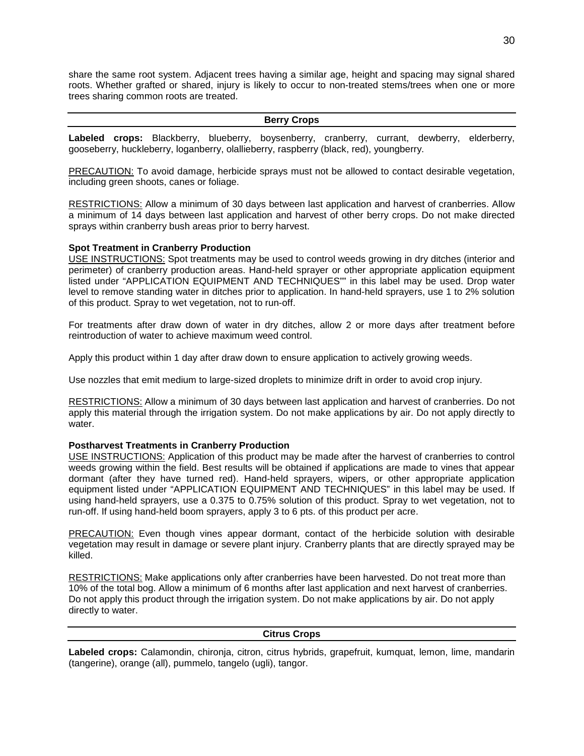share the same root system. Adjacent trees having a similar age, height and spacing may signal shared roots. Whether grafted or shared, injury is likely to occur to non-treated stems/trees when one or more trees sharing common roots are treated.

## Berry Crops

**Labeled crops:** Blackberry, blueberry, boysenberry, cranberry, currant, dewberry, elderberry, gooseberry, huckleberry, loganberry, olallieberry, raspberry (black, red), youngberry.

PRECAUTION: To avoid damage, herbicide sprays must not be allowed to contact desirable vegetation, including green shoots, canes or foliage.

RESTRICTIONS: Allow a minimum of 30 days between last application and harvest of cranberries. Allow a minimum of 14 days between last application and harvest of other berry crops. Do not make directed sprays within cranberry bush areas prior to berry harvest.

**Spot Treatment in Cranberry Production**

USE INSTRUCTIONS: Spot treatments may be used to control weeds growing in dry ditches (interior and perimeter) of cranberry production areas. Hand-held sprayer or other appropriate application equipment listed under "APPLICATION EQUIPMENT AND TECHNIQUES"" in this label may be used. Drop water level to remove standing water in ditches prior to application. In hand-held sprayers, use 1 to 2% solution of this product. Spray to wet vegetation, not to run-off.

For treatments after draw down of water in dry ditches, allow 2 or more days after treatment before reintroduction of water to achieve maximum weed control.

Apply this product within 1 day after draw down to ensure application to actively growing weeds.

Use nozzles that emit medium to large-sized droplets to minimize drift in order to avoid crop injury.

RESTRICTIONS: Allow a minimum of 30 days between last application and harvest of cranberries. Do not apply this material through the irrigation system. Do not make applications by air. Do not apply directly to water.

**Postharvest Treatments in Cranberry Production**

USE INSTRUCTIONS: Application of this product may be made after the harvest of cranberries to control weeds growing within the field. Best results will be obtained if applications are made to vines that appear dormant (after they have turned red). Hand-held sprayers, wipers, or other appropriate application equipment listed under "APPLICATION EQUIPMENT AND TECHNIQUES" in this label may be used. If using hand-held sprayers, use a 0.375 to 0.75% solution of this product. Spray to wet vegetation, not to run-off. If using hand-held boom sprayers, apply 3 to 6 pts. of this product per acre.

PRECAUTION: Even though vines appear dormant, contact of the herbicide solution with desirable vegetation may result in damage or severe plant injury. Cranberry plants that are directly sprayed may be killed.

RESTRICTIONS: Make applications only after cranberries have been harvested. Do not treat more than 10% of the total bog. Allow a minimum of 6 months after last application and next harvest of cranberries. Do not apply this product through the irrigation system. Do not make applications by air. Do not apply directly to water.

## Citrus Crops

**Labeled crops:** Calamondin, chironja, citron, citrus hybrids, grapefruit, kumquat, lemon, lime, mandarin (tangerine), orange (all), pummelo, tangelo (ugli), tangor.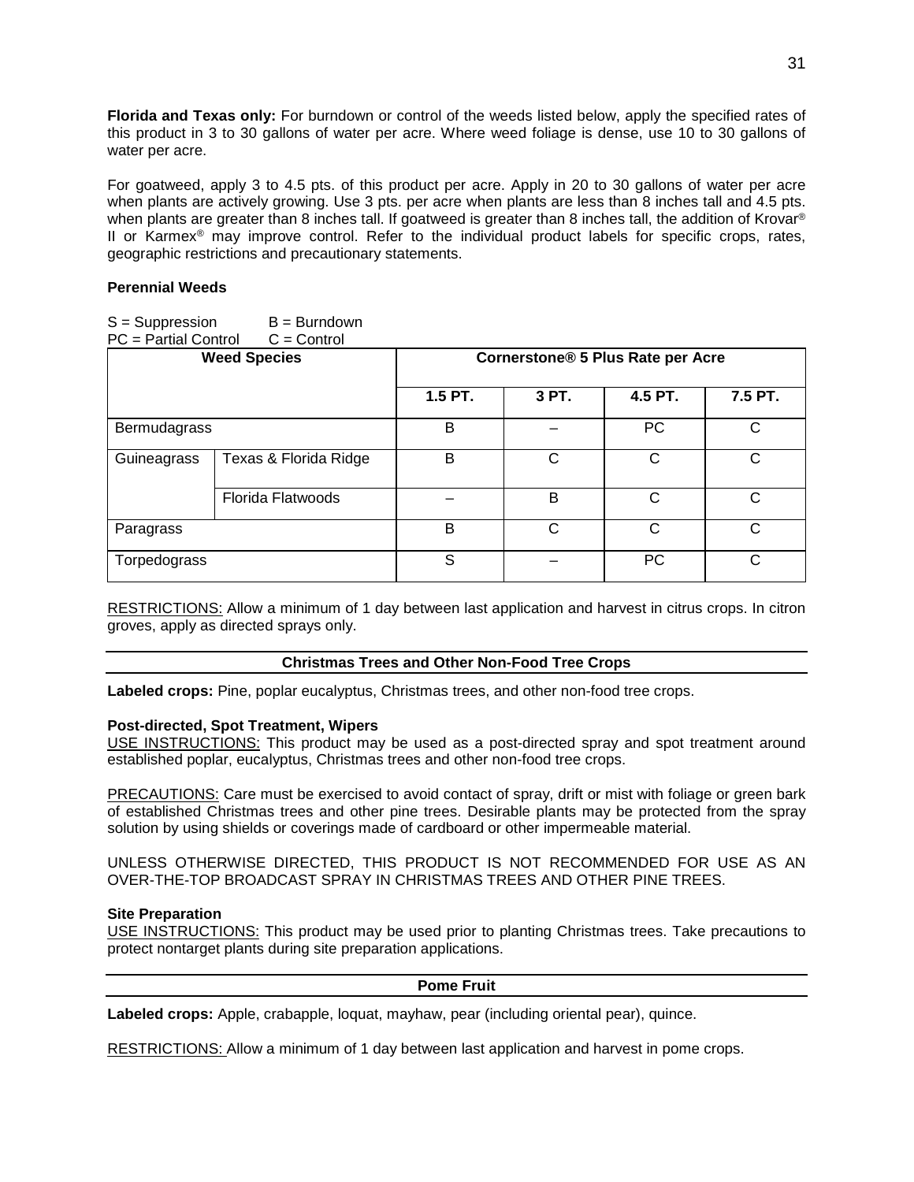**Florida and Texas only:** For burndown or control of the weeds listed below, apply the specified rates of this product in 3 to 30 gallons of water per acre. Where weed foliage is dense, use 10 to 30 gallons of water per acre.

For goatweed, apply 3 to 4.5 pts. of this product per acre. Apply in 20 to 30 gallons of water per acre when plants are actively growing. Use 3 pts. per acre when plants are less than 8 inches tall and 4.5 pts. when plants are greater than 8 inches tall. If goatweed is greater than 8 inches tall, the addition of Krovar® II or Karmex® may improve control. Refer to the individual product labels for specific crops, rates, geographic restrictions and precautionary statements.

**Perennial Weeds**

S = Suppression B = Burndown
PC = Partial Control C = Control

| Weed Species | | Cornerstone® 5 Plus Rate per Acre | | | |
|---|---|---|---|---|---|
| | | 1.5 PT. | 3 PT. | 4.5 PT. | 7.5 PT. |
| Bermudagrass | | B | – | PC | C |
| Guineagrass | Texas & Florida Ridge | B | C | C | C |
| | Florida Flatwoods | – | B | C | C |
| Paragrass | | B | C | C | C |
| Torpedograss | | S | – | PC | C |

RESTRICTIONS: Allow a minimum of 1 day between last application and harvest in citrus crops. In citron groves, apply as directed sprays only.

## Christmas Trees and Other Non-Food Tree Crops

**Labeled crops:** Pine, poplar eucalyptus, Christmas trees, and other non-food tree crops.

**Post-directed, Spot Treatment, Wipers**

USE INSTRUCTIONS: This product may be used as a post-directed spray and spot treatment around established poplar, eucalyptus, Christmas trees and other non-food tree crops.

PRECAUTIONS: Care must be exercised to avoid contact of spray, drift or mist with foliage or green bark of established Christmas trees and other pine trees. Desirable plants may be protected from the spray solution by using shields or coverings made of cardboard or other impermeable material.

UNLESS OTHERWISE DIRECTED, THIS PRODUCT IS NOT RECOMMENDED FOR USE AS AN OVER-THE-TOP BROADCAST SPRAY IN CHRISTMAS TREES AND OTHER PINE TREES.

**Site Preparation**

USE INSTRUCTIONS: This product may be used prior to planting Christmas trees. Take precautions to protect nontarget plants during site preparation applications.

## Pome Fruit

**Labeled crops:** Apple, crabapple, loquat, mayhaw, pear (including oriental pear), quince.

RESTRICTIONS: Allow a minimum of 1 day between last application and harvest in pome crops.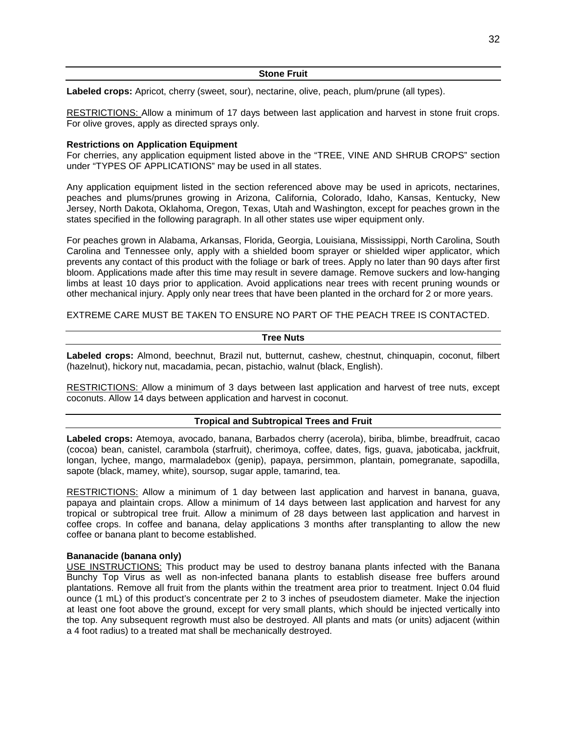## Stone Fruit

**Labeled crops:** Apricot, cherry (sweet, sour), nectarine, olive, peach, plum/prune (all types).

RESTRICTIONS: Allow a minimum of 17 days between last application and harvest in stone fruit crops. For olive groves, apply as directed sprays only.

**Restrictions on Application Equipment**

For cherries, any application equipment listed above in the "TREE, VINE AND SHRUB CROPS" section under "TYPES OF APPLICATIONS" may be used in all states.

Any application equipment listed in the section referenced above may be used in apricots, nectarines, peaches and plums/prunes growing in Arizona, California, Colorado, Idaho, Kansas, Kentucky, New Jersey, North Dakota, Oklahoma, Oregon, Texas, Utah and Washington, except for peaches grown in the states specified in the following paragraph. In all other states use wiper equipment only.

For peaches grown in Alabama, Arkansas, Florida, Georgia, Louisiana, Mississippi, North Carolina, South Carolina and Tennessee only, apply with a shielded boom sprayer or shielded wiper applicator, which prevents any contact of this product with the foliage or bark of trees. Apply no later than 90 days after first bloom. Applications made after this time may result in severe damage. Remove suckers and low-hanging limbs at least 10 days prior to application. Avoid applications near trees with recent pruning wounds or other mechanical injury. Apply only near trees that have been planted in the orchard for 2 or more years.

EXTREME CARE MUST BE TAKEN TO ENSURE NO PART OF THE PEACH TREE IS CONTACTED.

## Tree Nuts

**Labeled crops:** Almond, beechnut, Brazil nut, butternut, cashew, chestnut, chinquapin, coconut, filbert (hazelnut), hickory nut, macadamia, pecan, pistachio, walnut (black, English).

RESTRICTIONS: Allow a minimum of 3 days between last application and harvest of tree nuts, except coconuts. Allow 14 days between application and harvest in coconut.

## Tropical and Subtropical Trees and Fruit

**Labeled crops:** Atemoya, avocado, banana, Barbados cherry (acerola), biriba, blimbe, breadfruit, cacao (cocoa) bean, canistel, carambola (starfruit), cherimoya, coffee, dates, figs, guava, jaboticaba, jackfruit, longan, lychee, mango, marmaladebox (genip), papaya, persimmon, plantain, pomegranate, sapodilla, sapote (black, mamey, white), soursop, sugar apple, tamarind, tea.

RESTRICTIONS: Allow a minimum of 1 day between last application and harvest in banana, guava, papaya and plaintain crops. Allow a minimum of 14 days between last application and harvest for any tropical or subtropical tree fruit. Allow a minimum of 28 days between last application and harvest in coffee crops. In coffee and banana, delay applications 3 months after transplanting to allow the new coffee or banana plant to become established.

**Bananacide (banana only)**

USE INSTRUCTIONS: This product may be used to destroy banana plants infected with the Banana Bunchy Top Virus as well as non-infected banana plants to establish disease free buffers around plantations. Remove all fruit from the plants within the treatment area prior to treatment. Inject 0.04 fluid ounce (1 mL) of this product's concentrate per 2 to 3 inches of pseudostem diameter. Make the injection at least one foot above the ground, except for very small plants, which should be injected vertically into the top. Any subsequent regrowth must also be destroyed. All plants and mats (or units) adjacent (within a 4 foot radius) to a treated mat shall be mechanically destroyed.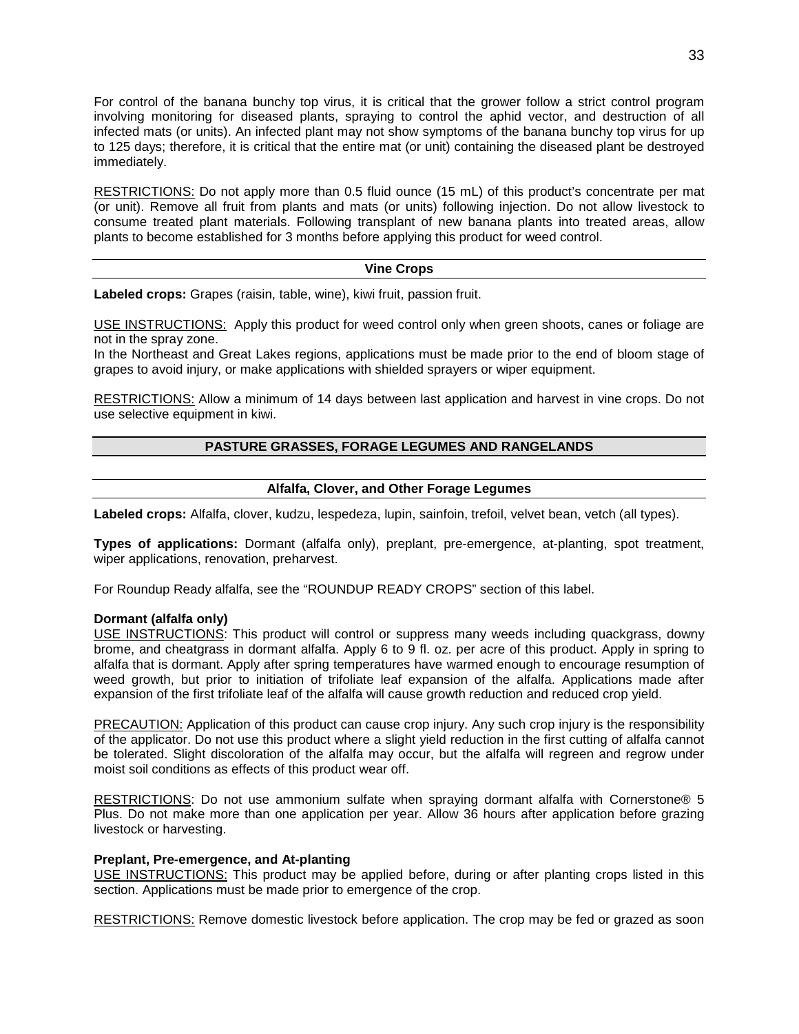For control of the banana bunchy top virus, it is critical that the grower follow a strict control program involving monitoring for diseased plants, spraying to control the aphid vector, and destruction of all infected mats (or units). An infected plant may not show symptoms of the banana bunchy top virus for up to 125 days; therefore, it is critical that the entire mat (or unit) containing the diseased plant be destroyed immediately.

<u>RESTRICTIONS:</u> Do not apply more than 0.5 fluid ounce (15 mL) of this product's concentrate per mat (or unit). Remove all fruit from plants and mats (or units) following injection. Do not allow livestock to consume treated plant materials. Following transplant of new banana plants into treated areas, allow plants to become established for 3 months before applying this product for weed control.

### Vine Crops

**Labeled crops:** Grapes (raisin, table, wine), kiwi fruit, passion fruit.

<u>USE INSTRUCTIONS:</u> Apply this product for weed control only when green shoots, canes or foliage are not in the spray zone.
In the Northeast and Great Lakes regions, applications must be made prior to the end of bloom stage of grapes to avoid injury, or make applications with shielded sprayers or wiper equipment.

<u>RESTRICTIONS:</u> Allow a minimum of 14 days between last application and harvest in vine crops. Do not use selective equipment in kiwi.

## PASTURE GRASSES, FORAGE LEGUMES AND RANGELANDS

### Alfalfa, Clover, and Other Forage Legumes

**Labeled crops:** Alfalfa, clover, kudzu, lespedeza, lupin, sainfoin, trefoil, velvet bean, vetch (all types).

**Types of applications:** Dormant (alfalfa only), preplant, pre-emergence, at-planting, spot treatment, wiper applications, renovation, preharvest.

For Roundup Ready alfalfa, see the "ROUNDUP READY CROPS" section of this label.

**Dormant (alfalfa only)**
<u>USE INSTRUCTIONS</u>: This product will control or suppress many weeds including quackgrass, downy brome, and cheatgrass in dormant alfalfa. Apply 6 to 9 fl. oz. per acre of this product. Apply in spring to alfalfa that is dormant. Apply after spring temperatures have warmed enough to encourage resumption of weed growth, but prior to initiation of trifoliate leaf expansion of the alfalfa. Applications made after expansion of the first trifoliate leaf of the alfalfa will cause growth reduction and reduced crop yield.

<u>PRECAUTION:</u> Application of this product can cause crop injury. Any such crop injury is the responsibility of the applicator. Do not use this product where a slight yield reduction in the first cutting of alfalfa cannot be tolerated. Slight discoloration of the alfalfa may occur, but the alfalfa will regreen and regrow under moist soil conditions as effects of this product wear off.

<u>RESTRICTIONS</u>: Do not use ammonium sulfate when spraying dormant alfalfa with Cornerstone® 5 Plus. Do not make more than one application per year. Allow 36 hours after application before grazing livestock or harvesting.

**Preplant, Pre-emergence, and At-planting**
<u>USE INSTRUCTIONS:</u> This product may be applied before, during or after planting crops listed in this section. Applications must be made prior to emergence of the crop.

<u>RESTRICTIONS:</u> Remove domestic livestock before application. The crop may be fed or grazed as soon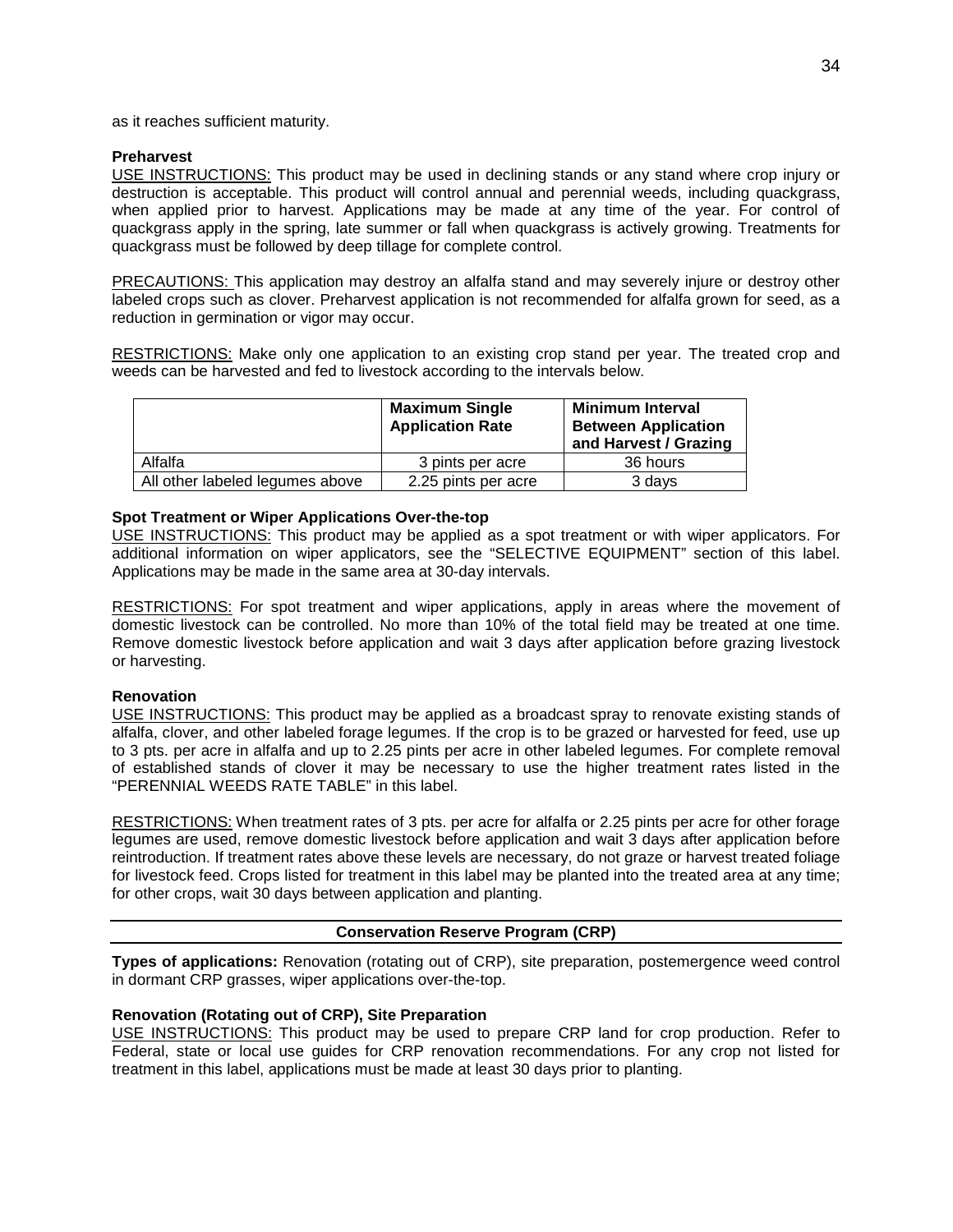as it reaches sufficient maturity.

**Preharvest**

USE INSTRUCTIONS: This product may be used in declining stands or any stand where crop injury or destruction is acceptable. This product will control annual and perennial weeds, including quackgrass, when applied prior to harvest. Applications may be made at any time of the year. For control of quackgrass apply in the spring, late summer or fall when quackgrass is actively growing. Treatments for quackgrass must be followed by deep tillage for complete control.

PRECAUTIONS: This application may destroy an alfalfa stand and may severely injure or destroy other labeled crops such as clover. Preharvest application is not recommended for alfalfa grown for seed, as a reduction in germination or vigor may occur.

RESTRICTIONS: Make only one application to an existing crop stand per year. The treated crop and weeds can be harvested and fed to livestock according to the intervals below.

| | Maximum Single Application Rate | Minimum Interval Between Application and Harvest / Grazing |
|---|---|---|
| Alfalfa | 3 pints per acre | 36 hours |
| All other labeled legumes above | 2.25 pints per acre | 3 days |

**Spot Treatment or Wiper Applications Over-the-top**

USE INSTRUCTIONS: This product may be applied as a spot treatment or with wiper applicators. For additional information on wiper applicators, see the "SELECTIVE EQUIPMENT" section of this label. Applications may be made in the same area at 30-day intervals.

RESTRICTIONS: For spot treatment and wiper applications, apply in areas where the movement of domestic livestock can be controlled. No more than 10% of the total field may be treated at one time. Remove domestic livestock before application and wait 3 days after application before grazing livestock or harvesting.

**Renovation**

USE INSTRUCTIONS: This product may be applied as a broadcast spray to renovate existing stands of alfalfa, clover, and other labeled forage legumes. If the crop is to be grazed or harvested for feed, use up to 3 pts. per acre in alfalfa and up to 2.25 pints per acre in other labeled legumes. For complete removal of established stands of clover it may be necessary to use the higher treatment rates listed in the "PERENNIAL WEEDS RATE TABLE" in this label.

RESTRICTIONS: When treatment rates of 3 pts. per acre for alfalfa or 2.25 pints per acre for other forage legumes are used, remove domestic livestock before application and wait 3 days after application before reintroduction. If treatment rates above these levels are necessary, do not graze or harvest treated foliage for livestock feed. Crops listed for treatment in this label may be planted into the treated area at any time; for other crops, wait 30 days between application and planting.

## Conservation Reserve Program (CRP)

**Types of applications:** Renovation (rotating out of CRP), site preparation, postemergence weed control in dormant CRP grasses, wiper applications over-the-top.

**Renovation (Rotating out of CRP), Site Preparation**

USE INSTRUCTIONS: This product may be used to prepare CRP land for crop production. Refer to Federal, state or local use guides for CRP renovation recommendations. For any crop not listed for treatment in this label, applications must be made at least 30 days prior to planting.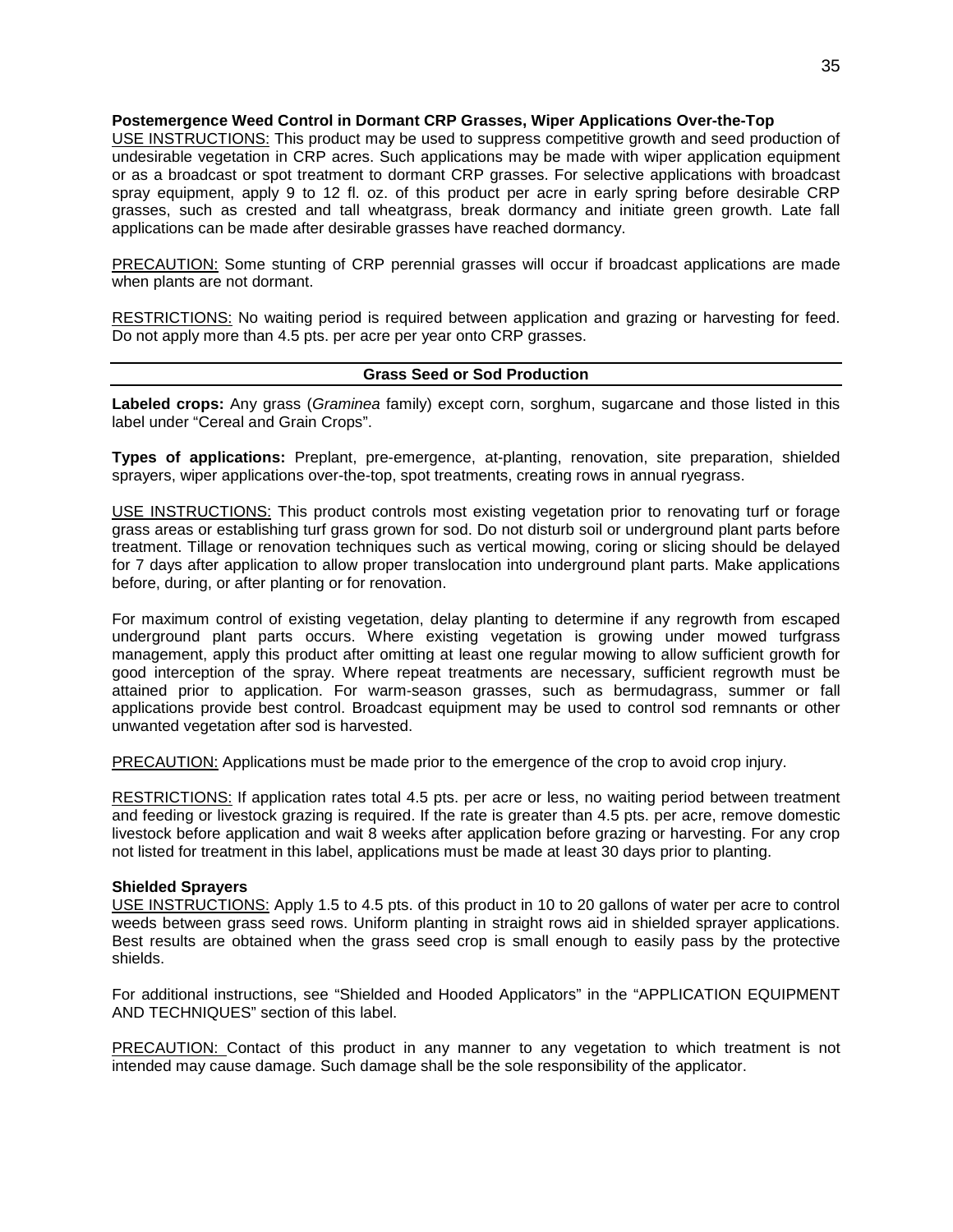**Postemergence Weed Control in Dormant CRP Grasses, Wiper Applications Over-the-Top**

USE INSTRUCTIONS: This product may be used to suppress competitive growth and seed production of undesirable vegetation in CRP acres. Such applications may be made with wiper application equipment or as a broadcast or spot treatment to dormant CRP grasses. For selective applications with broadcast spray equipment, apply 9 to 12 fl. oz. of this product per acre in early spring before desirable CRP grasses, such as crested and tall wheatgrass, break dormancy and initiate green growth. Late fall applications can be made after desirable grasses have reached dormancy.

PRECAUTION: Some stunting of CRP perennial grasses will occur if broadcast applications are made when plants are not dormant.

RESTRICTIONS: No waiting period is required between application and grazing or harvesting for feed. Do not apply more than 4.5 pts. per acre per year onto CRP grasses.

## Grass Seed or Sod Production

**Labeled crops:** Any grass (*Graminea* family) except corn, sorghum, sugarcane and those listed in this label under "Cereal and Grain Crops".

**Types of applications:** Preplant, pre-emergence, at-planting, renovation, site preparation, shielded sprayers, wiper applications over-the-top, spot treatments, creating rows in annual ryegrass.

USE INSTRUCTIONS: This product controls most existing vegetation prior to renovating turf or forage grass areas or establishing turf grass grown for sod. Do not disturb soil or underground plant parts before treatment. Tillage or renovation techniques such as vertical mowing, coring or slicing should be delayed for 7 days after application to allow proper translocation into underground plant parts. Make applications before, during, or after planting or for renovation.

For maximum control of existing vegetation, delay planting to determine if any regrowth from escaped underground plant parts occurs. Where existing vegetation is growing under mowed turfgrass management, apply this product after omitting at least one regular mowing to allow sufficient growth for good interception of the spray. Where repeat treatments are necessary, sufficient regrowth must be attained prior to application. For warm-season grasses, such as bermudagrass, summer or fall applications provide best control. Broadcast equipment may be used to control sod remnants or other unwanted vegetation after sod is harvested.

PRECAUTION: Applications must be made prior to the emergence of the crop to avoid crop injury.

RESTRICTIONS: If application rates total 4.5 pts. per acre or less, no waiting period between treatment and feeding or livestock grazing is required. If the rate is greater than 4.5 pts. per acre, remove domestic livestock before application and wait 8 weeks after application before grazing or harvesting. For any crop not listed for treatment in this label, applications must be made at least 30 days prior to planting.

**Shielded Sprayers**

USE INSTRUCTIONS: Apply 1.5 to 4.5 pts. of this product in 10 to 20 gallons of water per acre to control weeds between grass seed rows. Uniform planting in straight rows aid in shielded sprayer applications. Best results are obtained when the grass seed crop is small enough to easily pass by the protective shields.

For additional instructions, see "Shielded and Hooded Applicators" in the "APPLICATION EQUIPMENT AND TECHNIQUES" section of this label.

PRECAUTION: Contact of this product in any manner to any vegetation to which treatment is not intended may cause damage. Such damage shall be the sole responsibility of the applicator.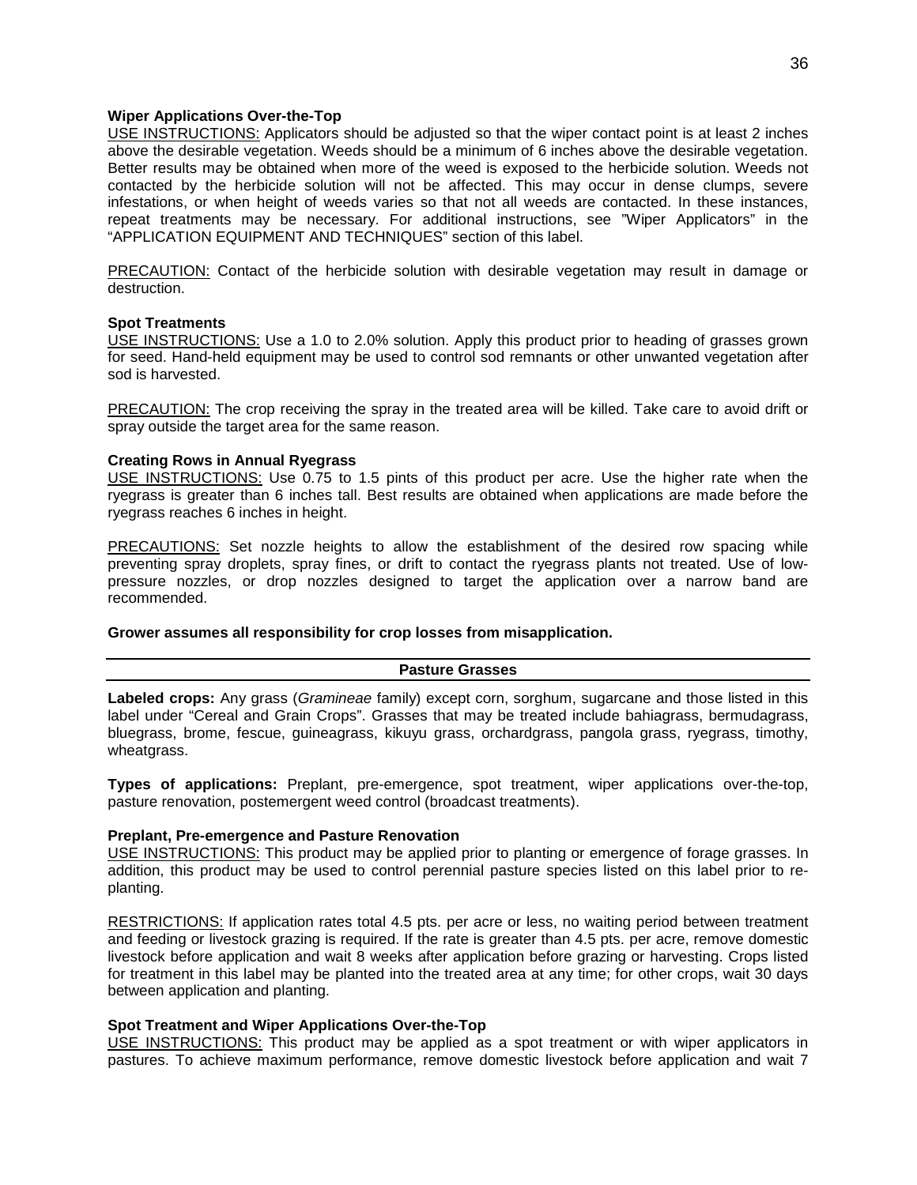**Wiper Applications Over-the-Top**

USE INSTRUCTIONS: Applicators should be adjusted so that the wiper contact point is at least 2 inches above the desirable vegetation. Weeds should be a minimum of 6 inches above the desirable vegetation. Better results may be obtained when more of the weed is exposed to the herbicide solution. Weeds not contacted by the herbicide solution will not be affected. This may occur in dense clumps, severe infestations, or when height of weeds varies so that not all weeds are contacted. In these instances, repeat treatments may be necessary. For additional instructions, see "Wiper Applicators" in the "APPLICATION EQUIPMENT AND TECHNIQUES" section of this label.

PRECAUTION: Contact of the herbicide solution with desirable vegetation may result in damage or destruction.

**Spot Treatments**

USE INSTRUCTIONS: Use a 1.0 to 2.0% solution. Apply this product prior to heading of grasses grown for seed. Hand-held equipment may be used to control sod remnants or other unwanted vegetation after sod is harvested.

PRECAUTION: The crop receiving the spray in the treated area will be killed. Take care to avoid drift or spray outside the target area for the same reason.

**Creating Rows in Annual Ryegrass**

USE INSTRUCTIONS: Use 0.75 to 1.5 pints of this product per acre. Use the higher rate when the ryegrass is greater than 6 inches tall. Best results are obtained when applications are made before the ryegrass reaches 6 inches in height.

PRECAUTIONS: Set nozzle heights to allow the establishment of the desired row spacing while preventing spray droplets, spray fines, or drift to contact the ryegrass plants not treated. Use of low-pressure nozzles, or drop nozzles designed to target the application over a narrow band are recommended.

**Grower assumes all responsibility for crop losses from misapplication.**

## Pasture Grasses

**Labeled crops:** Any grass (*Gramineae* family) except corn, sorghum, sugarcane and those listed in this label under "Cereal and Grain Crops". Grasses that may be treated include bahiagrass, bermudagrass, bluegrass, brome, fescue, guineagrass, kikuyu grass, orchardgrass, pangola grass, ryegrass, timothy, wheatgrass.

**Types of applications:** Preplant, pre-emergence, spot treatment, wiper applications over-the-top, pasture renovation, postemergent weed control (broadcast treatments).

**Preplant, Pre-emergence and Pasture Renovation**

USE INSTRUCTIONS: This product may be applied prior to planting or emergence of forage grasses. In addition, this product may be used to control perennial pasture species listed on this label prior to re-planting.

RESTRICTIONS: If application rates total 4.5 pts. per acre or less, no waiting period between treatment and feeding or livestock grazing is required. If the rate is greater than 4.5 pts. per acre, remove domestic livestock before application and wait 8 weeks after application before grazing or harvesting. Crops listed for treatment in this label may be planted into the treated area at any time; for other crops, wait 30 days between application and planting.

**Spot Treatment and Wiper Applications Over-the-Top**

USE INSTRUCTIONS: This product may be applied as a spot treatment or with wiper applicators in pastures. To achieve maximum performance, remove domestic livestock before application and wait 7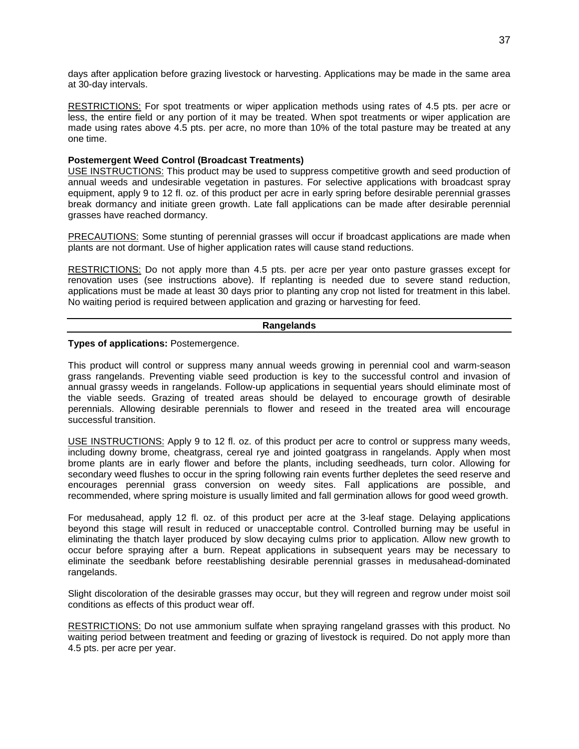days after application before grazing livestock or harvesting. Applications may be made in the same area at 30-day intervals.

RESTRICTIONS: For spot treatments or wiper application methods using rates of 4.5 pts. per acre or less, the entire field or any portion of it may be treated. When spot treatments or wiper application are made using rates above 4.5 pts. per acre, no more than 10% of the total pasture may be treated at any one time.

**Postemergent Weed Control (Broadcast Treatments)**

USE INSTRUCTIONS: This product may be used to suppress competitive growth and seed production of annual weeds and undesirable vegetation in pastures. For selective applications with broadcast spray equipment, apply 9 to 12 fl. oz. of this product per acre in early spring before desirable perennial grasses break dormancy and initiate green growth. Late fall applications can be made after desirable perennial grasses have reached dormancy.

PRECAUTIONS: Some stunting of perennial grasses will occur if broadcast applications are made when plants are not dormant. Use of higher application rates will cause stand reductions.

RESTRICTIONS: Do not apply more than 4.5 pts. per acre per year onto pasture grasses except for renovation uses (see instructions above). If replanting is needed due to severe stand reduction, applications must be made at least 30 days prior to planting any crop not listed for treatment in this label. No waiting period is required between application and grazing or harvesting for feed.

## Rangelands

**Types of applications:** Postemergence.

This product will control or suppress many annual weeds growing in perennial cool and warm-season grass rangelands. Preventing viable seed production is key to the successful control and invasion of annual grassy weeds in rangelands. Follow-up applications in sequential years should eliminate most of the viable seeds. Grazing of treated areas should be delayed to encourage growth of desirable perennials. Allowing desirable perennials to flower and reseed in the treated area will encourage successful transition.

USE INSTRUCTIONS: Apply 9 to 12 fl. oz. of this product per acre to control or suppress many weeds, including downy brome, cheatgrass, cereal rye and jointed goatgrass in rangelands. Apply when most brome plants are in early flower and before the plants, including seedheads, turn color. Allowing for secondary weed flushes to occur in the spring following rain events further depletes the seed reserve and encourages perennial grass conversion on weedy sites. Fall applications are possible, and recommended, where spring moisture is usually limited and fall germination allows for good weed growth.

For medusahead, apply 12 fl. oz. of this product per acre at the 3-leaf stage. Delaying applications beyond this stage will result in reduced or unacceptable control. Controlled burning may be useful in eliminating the thatch layer produced by slow decaying culms prior to application. Allow new growth to occur before spraying after a burn. Repeat applications in subsequent years may be necessary to eliminate the seedbank before reestablishing desirable perennial grasses in medusahead-dominated rangelands.

Slight discoloration of the desirable grasses may occur, but they will regreen and regrow under moist soil conditions as effects of this product wear off.

RESTRICTIONS: Do not use ammonium sulfate when spraying rangeland grasses with this product. No waiting period between treatment and feeding or grazing of livestock is required. Do not apply more than 4.5 pts. per acre per year.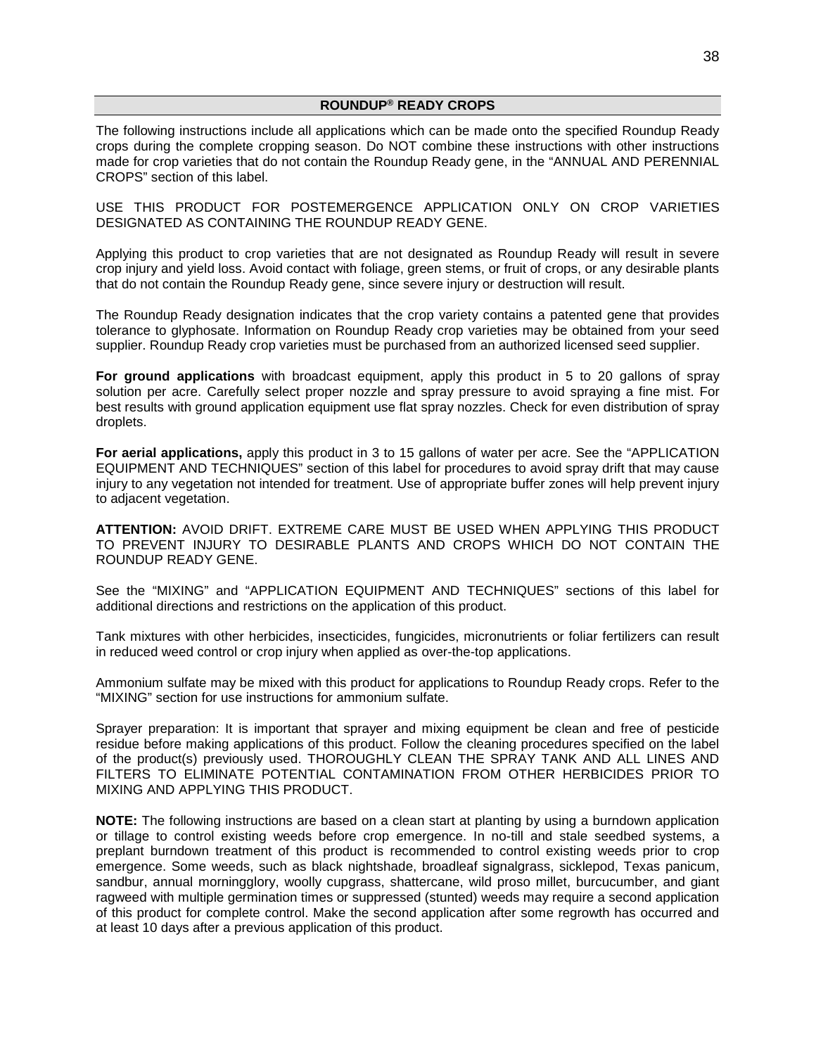## ROUNDUP® READY CROPS

The following instructions include all applications which can be made onto the specified Roundup Ready crops during the complete cropping season. Do NOT combine these instructions with other instructions made for crop varieties that do not contain the Roundup Ready gene, in the "ANNUAL AND PERENNIAL CROPS" section of this label.

USE THIS PRODUCT FOR POSTEMERGENCE APPLICATION ONLY ON CROP VARIETIES DESIGNATED AS CONTAINING THE ROUNDUP READY GENE.

Applying this product to crop varieties that are not designated as Roundup Ready will result in severe crop injury and yield loss. Avoid contact with foliage, green stems, or fruit of crops, or any desirable plants that do not contain the Roundup Ready gene, since severe injury or destruction will result.

The Roundup Ready designation indicates that the crop variety contains a patented gene that provides tolerance to glyphosate. Information on Roundup Ready crop varieties may be obtained from your seed supplier. Roundup Ready crop varieties must be purchased from an authorized licensed seed supplier.

**For ground applications** with broadcast equipment, apply this product in 5 to 20 gallons of spray solution per acre. Carefully select proper nozzle and spray pressure to avoid spraying a fine mist. For best results with ground application equipment use flat spray nozzles. Check for even distribution of spray droplets.

**For aerial applications,** apply this product in 3 to 15 gallons of water per acre. See the "APPLICATION EQUIPMENT AND TECHNIQUES" section of this label for procedures to avoid spray drift that may cause injury to any vegetation not intended for treatment. Use of appropriate buffer zones will help prevent injury to adjacent vegetation.

**ATTENTION:** AVOID DRIFT. EXTREME CARE MUST BE USED WHEN APPLYING THIS PRODUCT TO PREVENT INJURY TO DESIRABLE PLANTS AND CROPS WHICH DO NOT CONTAIN THE ROUNDUP READY GENE.

See the "MIXING" and "APPLICATION EQUIPMENT AND TECHNIQUES" sections of this label for additional directions and restrictions on the application of this product.

Tank mixtures with other herbicides, insecticides, fungicides, micronutrients or foliar fertilizers can result in reduced weed control or crop injury when applied as over-the-top applications.

Ammonium sulfate may be mixed with this product for applications to Roundup Ready crops. Refer to the "MIXING" section for use instructions for ammonium sulfate.

Sprayer preparation: It is important that sprayer and mixing equipment be clean and free of pesticide residue before making applications of this product. Follow the cleaning procedures specified on the label of the product(s) previously used. THOROUGHLY CLEAN THE SPRAY TANK AND ALL LINES AND FILTERS TO ELIMINATE POTENTIAL CONTAMINATION FROM OTHER HERBICIDES PRIOR TO MIXING AND APPLYING THIS PRODUCT.

**NOTE:** The following instructions are based on a clean start at planting by using a burndown application or tillage to control existing weeds before crop emergence. In no-till and stale seedbed systems, a preplant burndown treatment of this product is recommended to control existing weeds prior to crop emergence. Some weeds, such as black nightshade, broadleaf signalgrass, sicklepod, Texas panicum, sandbur, annual morningglory, woolly cupgrass, shattercane, wild proso millet, burcucumber, and giant ragweed with multiple germination times or suppressed (stunted) weeds may require a second application of this product for complete control. Make the second application after some regrowth has occurred and at least 10 days after a previous application of this product.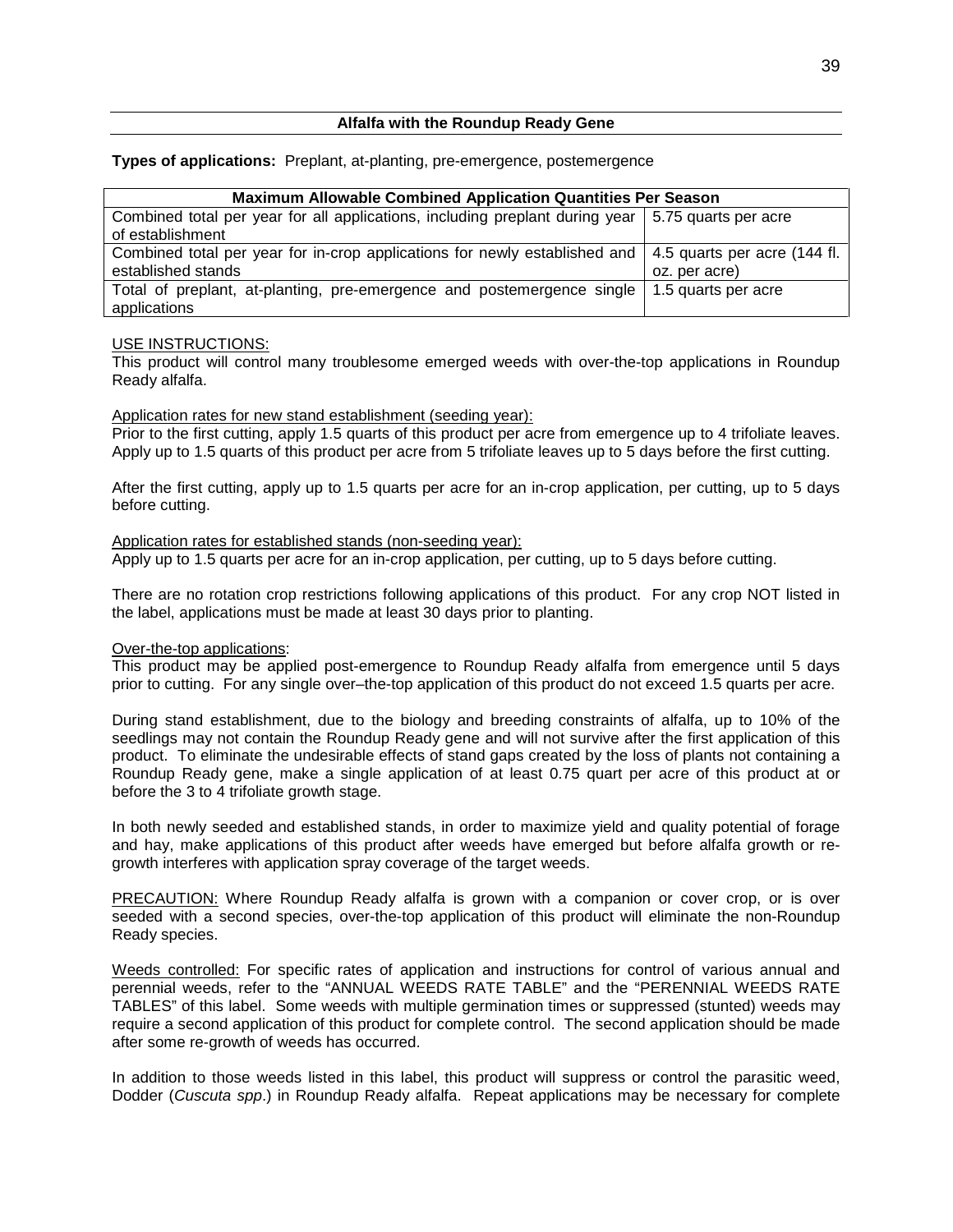## Alfalfa with the Roundup Ready Gene

**Types of applications:** Preplant, at-planting, pre-emergence, postemergence

| Maximum Allowable Combined Application Quantities Per Season | |
|---|---|
| Combined total per year for all applications, including preplant during year of establishment | 5.75 quarts per acre |
| Combined total per year for in-crop applications for newly established and established stands | 4.5 quarts per acre (144 fl. oz. per acre) |
| Total of preplant, at-planting, pre-emergence and postemergence single applications | 1.5 quarts per acre |

USE INSTRUCTIONS:

This product will control many troublesome emerged weeds with over-the-top applications in Roundup Ready alfalfa.

Application rates for new stand establishment (seeding year):

Prior to the first cutting, apply 1.5 quarts of this product per acre from emergence up to 4 trifoliate leaves. Apply up to 1.5 quarts of this product per acre from 5 trifoliate leaves up to 5 days before the first cutting.

After the first cutting, apply up to 1.5 quarts per acre for an in-crop application, per cutting, up to 5 days before cutting.

Application rates for established stands (non-seeding year):

Apply up to 1.5 quarts per acre for an in-crop application, per cutting, up to 5 days before cutting.

There are no rotation crop restrictions following applications of this product. For any crop NOT listed in the label, applications must be made at least 30 days prior to planting.

Over-the-top applications:

This product may be applied post-emergence to Roundup Ready alfalfa from emergence until 5 days prior to cutting. For any single over–the-top application of this product do not exceed 1.5 quarts per acre.

During stand establishment, due to the biology and breeding constraints of alfalfa, up to 10% of the seedlings may not contain the Roundup Ready gene and will not survive after the first application of this product. To eliminate the undesirable effects of stand gaps created by the loss of plants not containing a Roundup Ready gene, make a single application of at least 0.75 quart per acre of this product at or before the 3 to 4 trifoliate growth stage.

In both newly seeded and established stands, in order to maximize yield and quality potential of forage and hay, make applications of this product after weeds have emerged but before alfalfa growth or re-growth interferes with application spray coverage of the target weeds.

PRECAUTION: Where Roundup Ready alfalfa is grown with a companion or cover crop, or is over seeded with a second species, over-the-top application of this product will eliminate the non-Roundup Ready species.

Weeds controlled: For specific rates of application and instructions for control of various annual and perennial weeds, refer to the "ANNUAL WEEDS RATE TABLE" and the "PERENNIAL WEEDS RATE TABLES" of this label. Some weeds with multiple germination times or suppressed (stunted) weeds may require a second application of this product for complete control. The second application should be made after some re-growth of weeds has occurred.

In addition to those weeds listed in this label, this product will suppress or control the parasitic weed, Dodder (*Cuscuta spp*.) in Roundup Ready alfalfa. Repeat applications may be necessary for complete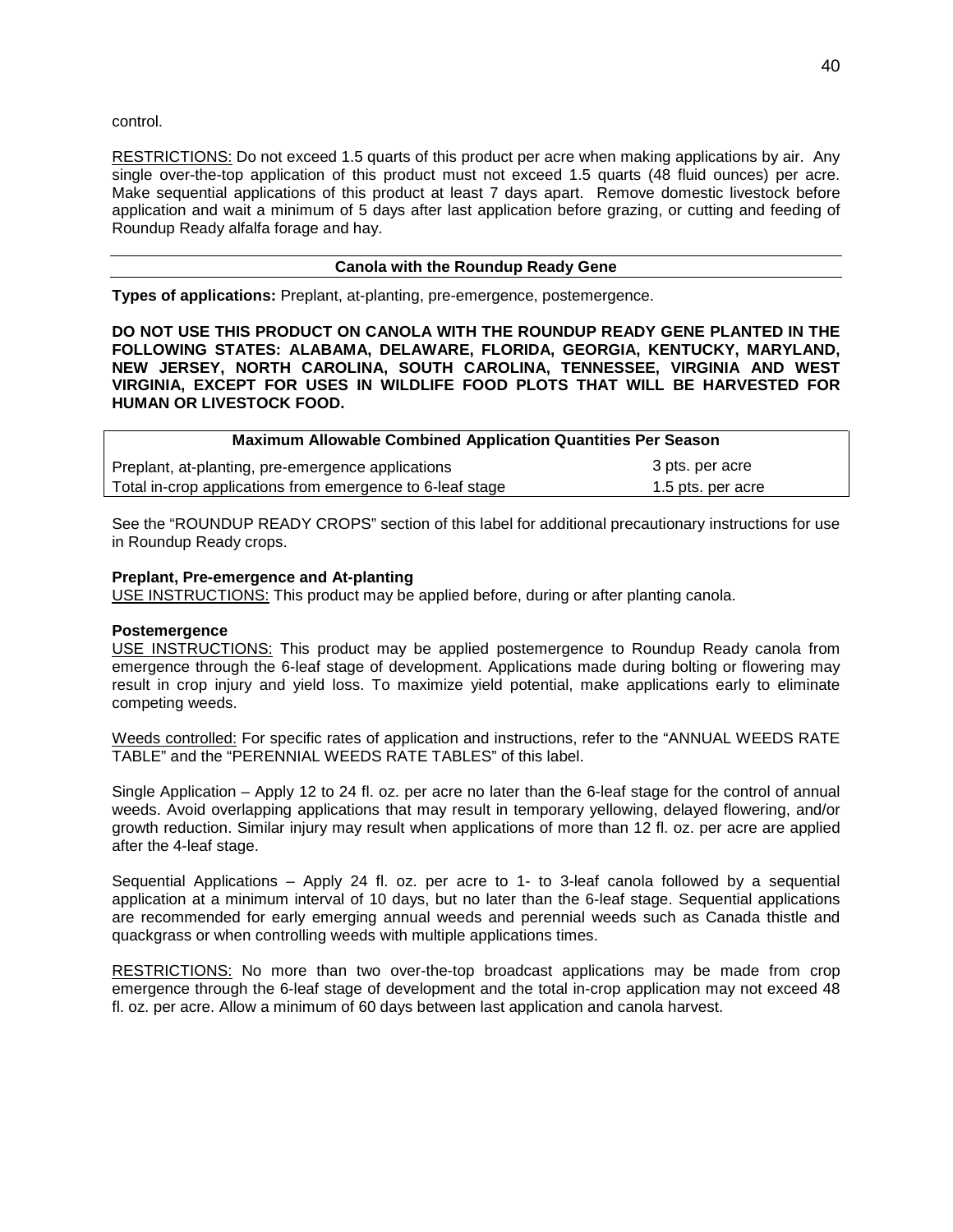control.

RESTRICTIONS: Do not exceed 1.5 quarts of this product per acre when making applications by air. Any single over-the-top application of this product must not exceed 1.5 quarts (48 fluid ounces) per acre. Make sequential applications of this product at least 7 days apart. Remove domestic livestock before application and wait a minimum of 5 days after last application before grazing, or cutting and feeding of Roundup Ready alfalfa forage and hay.

## Canola with the Roundup Ready Gene

**Types of applications:** Preplant, at-planting, pre-emergence, postemergence.

**DO NOT USE THIS PRODUCT ON CANOLA WITH THE ROUNDUP READY GENE PLANTED IN THE FOLLOWING STATES: ALABAMA, DELAWARE, FLORIDA, GEORGIA, KENTUCKY, MARYLAND, NEW JERSEY, NORTH CAROLINA, SOUTH CAROLINA, TENNESSEE, VIRGINIA AND WEST VIRGINIA, EXCEPT FOR USES IN WILDLIFE FOOD PLOTS THAT WILL BE HARVESTED FOR HUMAN OR LIVESTOCK FOOD.**

| Maximum Allowable Combined Application Quantities Per Season | |
|---|---|
| Preplant, at-planting, pre-emergence applications | 3 pts. per acre |
| Total in-crop applications from emergence to 6-leaf stage | 1.5 pts. per acre |

See the "ROUNDUP READY CROPS" section of this label for additional precautionary instructions for use in Roundup Ready crops.

**Preplant, Pre-emergence and At-planting**

USE INSTRUCTIONS: This product may be applied before, during or after planting canola.

**Postemergence**

USE INSTRUCTIONS: This product may be applied postemergence to Roundup Ready canola from emergence through the 6-leaf stage of development. Applications made during bolting or flowering may result in crop injury and yield loss. To maximize yield potential, make applications early to eliminate competing weeds.

Weeds controlled: For specific rates of application and instructions, refer to the "ANNUAL WEEDS RATE TABLE" and the "PERENNIAL WEEDS RATE TABLES" of this label.

Single Application – Apply 12 to 24 fl. oz. per acre no later than the 6-leaf stage for the control of annual weeds. Avoid overlapping applications that may result in temporary yellowing, delayed flowering, and/or growth reduction. Similar injury may result when applications of more than 12 fl. oz. per acre are applied after the 4-leaf stage.

Sequential Applications – Apply 24 fl. oz. per acre to 1- to 3-leaf canola followed by a sequential application at a minimum interval of 10 days, but no later than the 6-leaf stage. Sequential applications are recommended for early emerging annual weeds and perennial weeds such as Canada thistle and quackgrass or when controlling weeds with multiple applications times.

RESTRICTIONS: No more than two over-the-top broadcast applications may be made from crop emergence through the 6-leaf stage of development and the total in-crop application may not exceed 48 fl. oz. per acre. Allow a minimum of 60 days between last application and canola harvest.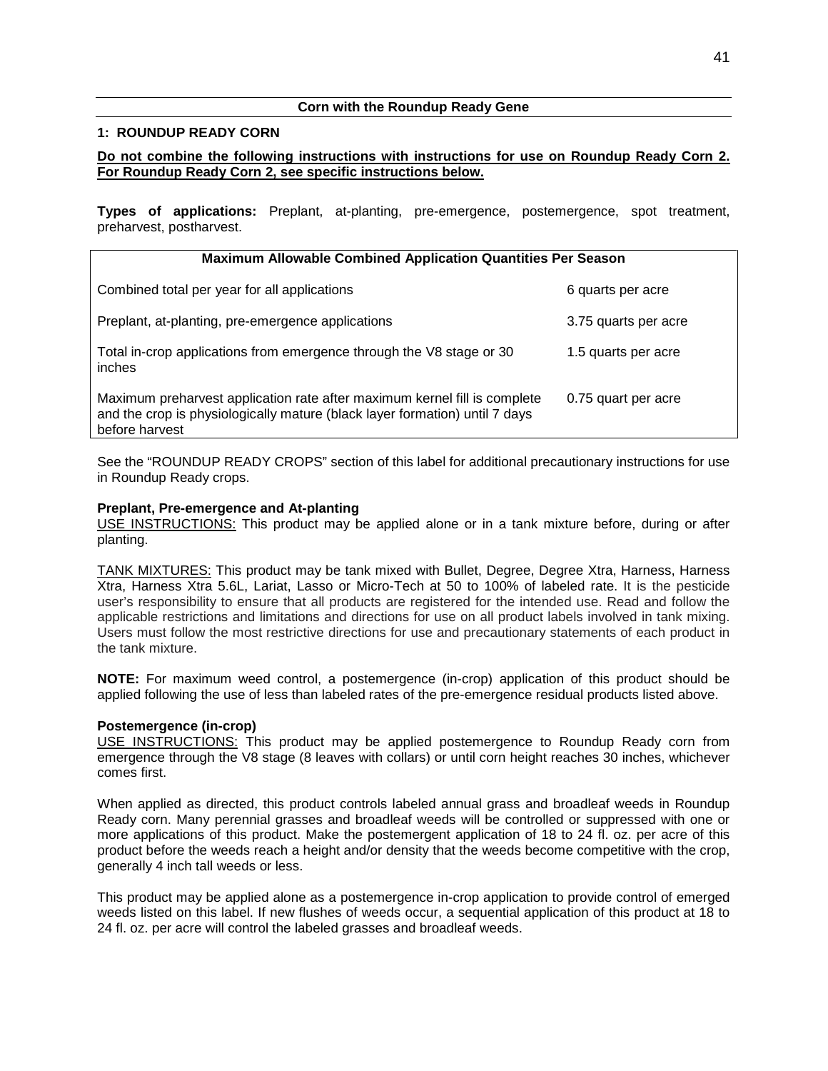## Corn with the Roundup Ready Gene

### 1: ROUNDUP READY CORN

**Do not combine the following instructions with instructions for use on Roundup Ready Corn 2. For Roundup Ready Corn 2, see specific instructions below.**

**Types of applications:** Preplant, at-planting, pre-emergence, postemergence, spot treatment, preharvest, postharvest.

| Maximum Allowable Combined Application Quantities Per Season | |
|---|---|
| Combined total per year for all applications | 6 quarts per acre |
| Preplant, at-planting, pre-emergence applications | 3.75 quarts per acre |
| Total in-crop applications from emergence through the V8 stage or 30 inches | 1.5 quarts per acre |
| Maximum preharvest application rate after maximum kernel fill is complete and the crop is physiologically mature (black layer formation) until 7 days before harvest | 0.75 quart per acre |

See the "ROUNDUP READY CROPS" section of this label for additional precautionary instructions for use in Roundup Ready crops.

**Preplant, Pre-emergence and At-planting**

USE INSTRUCTIONS: This product may be applied alone or in a tank mixture before, during or after planting.

TANK MIXTURES: This product may be tank mixed with Bullet, Degree, Degree Xtra, Harness, Harness Xtra, Harness Xtra 5.6L, Lariat, Lasso or Micro-Tech at 50 to 100% of labeled rate. It is the pesticide user's responsibility to ensure that all products are registered for the intended use. Read and follow the applicable restrictions and limitations and directions for use on all product labels involved in tank mixing. Users must follow the most restrictive directions for use and precautionary statements of each product in the tank mixture.

**NOTE:** For maximum weed control, a postemergence (in-crop) application of this product should be applied following the use of less than labeled rates of the pre-emergence residual products listed above.

**Postemergence (in-crop)**

USE INSTRUCTIONS: This product may be applied postemergence to Roundup Ready corn from emergence through the V8 stage (8 leaves with collars) or until corn height reaches 30 inches, whichever comes first.

When applied as directed, this product controls labeled annual grass and broadleaf weeds in Roundup Ready corn. Many perennial grasses and broadleaf weeds will be controlled or suppressed with one or more applications of this product. Make the postemergent application of 18 to 24 fl. oz. per acre of this product before the weeds reach a height and/or density that the weeds become competitive with the crop, generally 4 inch tall weeds or less.

This product may be applied alone as a postemergence in-crop application to provide control of emerged weeds listed on this label. If new flushes of weeds occur, a sequential application of this product at 18 to 24 fl. oz. per acre will control the labeled grasses and broadleaf weeds.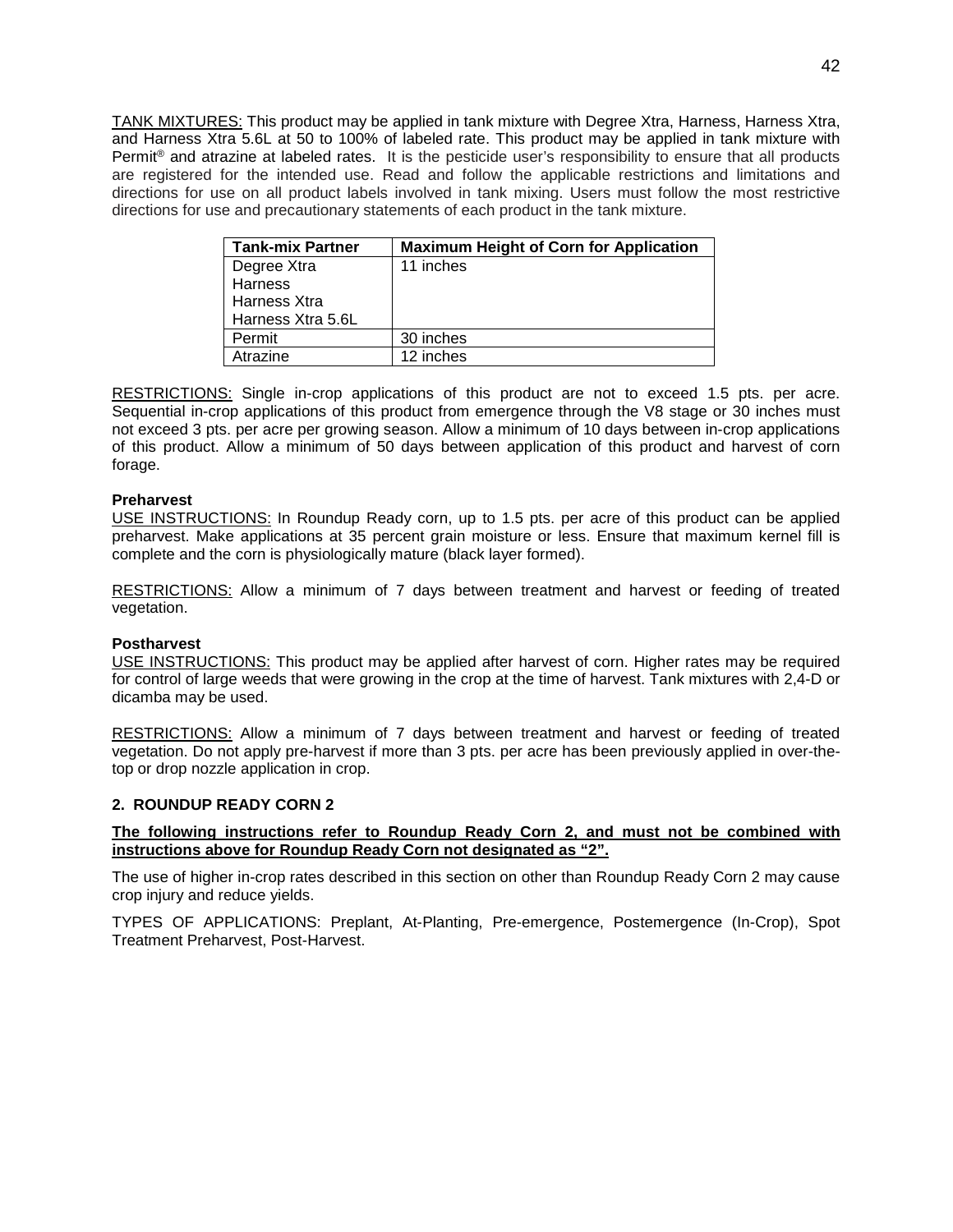TANK MIXTURES: This product may be applied in tank mixture with Degree Xtra, Harness, Harness Xtra, and Harness Xtra 5.6L at 50 to 100% of labeled rate. This product may be applied in tank mixture with Permit® and atrazine at labeled rates. It is the pesticide user's responsibility to ensure that all products are registered for the intended use. Read and follow the applicable restrictions and limitations and directions for use on all product labels involved in tank mixing. Users must follow the most restrictive directions for use and precautionary statements of each product in the tank mixture.

| Tank-mix Partner | Maximum Height of Corn for Application |
| --- | --- |
| Degree Xtra<br>Harness<br>Harness Xtra<br>Harness Xtra 5.6L | 11 inches |
| Permit | 30 inches |
| Atrazine | 12 inches |

RESTRICTIONS: Single in-crop applications of this product are not to exceed 1.5 pts. per acre. Sequential in-crop applications of this product from emergence through the V8 stage or 30 inches must not exceed 3 pts. per acre per growing season. Allow a minimum of 10 days between in-crop applications of this product. Allow a minimum of 50 days between application of this product and harvest of corn forage.

**Preharvest**

USE INSTRUCTIONS: In Roundup Ready corn, up to 1.5 pts. per acre of this product can be applied preharvest. Make applications at 35 percent grain moisture or less. Ensure that maximum kernel fill is complete and the corn is physiologically mature (black layer formed).

RESTRICTIONS: Allow a minimum of 7 days between treatment and harvest or feeding of treated vegetation.

**Postharvest**

USE INSTRUCTIONS: This product may be applied after harvest of corn. Higher rates may be required for control of large weeds that were growing in the crop at the time of harvest. Tank mixtures with 2,4-D or dicamba may be used.

RESTRICTIONS: Allow a minimum of 7 days between treatment and harvest or feeding of treated vegetation. Do not apply pre-harvest if more than 3 pts. per acre has been previously applied in over-the-top or drop nozzle application in crop.

### 2. ROUNDUP READY CORN 2

**The following instructions refer to Roundup Ready Corn 2, and must not be combined with instructions above for Roundup Ready Corn not designated as "2".**

The use of higher in-crop rates described in this section on other than Roundup Ready Corn 2 may cause crop injury and reduce yields.

TYPES OF APPLICATIONS: Preplant, At-Planting, Pre-emergence, Postemergence (In-Crop), Spot Treatment Preharvest, Post-Harvest.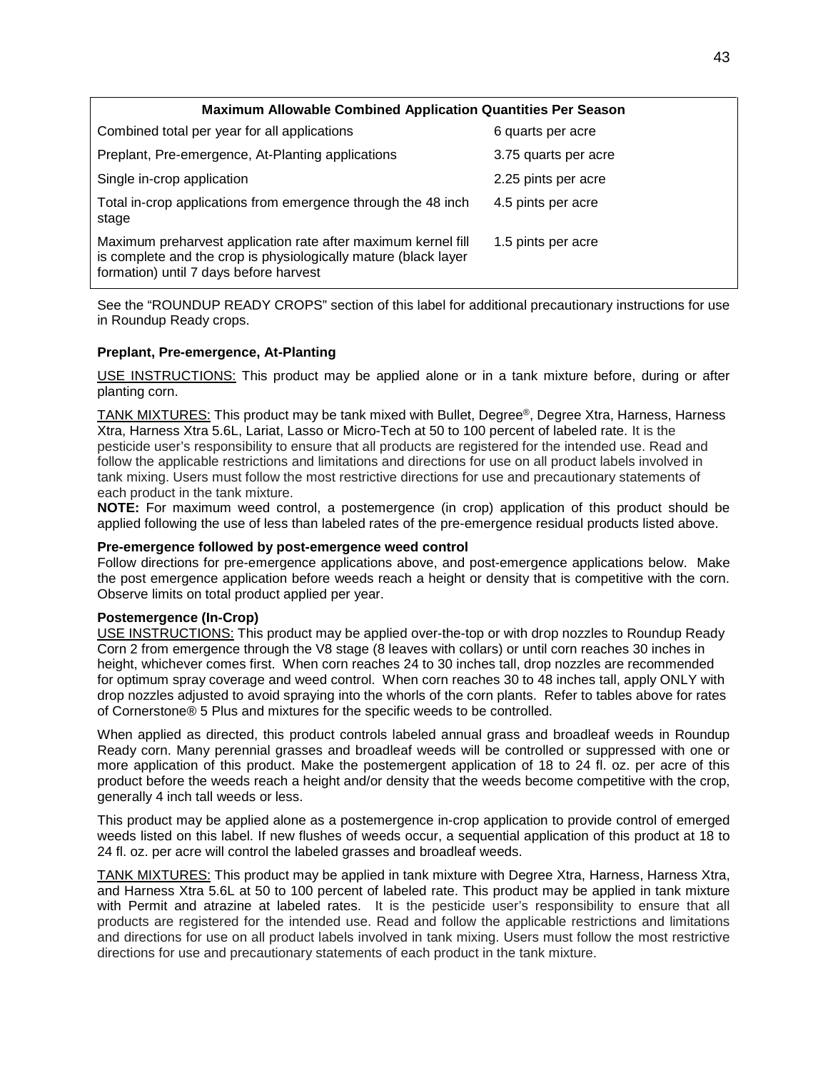| Maximum Allowable Combined Application Quantities Per Season | |
|---|---|
| Combined total per year for all applications | 6 quarts per acre |
| Preplant, Pre-emergence, At-Planting applications | 3.75 quarts per acre |
| Single in-crop application | 2.25 pints per acre |
| Total in-crop applications from emergence through the 48 inch stage | 4.5 pints per acre |
| Maximum preharvest application rate after maximum kernel fill is complete and the crop is physiologically mature (black layer formation) until 7 days before harvest | 1.5 pints per acre |

See the "ROUNDUP READY CROPS" section of this label for additional precautionary instructions for use in Roundup Ready crops.

**Preplant, Pre-emergence, At-Planting**

USE INSTRUCTIONS: This product may be applied alone or in a tank mixture before, during or after planting corn.

TANK MIXTURES: This product may be tank mixed with Bullet, Degree®, Degree Xtra, Harness, Harness Xtra, Harness Xtra 5.6L, Lariat, Lasso or Micro-Tech at 50 to 100 percent of labeled rate. It is the pesticide user's responsibility to ensure that all products are registered for the intended use. Read and follow the applicable restrictions and limitations and directions for use on all product labels involved in tank mixing. Users must follow the most restrictive directions for use and precautionary statements of each product in the tank mixture.

**NOTE:** For maximum weed control, a postemergence (in crop) application of this product should be applied following the use of less than labeled rates of the pre-emergence residual products listed above.

**Pre-emergence followed by post-emergence weed control**

Follow directions for pre-emergence applications above, and post-emergence applications below. Make the post emergence application before weeds reach a height or density that is competitive with the corn. Observe limits on total product applied per year.

**Postemergence (In-Crop)**

USE INSTRUCTIONS: This product may be applied over-the-top or with drop nozzles to Roundup Ready Corn 2 from emergence through the V8 stage (8 leaves with collars) or until corn reaches 30 inches in height, whichever comes first. When corn reaches 24 to 30 inches tall, drop nozzles are recommended for optimum spray coverage and weed control. When corn reaches 30 to 48 inches tall, apply ONLY with drop nozzles adjusted to avoid spraying into the whorls of the corn plants. Refer to tables above for rates of Cornerstone® 5 Plus and mixtures for the specific weeds to be controlled.

When applied as directed, this product controls labeled annual grass and broadleaf weeds in Roundup Ready corn. Many perennial grasses and broadleaf weeds will be controlled or suppressed with one or more application of this product. Make the postemergent application of 18 to 24 fl. oz. per acre of this product before the weeds reach a height and/or density that the weeds become competitive with the crop, generally 4 inch tall weeds or less.

This product may be applied alone as a postemergence in-crop application to provide control of emerged weeds listed on this label. If new flushes of weeds occur, a sequential application of this product at 18 to 24 fl. oz. per acre will control the labeled grasses and broadleaf weeds.

TANK MIXTURES: This product may be applied in tank mixture with Degree Xtra, Harness, Harness Xtra, and Harness Xtra 5.6L at 50 to 100 percent of labeled rate. This product may be applied in tank mixture with Permit and atrazine at labeled rates. It is the pesticide user's responsibility to ensure that all products are registered for the intended use. Read and follow the applicable restrictions and limitations and directions for use on all product labels involved in tank mixing. Users must follow the most restrictive directions for use and precautionary statements of each product in the tank mixture.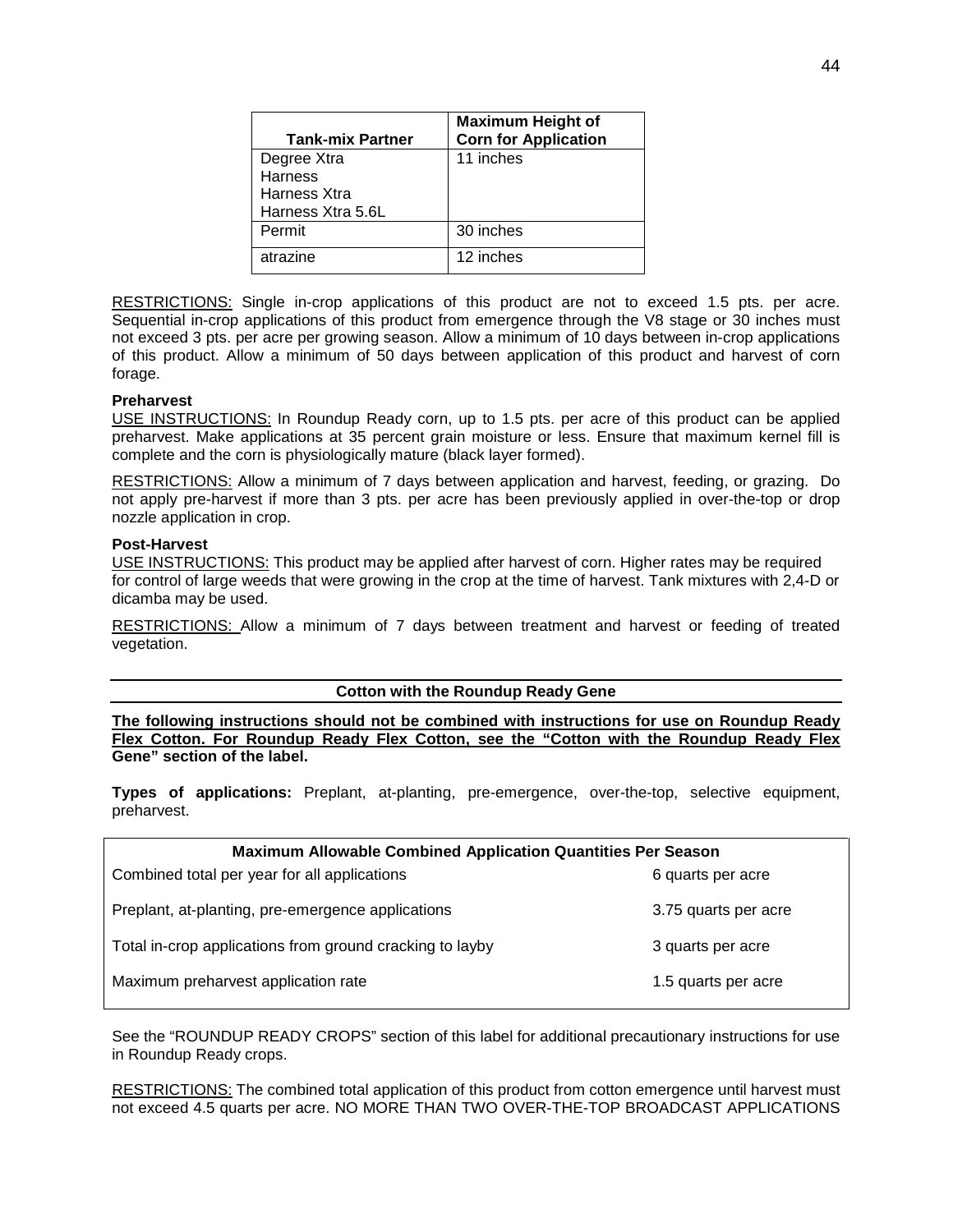| Tank-mix Partner | Maximum Height of Corn for Application |
| --- | --- |
| Degree Xtra<br>Harness<br>Harness Xtra<br>Harness Xtra 5.6L | 11 inches |
| Permit | 30 inches |
| atrazine | 12 inches |

<u>RESTRICTIONS:</u> Single in-crop applications of this product are not to exceed 1.5 pts. per acre. Sequential in-crop applications of this product from emergence through the V8 stage or 30 inches must not exceed 3 pts. per acre per growing season. Allow a minimum of 10 days between in-crop applications of this product. Allow a minimum of 50 days between application of this product and harvest of corn forage.

**Preharvest**

<u>USE INSTRUCTIONS:</u> In Roundup Ready corn, up to 1.5 pts. per acre of this product can be applied preharvest. Make applications at 35 percent grain moisture or less. Ensure that maximum kernel fill is complete and the corn is physiologically mature (black layer formed).

<u>RESTRICTIONS:</u> Allow a minimum of 7 days between application and harvest, feeding, or grazing. Do not apply pre-harvest if more than 3 pts. per acre has been previously applied in over-the-top or drop nozzle application in crop.

**Post-Harvest**

<u>USE INSTRUCTIONS:</u> This product may be applied after harvest of corn. Higher rates may be required for control of large weeds that were growing in the crop at the time of harvest. Tank mixtures with 2,4-D or dicamba may be used.

<u>RESTRICTIONS:</u> Allow a minimum of 7 days between treatment and harvest or feeding of treated vegetation.

## Cotton with the Roundup Ready Gene

**<u>The following instructions should not be combined with instructions for use on Roundup Ready Flex Cotton. For Roundup Ready Flex Cotton, see the "Cotton with the Roundup Ready Flex Gene" section of the label.</u>**

**Types of applications:** Preplant, at-planting, pre-emergence, over-the-top, selective equipment, preharvest.

| Maximum Allowable Combined Application Quantities Per Season | |
| --- | --- |
| Combined total per year for all applications | 6 quarts per acre |
| Preplant, at-planting, pre-emergence applications | 3.75 quarts per acre |
| Total in-crop applications from ground cracking to layby | 3 quarts per acre |
| Maximum preharvest application rate | 1.5 quarts per acre |

See the "ROUNDUP READY CROPS" section of this label for additional precautionary instructions for use in Roundup Ready crops.

<u>RESTRICTIONS:</u> The combined total application of this product from cotton emergence until harvest must not exceed 4.5 quarts per acre. NO MORE THAN TWO OVER-THE-TOP BROADCAST APPLICATIONS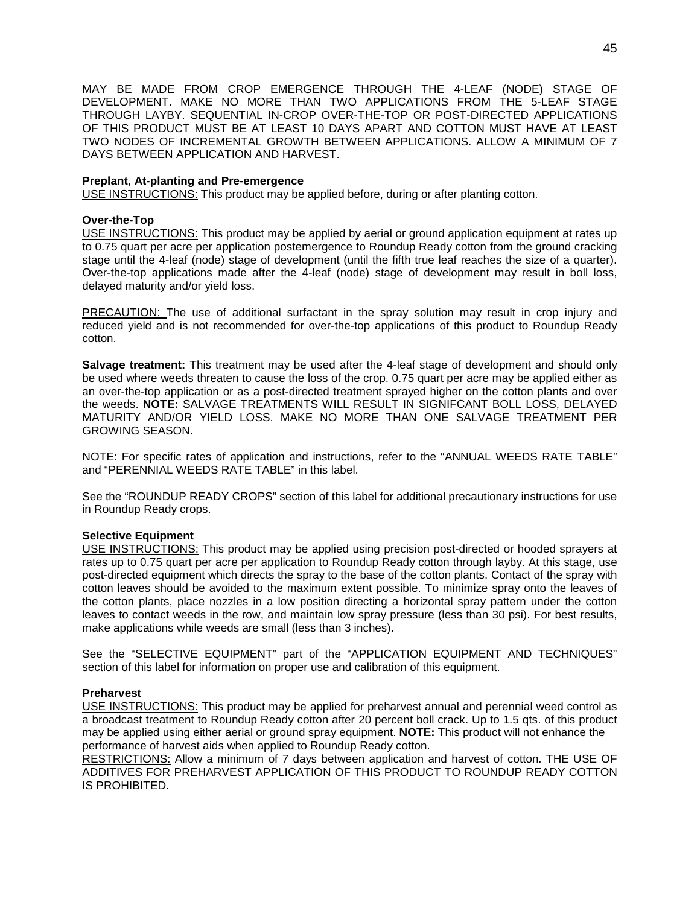MAY BE MADE FROM CROP EMERGENCE THROUGH THE 4-LEAF (NODE) STAGE OF DEVELOPMENT. MAKE NO MORE THAN TWO APPLICATIONS FROM THE 5-LEAF STAGE THROUGH LAYBY. SEQUENTIAL IN-CROP OVER-THE-TOP OR POST-DIRECTED APPLICATIONS OF THIS PRODUCT MUST BE AT LEAST 10 DAYS APART AND COTTON MUST HAVE AT LEAST TWO NODES OF INCREMENTAL GROWTH BETWEEN APPLICATIONS. ALLOW A MINIMUM OF 7 DAYS BETWEEN APPLICATION AND HARVEST.

**Preplant, At-planting and Pre-emergence**

USE INSTRUCTIONS: This product may be applied before, during or after planting cotton.

**Over-the-Top**

USE INSTRUCTIONS: This product may be applied by aerial or ground application equipment at rates up to 0.75 quart per acre per application postemergence to Roundup Ready cotton from the ground cracking stage until the 4-leaf (node) stage of development (until the fifth true leaf reaches the size of a quarter). Over-the-top applications made after the 4-leaf (node) stage of development may result in boll loss, delayed maturity and/or yield loss.

PRECAUTION: The use of additional surfactant in the spray solution may result in crop injury and reduced yield and is not recommended for over-the-top applications of this product to Roundup Ready cotton.

**Salvage treatment:** This treatment may be used after the 4-leaf stage of development and should only be used where weeds threaten to cause the loss of the crop. 0.75 quart per acre may be applied either as an over-the-top application or as a post-directed treatment sprayed higher on the cotton plants and over the weeds. **NOTE:** SALVAGE TREATMENTS WILL RESULT IN SIGNIFCANT BOLL LOSS, DELAYED MATURITY AND/OR YIELD LOSS. MAKE NO MORE THAN ONE SALVAGE TREATMENT PER GROWING SEASON.

NOTE: For specific rates of application and instructions, refer to the "ANNUAL WEEDS RATE TABLE" and "PERENNIAL WEEDS RATE TABLE" in this label.

See the "ROUNDUP READY CROPS" section of this label for additional precautionary instructions for use in Roundup Ready crops.

**Selective Equipment**

USE INSTRUCTIONS: This product may be applied using precision post-directed or hooded sprayers at rates up to 0.75 quart per acre per application to Roundup Ready cotton through layby. At this stage, use post-directed equipment which directs the spray to the base of the cotton plants. Contact of the spray with cotton leaves should be avoided to the maximum extent possible. To minimize spray onto the leaves of the cotton plants, place nozzles in a low position directing a horizontal spray pattern under the cotton leaves to contact weeds in the row, and maintain low spray pressure (less than 30 psi). For best results, make applications while weeds are small (less than 3 inches).

See the "SELECTIVE EQUIPMENT" part of the "APPLICATION EQUIPMENT AND TECHNIQUES" section of this label for information on proper use and calibration of this equipment.

**Preharvest**

USE INSTRUCTIONS: This product may be applied for preharvest annual and perennial weed control as a broadcast treatment to Roundup Ready cotton after 20 percent boll crack. Up to 1.5 qts. of this product may be applied using either aerial or ground spray equipment. **NOTE:** This product will not enhance the performance of harvest aids when applied to Roundup Ready cotton.

RESTRICTIONS: Allow a minimum of 7 days between application and harvest of cotton. THE USE OF ADDITIVES FOR PREHARVEST APPLICATION OF THIS PRODUCT TO ROUNDUP READY COTTON IS PROHIBITED.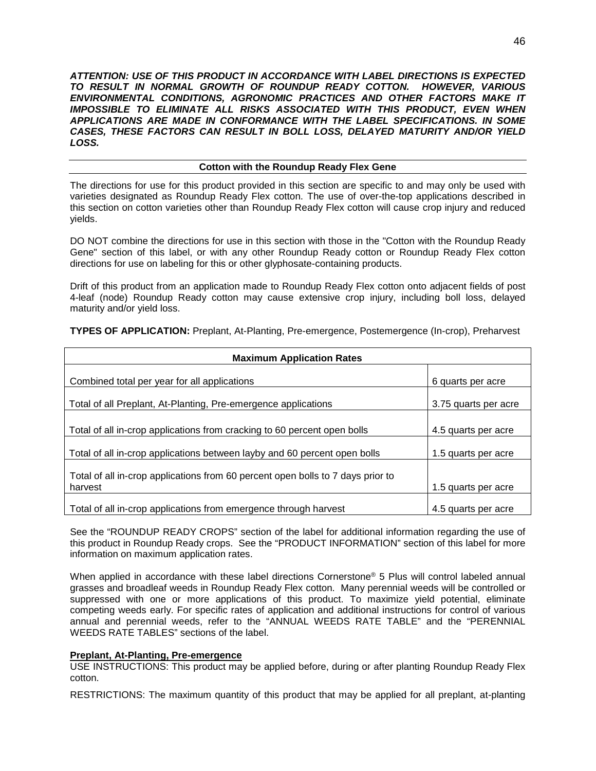***ATTENTION: USE OF THIS PRODUCT IN ACCORDANCE WITH LABEL DIRECTIONS IS EXPECTED TO RESULT IN NORMAL GROWTH OF ROUNDUP READY COTTON. HOWEVER, VARIOUS ENVIRONMENTAL CONDITIONS, AGRONOMIC PRACTICES AND OTHER FACTORS MAKE IT IMPOSSIBLE TO ELIMINATE ALL RISKS ASSOCIATED WITH THIS PRODUCT, EVEN WHEN APPLICATIONS ARE MADE IN CONFORMANCE WITH THE LABEL SPECIFICATIONS. IN SOME CASES, THESE FACTORS CAN RESULT IN BOLL LOSS, DELAYED MATURITY AND/OR YIELD LOSS.***

## Cotton with the Roundup Ready Flex Gene

The directions for use for this product provided in this section are specific to and may only be used with varieties designated as Roundup Ready Flex cotton. The use of over-the-top applications described in this section on cotton varieties other than Roundup Ready Flex cotton will cause crop injury and reduced yields.

DO NOT combine the directions for use in this section with those in the "Cotton with the Roundup Ready Gene" section of this label, or with any other Roundup Ready cotton or Roundup Ready Flex cotton directions for use on labeling for this or other glyphosate-containing products.

Drift of this product from an application made to Roundup Ready Flex cotton onto adjacent fields of post 4-leaf (node) Roundup Ready cotton may cause extensive crop injury, including boll loss, delayed maturity and/or yield loss.

**TYPES OF APPLICATION:** Preplant, At-Planting, Pre-emergence, Postemergence (In-crop), Preharvest

| Maximum Application Rates | |
|---|---|
| Combined total per year for all applications | 6 quarts per acre |
| Total of all Preplant, At-Planting, Pre-emergence applications | 3.75 quarts per acre |
| Total of all in-crop applications from cracking to 60 percent open bolls | 4.5 quarts per acre |
| Total of all in-crop applications between layby and 60 percent open bolls | 1.5 quarts per acre |
| Total of all in-crop applications from 60 percent open bolls to 7 days prior to harvest | 1.5 quarts per acre |
| Total of all in-crop applications from emergence through harvest | 4.5 quarts per acre |

See the "ROUNDUP READY CROPS" section of the label for additional information regarding the use of this product in Roundup Ready crops. See the "PRODUCT INFORMATION" section of this label for more information on maximum application rates.

When applied in accordance with these label directions Cornerstone® 5 Plus will control labeled annual grasses and broadleaf weeds in Roundup Ready Flex cotton. Many perennial weeds will be controlled or suppressed with one or more applications of this product. To maximize yield potential, eliminate competing weeds early. For specific rates of application and additional instructions for control of various annual and perennial weeds, refer to the "ANNUAL WEEDS RATE TABLE" and the "PERENNIAL WEEDS RATE TABLES" sections of the label.

**Preplant, At-Planting, Pre-emergence**

USE INSTRUCTIONS: This product may be applied before, during or after planting Roundup Ready Flex cotton.

RESTRICTIONS: The maximum quantity of this product that may be applied for all preplant, at-planting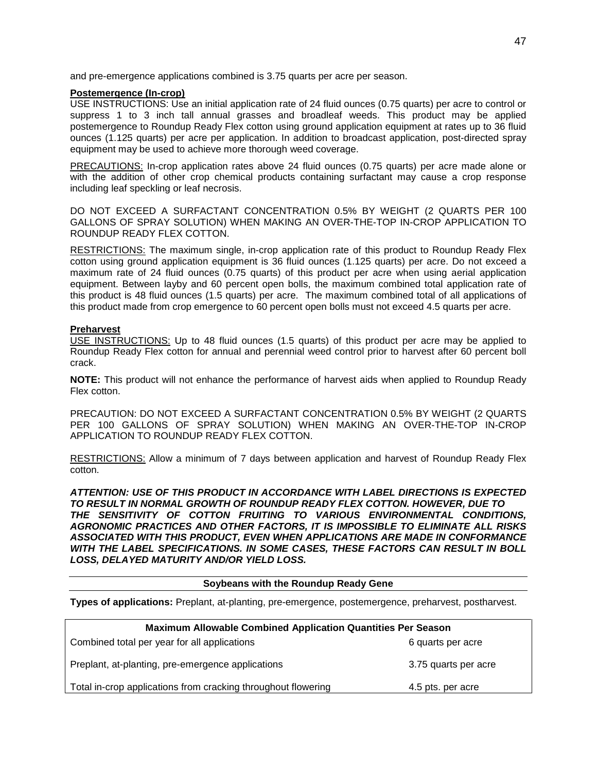and pre-emergence applications combined is 3.75 quarts per acre per season.

**Postemergence (In-crop)**

USE INSTRUCTIONS: Use an initial application rate of 24 fluid ounces (0.75 quarts) per acre to control or suppress 1 to 3 inch tall annual grasses and broadleaf weeds. This product may be applied postemergence to Roundup Ready Flex cotton using ground application equipment at rates up to 36 fluid ounces (1.125 quarts) per acre per application. In addition to broadcast application, post-directed spray equipment may be used to achieve more thorough weed coverage.

PRECAUTIONS: In-crop application rates above 24 fluid ounces (0.75 quarts) per acre made alone or with the addition of other crop chemical products containing surfactant may cause a crop response including leaf speckling or leaf necrosis.

DO NOT EXCEED A SURFACTANT CONCENTRATION 0.5% BY WEIGHT (2 QUARTS PER 100 GALLONS OF SPRAY SOLUTION) WHEN MAKING AN OVER-THE-TOP IN-CROP APPLICATION TO ROUNDUP READY FLEX COTTON.

RESTRICTIONS: The maximum single, in-crop application rate of this product to Roundup Ready Flex cotton using ground application equipment is 36 fluid ounces (1.125 quarts) per acre. Do not exceed a maximum rate of 24 fluid ounces (0.75 quarts) of this product per acre when using aerial application equipment. Between layby and 60 percent open bolls, the maximum combined total application rate of this product is 48 fluid ounces (1.5 quarts) per acre. The maximum combined total of all applications of this product made from crop emergence to 60 percent open bolls must not exceed 4.5 quarts per acre.

**Preharvest**

USE INSTRUCTIONS: Up to 48 fluid ounces (1.5 quarts) of this product per acre may be applied to Roundup Ready Flex cotton for annual and perennial weed control prior to harvest after 60 percent boll crack.

**NOTE:** This product will not enhance the performance of harvest aids when applied to Roundup Ready Flex cotton.

PRECAUTION: DO NOT EXCEED A SURFACTANT CONCENTRATION 0.5% BY WEIGHT (2 QUARTS PER 100 GALLONS OF SPRAY SOLUTION) WHEN MAKING AN OVER-THE-TOP IN-CROP APPLICATION TO ROUNDUP READY FLEX COTTON.

RESTRICTIONS: Allow a minimum of 7 days between application and harvest of Roundup Ready Flex cotton.

***ATTENTION: USE OF THIS PRODUCT IN ACCORDANCE WITH LABEL DIRECTIONS IS EXPECTED TO RESULT IN NORMAL GROWTH OF ROUNDUP READY FLEX COTTON. HOWEVER, DUE TO THE SENSITIVITY OF COTTON FRUITING TO VARIOUS ENVIRONMENTAL CONDITIONS, AGRONOMIC PRACTICES AND OTHER FACTORS, IT IS IMPOSSIBLE TO ELIMINATE ALL RISKS ASSOCIATED WITH THIS PRODUCT, EVEN WHEN APPLICATIONS ARE MADE IN CONFORMANCE WITH THE LABEL SPECIFICATIONS. IN SOME CASES, THESE FACTORS CAN RESULT IN BOLL LOSS, DELAYED MATURITY AND/OR YIELD LOSS.***

## Soybeans with the Roundup Ready Gene

**Types of applications:** Preplant, at-planting, pre-emergence, postemergence, preharvest, postharvest.

| Maximum Allowable Combined Application Quantities Per Season | |
|---|---|
| Combined total per year for all applications | 6 quarts per acre |
| Preplant, at-planting, pre-emergence applications | 3.75 quarts per acre |
| Total in-crop applications from cracking throughout flowering | 4.5 pts. per acre |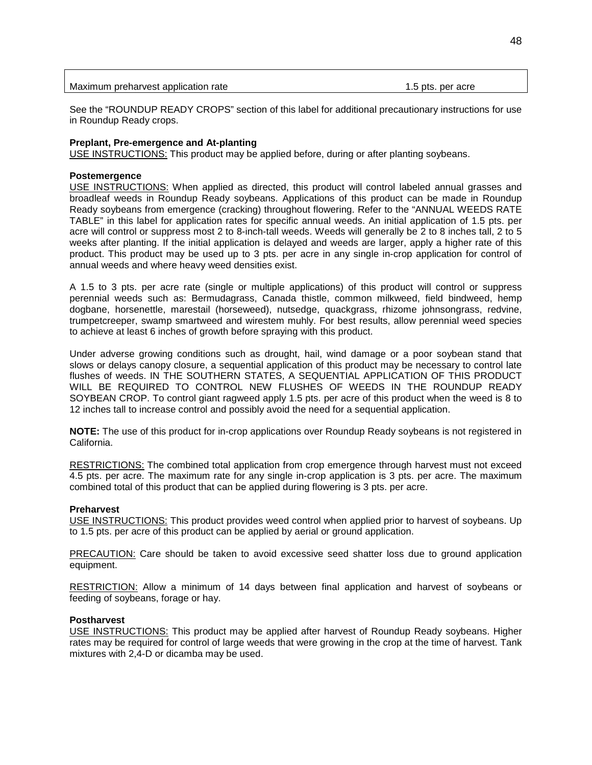| Maximum preharvest application rate | 1.5 pts. per acre |
|---|---|

See the "ROUNDUP READY CROPS" section of this label for additional precautionary instructions for use in Roundup Ready crops.

**Preplant, Pre-emergence and At-planting**

USE INSTRUCTIONS: This product may be applied before, during or after planting soybeans.

**Postemergence**

USE INSTRUCTIONS: When applied as directed, this product will control labeled annual grasses and broadleaf weeds in Roundup Ready soybeans. Applications of this product can be made in Roundup Ready soybeans from emergence (cracking) throughout flowering. Refer to the "ANNUAL WEEDS RATE TABLE" in this label for application rates for specific annual weeds. An initial application of 1.5 pts. per acre will control or suppress most 2 to 8-inch-tall weeds. Weeds will generally be 2 to 8 inches tall, 2 to 5 weeks after planting. If the initial application is delayed and weeds are larger, apply a higher rate of this product. This product may be used up to 3 pts. per acre in any single in-crop application for control of annual weeds and where heavy weed densities exist.

A 1.5 to 3 pts. per acre rate (single or multiple applications) of this product will control or suppress perennial weeds such as: Bermudagrass, Canada thistle, common milkweed, field bindweed, hemp dogbane, horsenettle, marestail (horseweed), nutsedge, quackgrass, rhizome johnsongrass, redvine, trumpetcreeper, swamp smartweed and wirestem muhly. For best results, allow perennial weed species to achieve at least 6 inches of growth before spraying with this product.

Under adverse growing conditions such as drought, hail, wind damage or a poor soybean stand that slows or delays canopy closure, a sequential application of this product may be necessary to control late flushes of weeds. IN THE SOUTHERN STATES, A SEQUENTIAL APPLICATION OF THIS PRODUCT WILL BE REQUIRED TO CONTROL NEW FLUSHES OF WEEDS IN THE ROUNDUP READY SOYBEAN CROP. To control giant ragweed apply 1.5 pts. per acre of this product when the weed is 8 to 12 inches tall to increase control and possibly avoid the need for a sequential application.

**NOTE:** The use of this product for in-crop applications over Roundup Ready soybeans is not registered in California.

RESTRICTIONS: The combined total application from crop emergence through harvest must not exceed 4.5 pts. per acre. The maximum rate for any single in-crop application is 3 pts. per acre. The maximum combined total of this product that can be applied during flowering is 3 pts. per acre.

**Preharvest**

USE INSTRUCTIONS: This product provides weed control when applied prior to harvest of soybeans. Up to 1.5 pts. per acre of this product can be applied by aerial or ground application.

PRECAUTION: Care should be taken to avoid excessive seed shatter loss due to ground application equipment.

RESTRICTION: Allow a minimum of 14 days between final application and harvest of soybeans or feeding of soybeans, forage or hay.

**Postharvest**

USE INSTRUCTIONS: This product may be applied after harvest of Roundup Ready soybeans. Higher rates may be required for control of large weeds that were growing in the crop at the time of harvest. Tank mixtures with 2,4-D or dicamba may be used.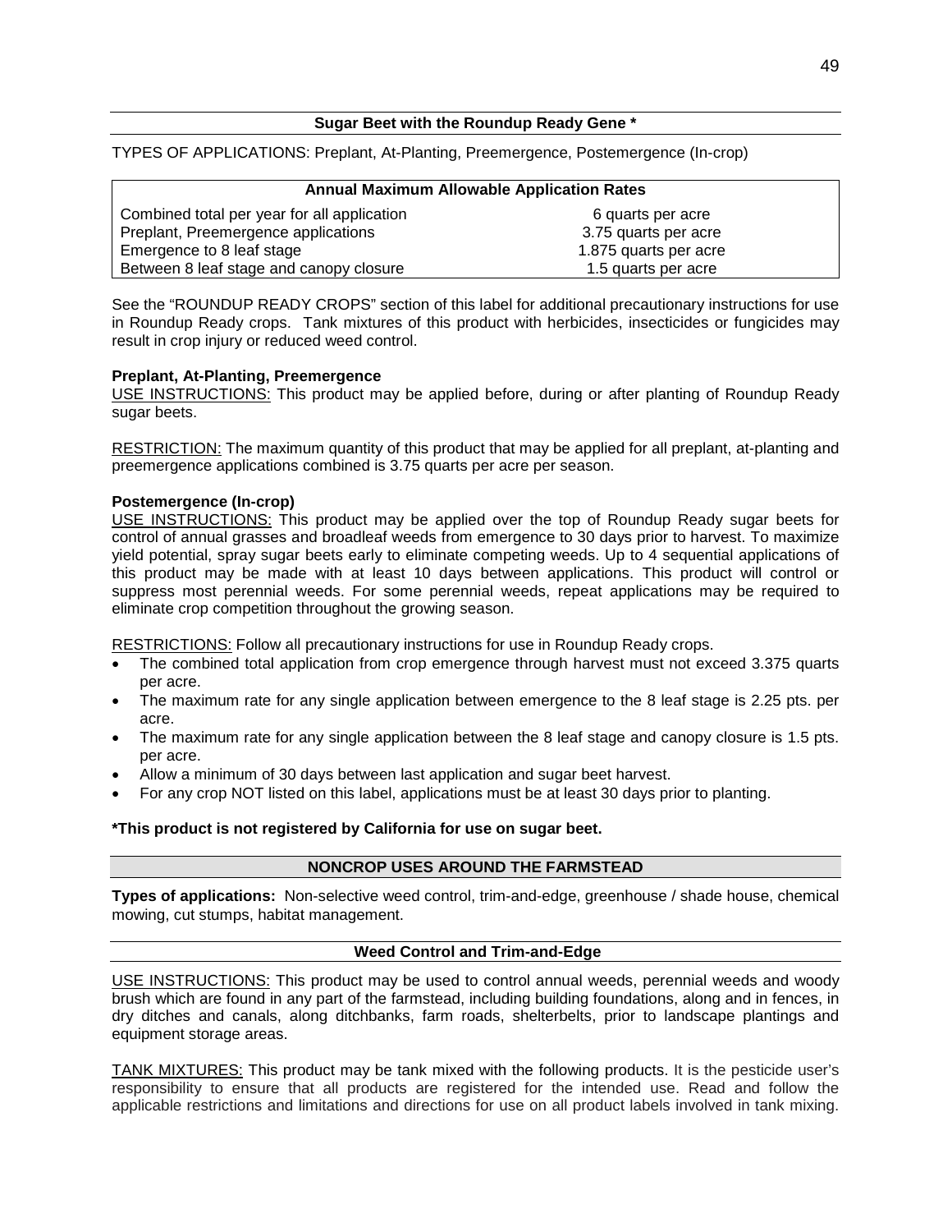### Sugar Beet with the Roundup Ready Gene *

TYPES OF APPLICATIONS: Preplant, At-Planting, Preemergence, Postemergence (In-crop)

| Annual Maximum Allowable Application Rates | |
|---|---|
| Combined total per year for all application | 6 quarts per acre |
| Preplant, Preemergence applications | 3.75 quarts per acre |
| Emergence to 8 leaf stage | 1.875 quarts per acre |
| Between 8 leaf stage and canopy closure | 1.5 quarts per acre |

See the "ROUNDUP READY CROPS" section of this label for additional precautionary instructions for use in Roundup Ready crops. Tank mixtures of this product with herbicides, insecticides or fungicides may result in crop injury or reduced weed control.

**Preplant, At-Planting, Preemergence**

USE INSTRUCTIONS: This product may be applied before, during or after planting of Roundup Ready sugar beets.

RESTRICTION: The maximum quantity of this product that may be applied for all preplant, at-planting and preemergence applications combined is 3.75 quarts per acre per season.

**Postemergence (In-crop)**

USE INSTRUCTIONS: This product may be applied over the top of Roundup Ready sugar beets for control of annual grasses and broadleaf weeds from emergence to 30 days prior to harvest. To maximize yield potential, spray sugar beets early to eliminate competing weeds. Up to 4 sequential applications of this product may be made with at least 10 days between applications. This product will control or suppress most perennial weeds. For some perennial weeds, repeat applications may be required to eliminate crop competition throughout the growing season.

RESTRICTIONS: Follow all precautionary instructions for use in Roundup Ready crops.

- The combined total application from crop emergence through harvest must not exceed 3.375 quarts per acre.
- The maximum rate for any single application between emergence to the 8 leaf stage is 2.25 pts. per acre.
- The maximum rate for any single application between the 8 leaf stage and canopy closure is 1.5 pts. per acre.
- Allow a minimum of 30 days between last application and sugar beet harvest.
- For any crop NOT listed on this label, applications must be at least 30 days prior to planting.

**\*This product is not registered by California for use on sugar beet.**

## NONCROP USES AROUND THE FARMSTEAD

**Types of applications:** Non-selective weed control, trim-and-edge, greenhouse / shade house, chemical mowing, cut stumps, habitat management.

### Weed Control and Trim-and-Edge

USE INSTRUCTIONS: This product may be used to control annual weeds, perennial weeds and woody brush which are found in any part of the farmstead, including building foundations, along and in fences, in dry ditches and canals, along ditchbanks, farm roads, shelterbelts, prior to landscape plantings and equipment storage areas.

TANK MIXTURES: This product may be tank mixed with the following products. It is the pesticide user's responsibility to ensure that all products are registered for the intended use. Read and follow the applicable restrictions and limitations and directions for use on all product labels involved in tank mixing.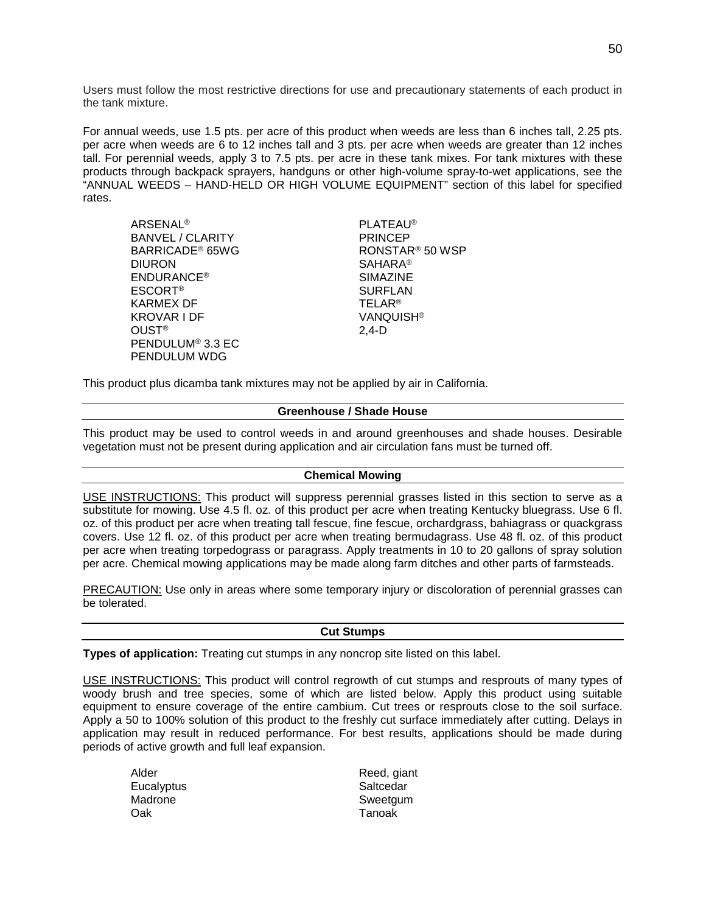Users must follow the most restrictive directions for use and precautionary statements of each product in the tank mixture.

For annual weeds, use 1.5 pts. per acre of this product when weeds are less than 6 inches tall, 2.25 pts. per acre when weeds are 6 to 12 inches tall and 3 pts. per acre when weeds are greater than 12 inches tall. For perennial weeds, apply 3 to 7.5 pts. per acre in these tank mixes. For tank mixtures with these products through backpack sprayers, handguns or other high-volume spray-to-wet applications, see the "ANNUAL WEEDS – HAND-HELD OR HIGH VOLUME EQUIPMENT" section of this label for specified rates.

- ARSENAL®
- BANVEL / CLARITY
- BARRICADE® 65WG
- DIURON
- ENDURANCE®
- ESCORT®
- KARMEX DF
- KROVAR I DF
- OUST®
- PENDULUM® 3.3 EC
- PENDULUM WDG
- PLATEAU®
- PRINCEP
- RONSTAR® 50 WSP
- SAHARA®
- SIMAZINE
- SURFLAN
- TELAR®
- VANQUISH®
- 2,4-D

This product plus dicamba tank mixtures may not be applied by air in California.

## Greenhouse / Shade House

This product may be used to control weeds in and around greenhouses and shade houses. Desirable vegetation must not be present during application and air circulation fans must be turned off.

## Chemical Mowing

USE INSTRUCTIONS: This product will suppress perennial grasses listed in this section to serve as a substitute for mowing. Use 4.5 fl. oz. of this product per acre when treating Kentucky bluegrass. Use 6 fl. oz. of this product per acre when treating tall fescue, fine fescue, orchardgrass, bahiagrass or quackgrass covers. Use 12 fl. oz. of this product per acre when treating bermudagrass. Use 48 fl. oz. of this product per acre when treating torpedograss or paragrass. Apply treatments in 10 to 20 gallons of spray solution per acre. Chemical mowing applications may be made along farm ditches and other parts of farmsteads.

PRECAUTION: Use only in areas where some temporary injury or discoloration of perennial grasses can be tolerated.

## Cut Stumps

**Types of application:** Treating cut stumps in any noncrop site listed on this label.

USE INSTRUCTIONS: This product will control regrowth of cut stumps and resprouts of many types of woody brush and tree species, some of which are listed below. Apply this product using suitable equipment to ensure coverage of the entire cambium. Cut trees or resprouts close to the soil surface. Apply a 50 to 100% solution of this product to the freshly cut surface immediately after cutting. Delays in application may result in reduced performance. For best results, applications should be made during periods of active growth and full leaf expansion.

- Alder
- Eucalyptus
- Madrone
- Oak
- Reed, giant
- Saltcedar
- Sweetgum
- Tanoak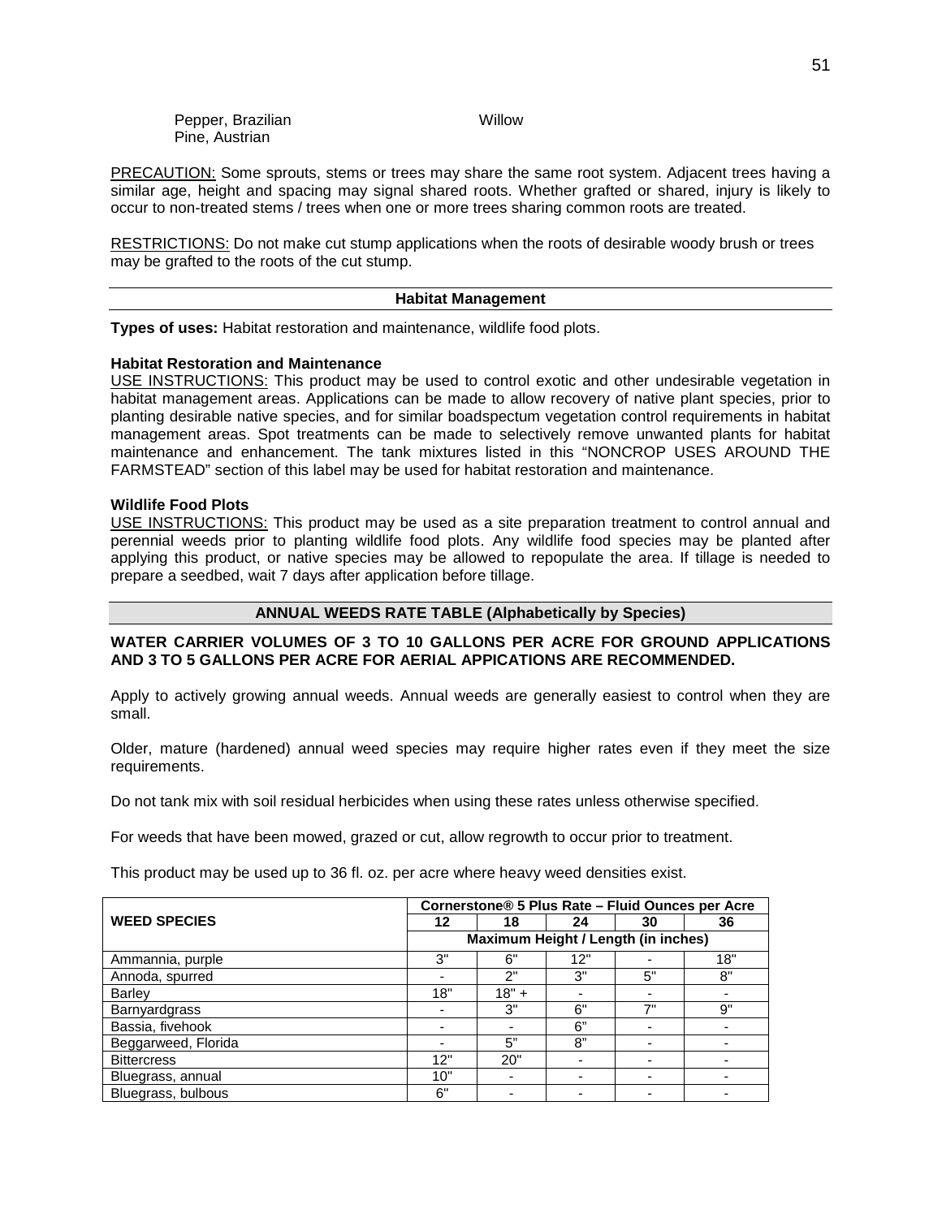Pepper, Brazilian
Pine, Austrian

Willow

PRECAUTION: Some sprouts, stems or trees may share the same root system. Adjacent trees having a similar age, height and spacing may signal shared roots. Whether grafted or shared, injury is likely to occur to non-treated stems / trees when one or more trees sharing common roots are treated.

RESTRICTIONS: Do not make cut stump applications when the roots of desirable woody brush or trees may be grafted to the roots of the cut stump.

## Habitat Management

**Types of uses:** Habitat restoration and maintenance, wildlife food plots.

### Habitat Restoration and Maintenance

USE INSTRUCTIONS: This product may be used to control exotic and other undesirable vegetation in habitat management areas. Applications can be made to allow recovery of native plant species, prior to planting desirable native species, and for similar boadspectum vegetation control requirements in habitat management areas. Spot treatments can be made to selectively remove unwanted plants for habitat maintenance and enhancement. The tank mixtures listed in this "NONCROP USES AROUND THE FARMSTEAD" section of this label may be used for habitat restoration and maintenance.

### Wildlife Food Plots

USE INSTRUCTIONS: This product may be used as a site preparation treatment to control annual and perennial weeds prior to planting wildlife food plots. Any wildlife food species may be planted after applying this product, or native species may be allowed to repopulate the area. If tillage is needed to prepare a seedbed, wait 7 days after application before tillage.

## ANNUAL WEEDS RATE TABLE (Alphabetically by Species)

**WATER CARRIER VOLUMES OF 3 TO 10 GALLONS PER ACRE FOR GROUND APPLICATIONS AND 3 TO 5 GALLONS PER ACRE FOR AERIAL APPICATIONS ARE RECOMMENDED.**

Apply to actively growing annual weeds. Annual weeds are generally easiest to control when they are small.

Older, mature (hardened) annual weed species may require higher rates even if they meet the size requirements.

Do not tank mix with soil residual herbicides when using these rates unless otherwise specified.

For weeds that have been mowed, grazed or cut, allow regrowth to occur prior to treatment.

This product may be used up to 36 fl. oz. per acre where heavy weed densities exist.

| WEED SPECIES | Cornerstone® 5 Plus Rate – Fluid Ounces per Acre | | | | |
|---|---|---|---|---|---|
| | 12 | 18 | 24 | 30 | 36 |
| | Maximum Height / Length (in inches) | | | | |
| Ammannia, purple | 3" | 6" | 12" | - | 18" |
| Annoda, spurred | - | 2" | 3" | 5" | 8" |
| Barley | 18" | 18" + | - | - | - |
| Barnyardgrass | - | 3" | 6" | 7" | 9" |
| Bassia, fivehook | - | - | 6" | - | - |
| Beggarweed, Florida | - | 5" | 8" | - | - |
| Bittercress | 12" | 20" | - | - | - |
| Bluegrass, annual | 10" | - | - | - | - |
| Bluegrass, bulbous | 6" | - | - | - | - |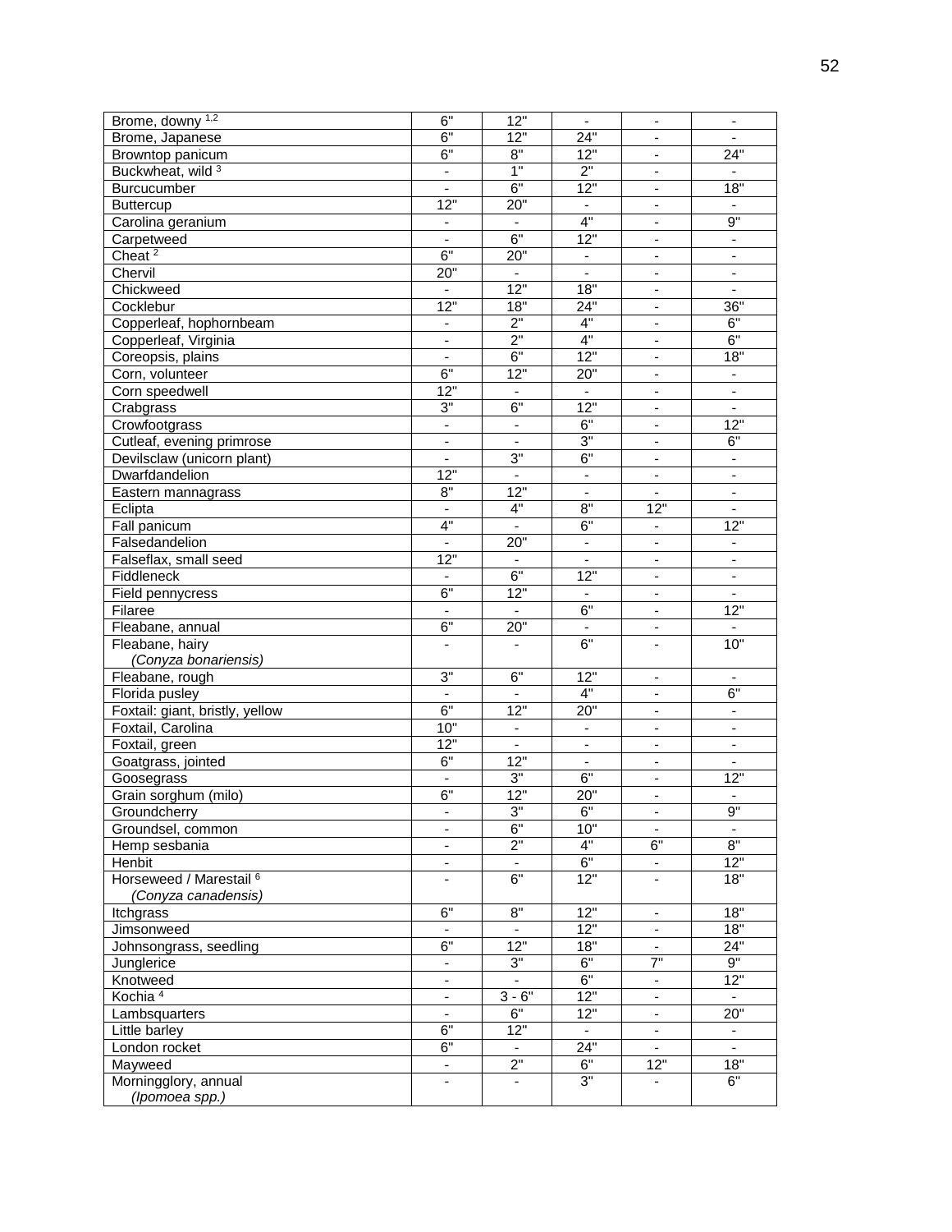| | | | | | |
|---|---|---|---|---|---|
| Brome, downy [1,2] | 6" | 12" | - | - | - |
| Brome, Japanese | 6" | 12" | 24" | - | - |
| Browntop panicum | 6" | 8" | 12" | - | 24" |
| Buckwheat, wild [3] | - | 1" | 2" | - | - |
| Burcucumber | - | 6" | 12" | - | 18" |
| Buttercup | 12" | 20" | - | - | - |
| Carolina geranium | - | - | 4" | - | 9" |
| Carpetweed | - | 6" | 12" | - | - |
| Cheat [2] | 6" | 20" | - | - | - |
| Chervil | 20" | - | - | - | - |
| Chickweed | - | 12" | 18" | - | - |
| Cocklebur | 12" | 18" | 24" | - | 36" |
| Copperleaf, hophornbeam | - | 2" | 4" | - | 6" |
| Copperleaf, Virginia | - | 2" | 4" | - | 6" |
| Coreopsis, plains | - | 6" | 12" | - | 18" |
| Corn, volunteer | 6" | 12" | 20" | - | - |
| Corn speedwell | 12" | - | - | - | - |
| Crabgrass | 3" | 6" | 12" | - | - |
| Crowfootgrass | - | - | 6" | - | 12" |
| Cutleaf, evening primrose | - | - | 3" | - | 6" |
| Devilsclaw (unicorn plant) | - | 3" | 6" | - | - |
| Dwarfdandelion | 12" | - | - | - | - |
| Eastern mannagrass | 8" | 12" | - | - | - |
| Eclipta | - | 4" | 8" | 12" | - |
| Fall panicum | 4" | - | 6" | - | 12" |
| Falsedandelion | - | 20" | - | - | - |
| Falseflax, small seed | 12" | - | - | - | - |
| Fiddleneck | - | 6" | 12" | - | - |
| Field pennycress | 6" | 12" | - | - | - |
| Filaree | - | - | 6" | - | 12" |
| Fleabane, annual | 6" | 20" | - | - | - |
| Fleabane, hairy *(Conyza bonariensis)* | - | - | 6" | - | 10" |
| Fleabane, rough | 3" | 6" | 12" | - | - |
| Florida pusley | - | - | 4" | - | 6" |
| Foxtail: giant, bristly, yellow | 6" | 12" | 20" | - | - |
| Foxtail, Carolina | 10" | - | - | - | - |
| Foxtail, green | 12" | - | - | - | - |
| Goatgrass, jointed | 6" | 12" | - | - | - |
| Goosegrass | - | 3" | 6" | - | 12" |
| Grain sorghum (milo) | 6" | 12" | 20" | - | - |
| Groundcherry | - | 3" | 6" | - | 9" |
| Groundsel, common | - | 6" | 10" | - | - |
| Hemp sesbania | - | 2" | 4" | 6" | 8" |
| Henbit | - | - | 6" | - | 12" |
| Horseweed / Marestail [6] *(Conyza canadensis)* | - | 6" | 12" | - | 18" |
| Itchgrass | 6" | 8" | 12" | - | 18" |
| Jimsonweed | - | - | 12" | - | 18" |
| Johnsongrass, seedling | 6" | 12" | 18" | - | 24" |
| Junglerice | - | 3" | 6" | 7" | 9" |
| Knotweed | - | - | 6" | - | 12" |
| Kochia [4] | - | 3 - 6" | 12" | - | - |
| Lambsquarters | - | 6" | 12" | - | 20" |
| Little barley | 6" | 12" | - | - | - |
| London rocket | 6" | - | 24" | - | - |
| Mayweed | - | 2" | 6" | 12" | 18" |
| Morningglory, annual *(Ipomoea spp.)* | - | - | 3" | - | 6" |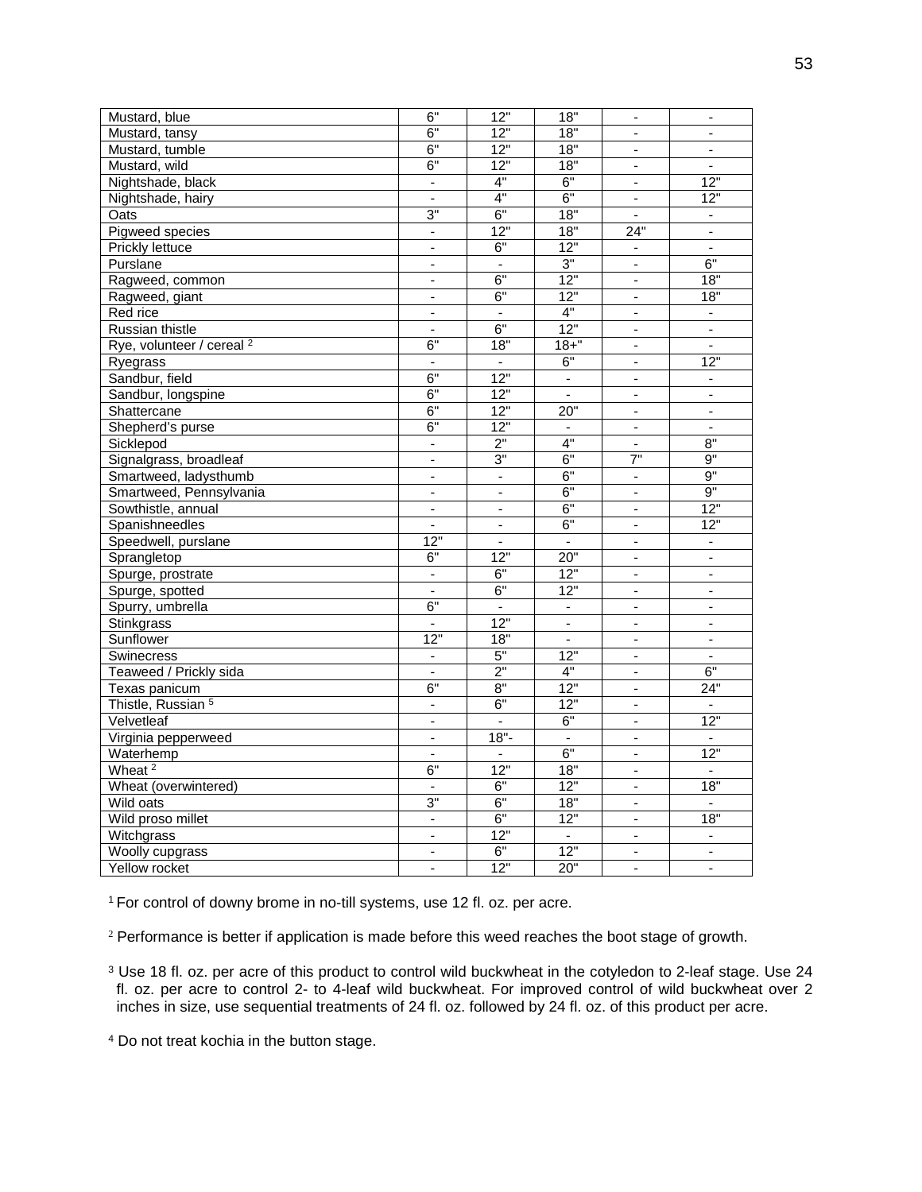| | | | | | |
|---|---|---|---|---|---|
| Mustard, blue | 6" | 12" | 18" | - | - |
| Mustard, tansy | 6" | 12" | 18" | - | - |
| Mustard, tumble | 6" | 12" | 18" | - | - |
| Mustard, wild | 6" | 12" | 18" | - | - |
| Nightshade, black | - | 4" | 6" | - | 12" |
| Nightshade, hairy | - | 4" | 6" | - | 12" |
| Oats | 3" | 6" | 18" | - | - |
| Pigweed species | - | 12" | 18" | 24" | - |
| Prickly lettuce | - | 6" | 12" | - | - |
| Purslane | - | - | 3" | - | 6" |
| Ragweed, common | - | 6" | 12" | - | 18" |
| Ragweed, giant | - | 6" | 12" | - | 18" |
| Red rice | - | - | 4" | - | - |
| Russian thistle | - | 6" | 12" | - | - |
| Rye, volunteer / cereal [2] | 6" | 18" | 18+" | - | - |
| Ryegrass | - | - | 6" | - | 12" |
| Sandbur, field | 6" | 12" | - | - | - |
| Sandbur, longspine | 6" | 12" | - | - | - |
| Shattercane | 6" | 12" | 20" | - | - |
| Shepherd's purse | 6" | 12" | - | - | - |
| Sicklepod | - | 2" | 4" | - | 8" |
| Signalgrass, broadleaf | - | 3" | 6" | 7" | 9" |
| Smartweed, ladysthumb | - | - | 6" | - | 9" |
| Smartweed, Pennsylvania | - | - | 6" | - | 9" |
| Sowthistle, annual | - | - | 6" | - | 12" |
| Spanishneedles | - | - | 6" | - | 12" |
| Speedwell, purslane | 12" | - | - | - | - |
| Sprangletop | 6" | 12" | 20" | - | - |
| Spurge, prostrate | - | 6" | 12" | - | - |
| Spurge, spotted | - | 6" | 12" | - | - |
| Spurry, umbrella | 6" | - | - | - | - |
| Stinkgrass | - | 12" | - | - | - |
| Sunflower | 12" | 18" | - | - | - |
| Swinecress | - | 5" | 12" | - | - |
| Teaweed / Prickly sida | - | 2" | 4" | - | 6" |
| Texas panicum | 6" | 8" | 12" | - | 24" |
| Thistle, Russian [5] | - | 6" | 12" | - | - |
| Velvetleaf | - | - | 6" | - | 12" |
| Virginia pepperweed | - | 18"- | - | - | - |
| Waterhemp | - | - | 6" | - | 12" |
| Wheat [2] | 6" | 12" | 18" | - | - |
| Wheat (overwintered) | - | 6" | 12" | - | 18" |
| Wild oats | 3" | 6" | 18" | - | - |
| Wild proso millet | - | 6" | 12" | - | 18" |
| Witchgrass | - | 12" | - | - | - |
| Woolly cupgrass | - | 6" | 12" | - | - |
| Yellow rocket | - | 12" | 20" | - | - |

[1] For control of downy brome in no-till systems, use 12 fl. oz. per acre.

[2] Performance is better if application is made before this weed reaches the boot stage of growth.

[3] Use 18 fl. oz. per acre of this product to control wild buckwheat in the cotyledon to 2-leaf stage. Use 24 fl. oz. per acre to control 2- to 4-leaf wild buckwheat. For improved control of wild buckwheat over 2 inches in size, use sequential treatments of 24 fl. oz. followed by 24 fl. oz. of this product per acre.

[4] Do not treat kochia in the button stage.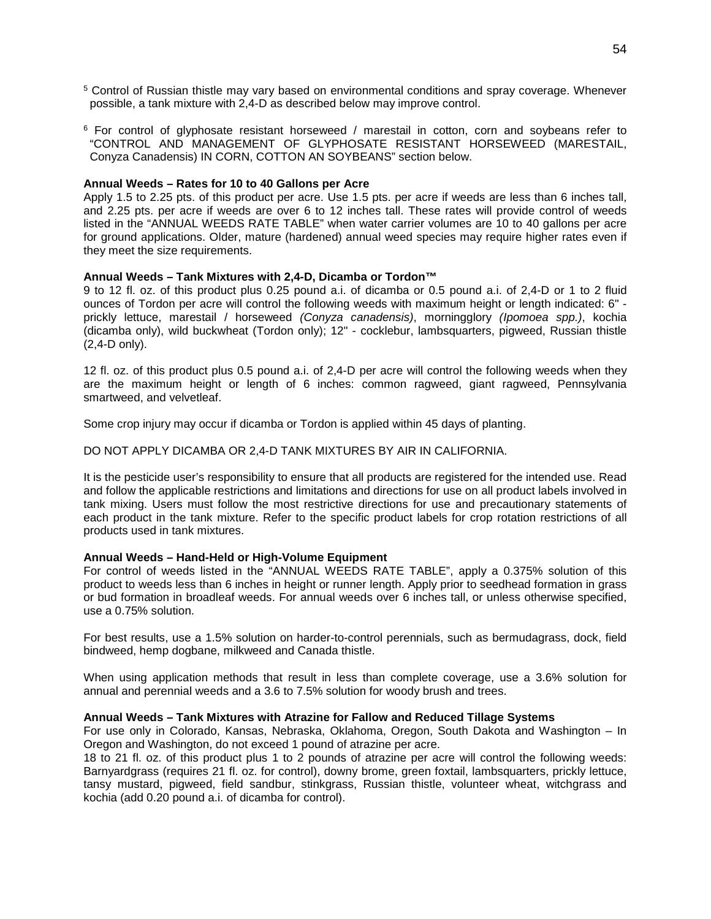[5] Control of Russian thistle may vary based on environmental conditions and spray coverage. Whenever possible, a tank mixture with 2,4-D as described below may improve control.

[6] For control of glyphosate resistant horseweed / marestail in cotton, corn and soybeans refer to "CONTROL AND MANAGEMENT OF GLYPHOSATE RESISTANT HORSEWEED (MARESTAIL, Conyza Canadensis) IN CORN, COTTON AN SOYBEANS" section below.

**Annual Weeds – Rates for 10 to 40 Gallons per Acre**

Apply 1.5 to 2.25 pts. of this product per acre. Use 1.5 pts. per acre if weeds are less than 6 inches tall, and 2.25 pts. per acre if weeds are over 6 to 12 inches tall. These rates will provide control of weeds listed in the "ANNUAL WEEDS RATE TABLE" when water carrier volumes are 10 to 40 gallons per acre for ground applications. Older, mature (hardened) annual weed species may require higher rates even if they meet the size requirements.

**Annual Weeds – Tank Mixtures with 2,4-D, Dicamba or Tordon™**

9 to 12 fl. oz. of this product plus 0.25 pound a.i. of dicamba or 0.5 pound a.i. of 2,4-D or 1 to 2 fluid ounces of Tordon per acre will control the following weeds with maximum height or length indicated: 6" - prickly lettuce, marestail / horseweed *(Conyza canadensis)*, morningglory *(Ipomoea spp.)*, kochia (dicamba only), wild buckwheat (Tordon only); 12" - cocklebur, lambsquarters, pigweed, Russian thistle (2,4-D only).

12 fl. oz. of this product plus 0.5 pound a.i. of 2,4-D per acre will control the following weeds when they are the maximum height or length of 6 inches: common ragweed, giant ragweed, Pennsylvania smartweed, and velvetleaf.

Some crop injury may occur if dicamba or Tordon is applied within 45 days of planting.

DO NOT APPLY DICAMBA OR 2,4-D TANK MIXTURES BY AIR IN CALIFORNIA.

It is the pesticide user's responsibility to ensure that all products are registered for the intended use. Read and follow the applicable restrictions and limitations and directions for use on all product labels involved in tank mixing. Users must follow the most restrictive directions for use and precautionary statements of each product in the tank mixture. Refer to the specific product labels for crop rotation restrictions of all products used in tank mixtures.

**Annual Weeds – Hand-Held or High-Volume Equipment**

For control of weeds listed in the "ANNUAL WEEDS RATE TABLE", apply a 0.375% solution of this product to weeds less than 6 inches in height or runner length. Apply prior to seedhead formation in grass or bud formation in broadleaf weeds. For annual weeds over 6 inches tall, or unless otherwise specified, use a 0.75% solution.

For best results, use a 1.5% solution on harder-to-control perennials, such as bermudagrass, dock, field bindweed, hemp dogbane, milkweed and Canada thistle.

When using application methods that result in less than complete coverage, use a 3.6% solution for annual and perennial weeds and a 3.6 to 7.5% solution for woody brush and trees.

**Annual Weeds – Tank Mixtures with Atrazine for Fallow and Reduced Tillage Systems**

For use only in Colorado, Kansas, Nebraska, Oklahoma, Oregon, South Dakota and Washington – In Oregon and Washington, do not exceed 1 pound of atrazine per acre.

18 to 21 fl. oz. of this product plus 1 to 2 pounds of atrazine per acre will control the following weeds: Barnyardgrass (requires 21 fl. oz. for control), downy brome, green foxtail, lambsquarters, prickly lettuce, tansy mustard, pigweed, field sandbur, stinkgrass, Russian thistle, volunteer wheat, witchgrass and kochia (add 0.20 pound a.i. of dicamba for control).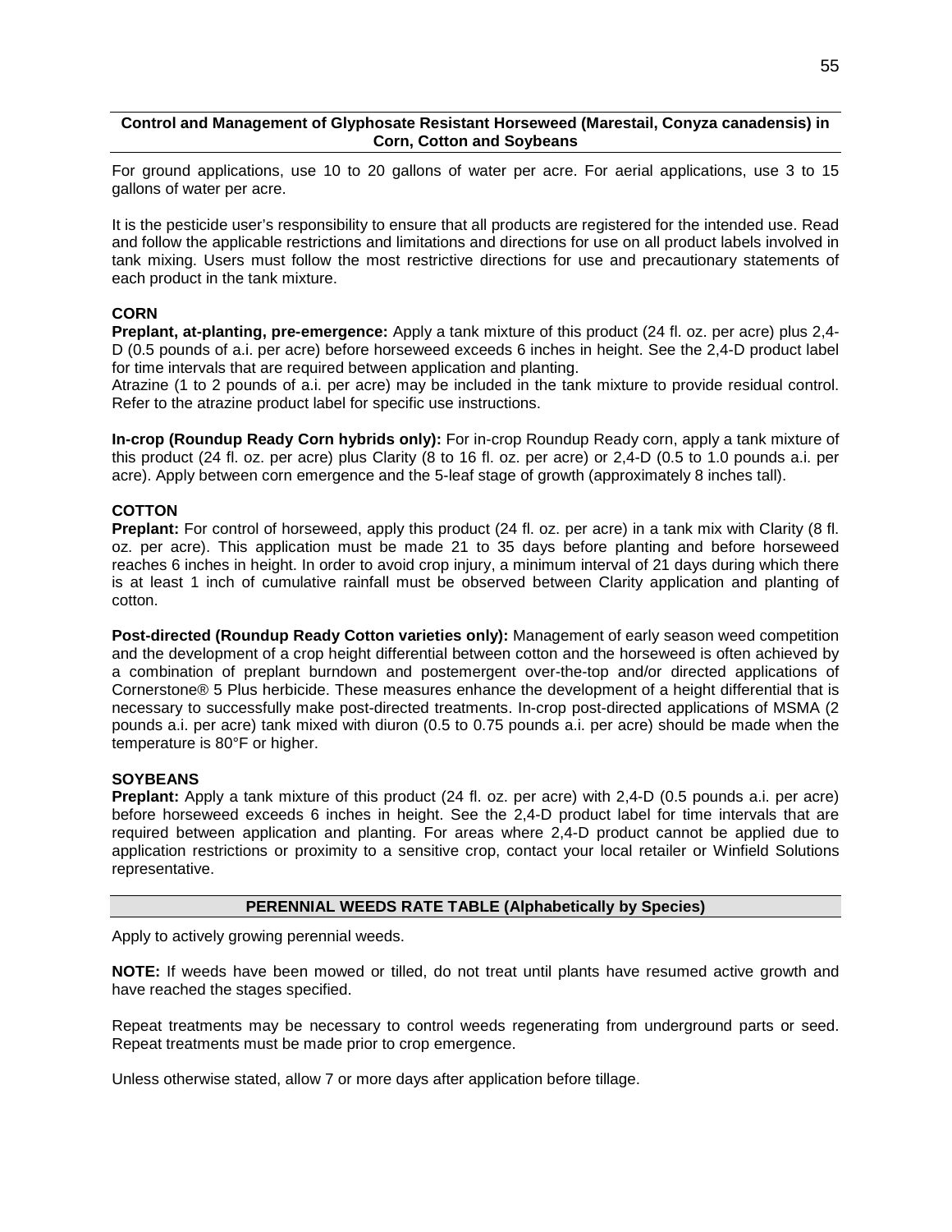## Control and Management of Glyphosate Resistant Horseweed (Marestail, Conyza canadensis) in Corn, Cotton and Soybeans

For ground applications, use 10 to 20 gallons of water per acre. For aerial applications, use 3 to 15 gallons of water per acre.

It is the pesticide user's responsibility to ensure that all products are registered for the intended use. Read and follow the applicable restrictions and limitations and directions for use on all product labels involved in tank mixing. Users must follow the most restrictive directions for use and precautionary statements of each product in the tank mixture.

### CORN

**Preplant, at-planting, pre-emergence:** Apply a tank mixture of this product (24 fl. oz. per acre) plus 2,4-D (0.5 pounds of a.i. per acre) before horseweed exceeds 6 inches in height. See the 2,4-D product label for time intervals that are required between application and planting.
Atrazine (1 to 2 pounds of a.i. per acre) may be included in the tank mixture to provide residual control. Refer to the atrazine product label for specific use instructions.

**In-crop (Roundup Ready Corn hybrids only):** For in-crop Roundup Ready corn, apply a tank mixture of this product (24 fl. oz. per acre) plus Clarity (8 to 16 fl. oz. per acre) or 2,4-D (0.5 to 1.0 pounds a.i. per acre). Apply between corn emergence and the 5-leaf stage of growth (approximately 8 inches tall).

### COTTON

**Preplant:** For control of horseweed, apply this product (24 fl. oz. per acre) in a tank mix with Clarity (8 fl. oz. per acre). This application must be made 21 to 35 days before planting and before horseweed reaches 6 inches in height. In order to avoid crop injury, a minimum interval of 21 days during which there is at least 1 inch of cumulative rainfall must be observed between Clarity application and planting of cotton.

**Post-directed (Roundup Ready Cotton varieties only):** Management of early season weed competition and the development of a crop height differential between cotton and the horseweed is often achieved by a combination of preplant burndown and postemergent over-the-top and/or directed applications of Cornerstone® 5 Plus herbicide. These measures enhance the development of a height differential that is necessary to successfully make post-directed treatments. In-crop post-directed applications of MSMA (2 pounds a.i. per acre) tank mixed with diuron (0.5 to 0.75 pounds a.i. per acre) should be made when the temperature is 80°F or higher.

### SOYBEANS

**Preplant:** Apply a tank mixture of this product (24 fl. oz. per acre) with 2,4-D (0.5 pounds a.i. per acre) before horseweed exceeds 6 inches in height. See the 2,4-D product label for time intervals that are required between application and planting. For areas where 2,4-D product cannot be applied due to application restrictions or proximity to a sensitive crop, contact your local retailer or Winfield Solutions representative.

## PERENNIAL WEEDS RATE TABLE (Alphabetically by Species)

Apply to actively growing perennial weeds.

**NOTE:** If weeds have been mowed or tilled, do not treat until plants have resumed active growth and have reached the stages specified.

Repeat treatments may be necessary to control weeds regenerating from underground parts or seed. Repeat treatments must be made prior to crop emergence.

Unless otherwise stated, allow 7 or more days after application before tillage.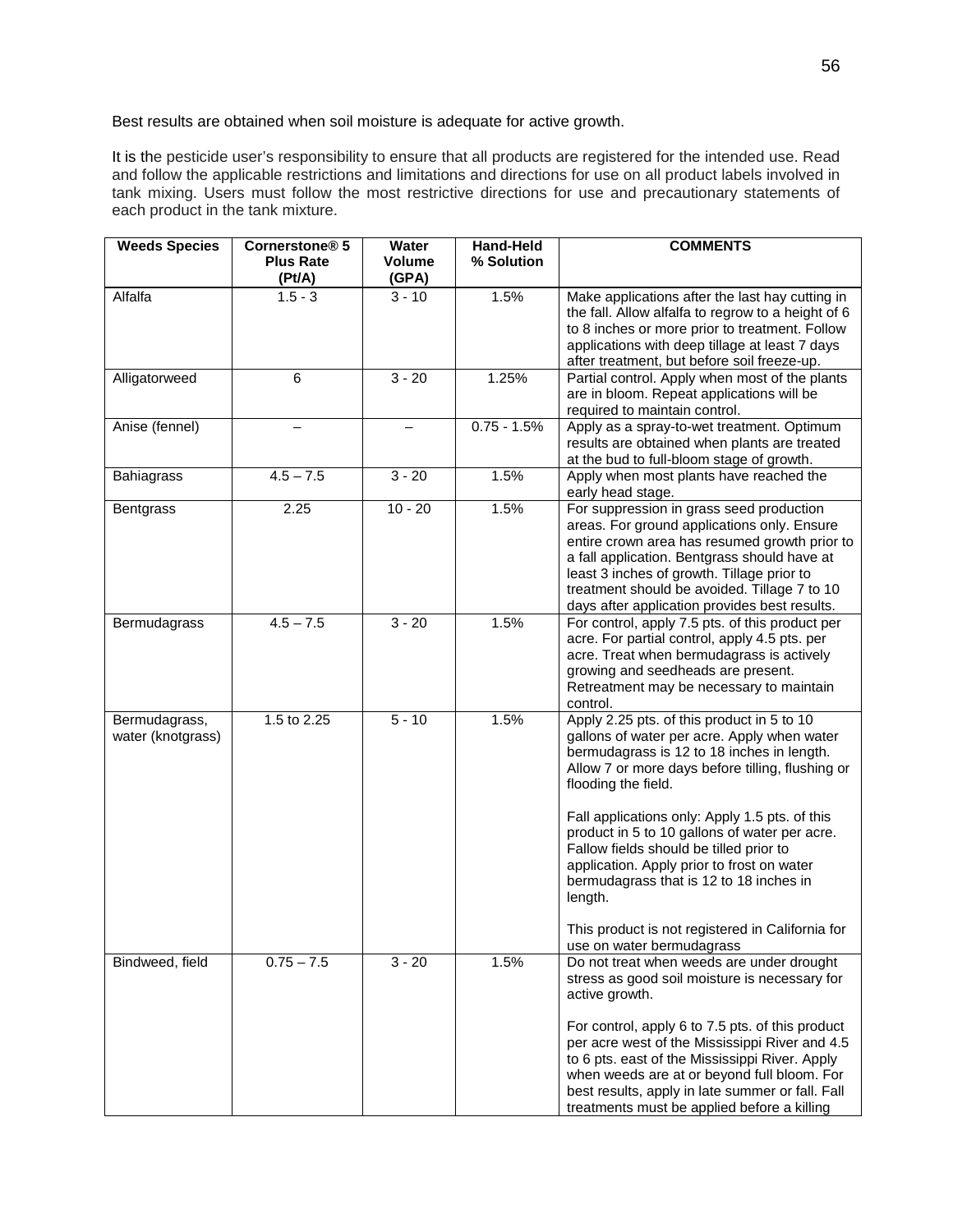Best results are obtained when soil moisture is adequate for active growth.

It is the pesticide user's responsibility to ensure that all products are registered for the intended use. Read and follow the applicable restrictions and limitations and directions for use on all product labels involved in tank mixing. Users must follow the most restrictive directions for use and precautionary statements of each product in the tank mixture.

| Weeds Species | Cornerstone® 5 Plus Rate (Pt/A) | Water Volume (GPA) | Hand-Held % Solution | COMMENTS |
|---|---|---|---|---|
| Alfalfa | 1.5 - 3 | 3 - 10 | 1.5% | Make applications after the last hay cutting in the fall. Allow alfalfa to regrow to a height of 6 to 8 inches or more prior to treatment. Follow applications with deep tillage at least 7 days after treatment, but before soil freeze-up. |
| Alligatorweed | 6 | 3 - 20 | 1.25% | Partial control. Apply when most of the plants are in bloom. Repeat applications will be required to maintain control. |
| Anise (fennel) | – | – | 0.75 - 1.5% | Apply as a spray-to-wet treatment. Optimum results are obtained when plants are treated at the bud to full-bloom stage of growth. |
| Bahiagrass | 4.5 – 7.5 | 3 - 20 | 1.5% | Apply when most plants have reached the early head stage. |
| Bentgrass | 2.25 | 10 - 20 | 1.5% | For suppression in grass seed production areas. For ground applications only. Ensure entire crown area has resumed growth prior to a fall application. Bentgrass should have at least 3 inches of growth. Tillage prior to treatment should be avoided. Tillage 7 to 10 days after application provides best results. |
| Bermudagrass | 4.5 – 7.5 | 3 - 20 | 1.5% | For control, apply 7.5 pts. of this product per acre. For partial control, apply 4.5 pts. per acre. Treat when bermudagrass is actively growing and seedheads are present. Retreatment may be necessary to maintain control. |
| Bermudagrass, water (knotgrass) | 1.5 to 2.25 | 5 - 10 | 1.5% | Apply 2.25 pts. of this product in 5 to 10 gallons of water per acre. Apply when water bermudagrass is 12 to 18 inches in length. Allow 7 or more days before tilling, flushing or flooding the field.<br><br>Fall applications only: Apply 1.5 pts. of this product in 5 to 10 gallons of water per acre. Fallow fields should be tilled prior to application. Apply prior to frost on water bermudagrass that is 12 to 18 inches in length.<br><br>This product is not registered in California for use on water bermudagrass |
| Bindweed, field | 0.75 – 7.5 | 3 - 20 | 1.5% | Do not treat when weeds are under drought stress as good soil moisture is necessary for active growth.<br><br>For control, apply 6 to 7.5 pts. of this product per acre west of the Mississippi River and 4.5 to 6 pts. east of the Mississippi River. Apply when weeds are at or beyond full bloom. For best results, apply in late summer or fall. Fall treatments must be applied before a killing |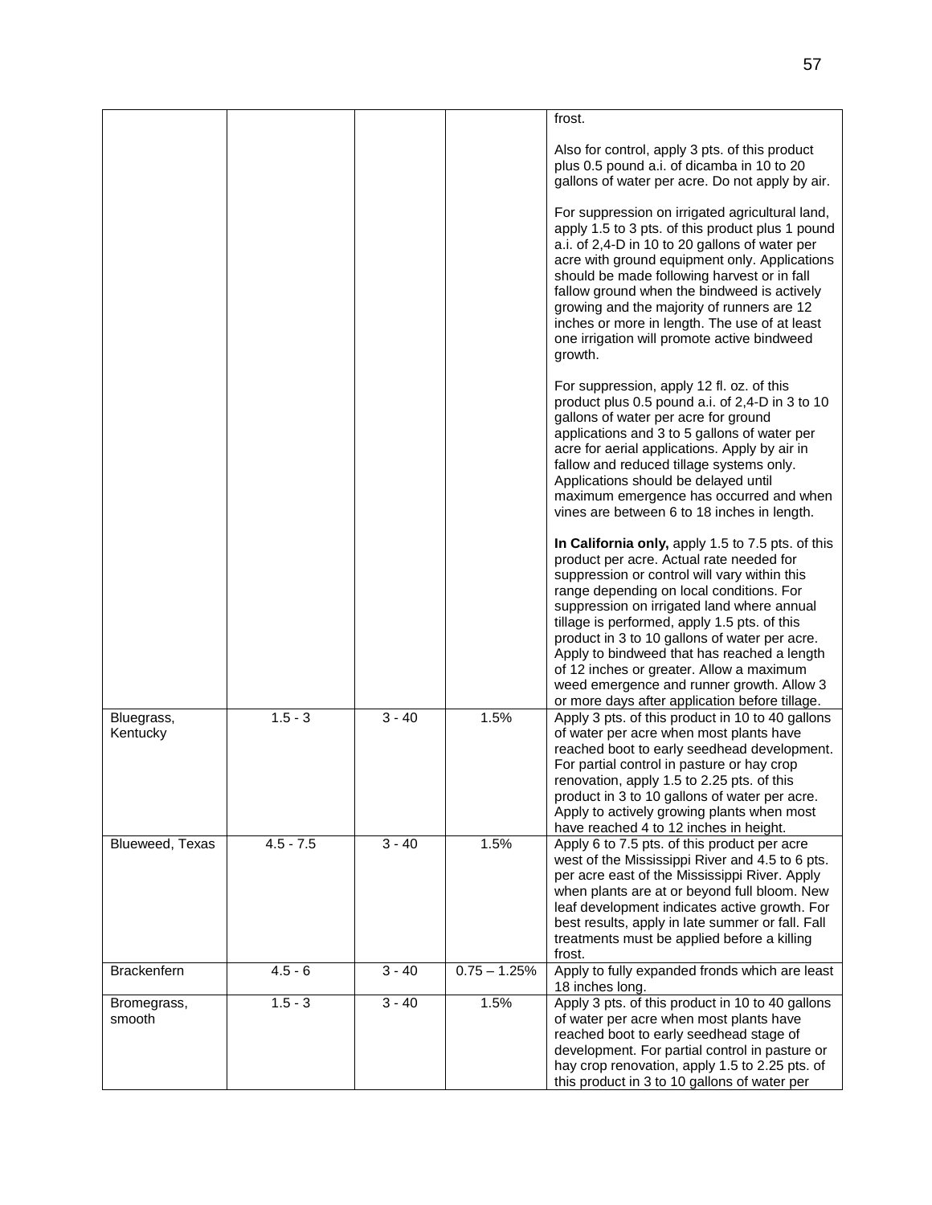| | | | | |
|---|---|---|---|---|
| | | | | frost.<br><br>Also for control, apply 3 pts. of this product plus 0.5 pound a.i. of dicamba in 10 to 20 gallons of water per acre. Do not apply by air.<br><br>For suppression on irrigated agricultural land, apply 1.5 to 3 pts. of this product plus 1 pound a.i. of 2,4-D in 10 to 20 gallons of water per acre with ground equipment only. Applications should be made following harvest or in fall fallow ground when the bindweed is actively growing and the majority of runners are 12 inches or more in length. The use of at least one irrigation will promote active bindweed growth.<br><br>For suppression, apply 12 fl. oz. of this product plus 0.5 pound a.i. of 2,4-D in 3 to 10 gallons of water per acre for ground applications and 3 to 5 gallons of water per acre for aerial applications. Apply by air in fallow and reduced tillage systems only. Applications should be delayed until maximum emergence has occurred and when vines are between 6 to 18 inches in length.<br><br>**In California only,** apply 1.5 to 7.5 pts. of this product per acre. Actual rate needed for suppression or control will vary within this range depending on local conditions. For suppression on irrigated land where annual tillage is performed, apply 1.5 pts. of this product in 3 to 10 gallons of water per acre. Apply to bindweed that has reached a length of 12 inches or greater. Allow a maximum weed emergence and runner growth. Allow 3 or more days after application before tillage. |
| Bluegrass, Kentucky | 1.5 - 3 | 3 - 40 | 1.5% | Apply 3 pts. of this product in 10 to 40 gallons of water per acre when most plants have reached boot to early seedhead development. For partial control in pasture or hay crop renovation, apply 1.5 to 2.25 pts. of this product in 3 to 10 gallons of water per acre. Apply to actively growing plants when most have reached 4 to 12 inches in height. |
| Blueweed, Texas | 4.5 - 7.5 | 3 - 40 | 1.5% | Apply 6 to 7.5 pts. of this product per acre west of the Mississippi River and 4.5 to 6 pts. per acre east of the Mississippi River. Apply when plants are at or beyond full bloom. New leaf development indicates active growth. For best results, apply in late summer or fall. Fall treatments must be applied before a killing frost. |
| Brackenfern | 4.5 - 6 | 3 - 40 | 0.75 – 1.25% | Apply to fully expanded fronds which are least 18 inches long. |
| Bromegrass, smooth | 1.5 - 3 | 3 - 40 | 1.5% | Apply 3 pts. of this product in 10 to 40 gallons of water per acre when most plants have reached boot to early seedhead stage of development. For partial control in pasture or hay crop renovation, apply 1.5 to 2.25 pts. of this product in 3 to 10 gallons of water per |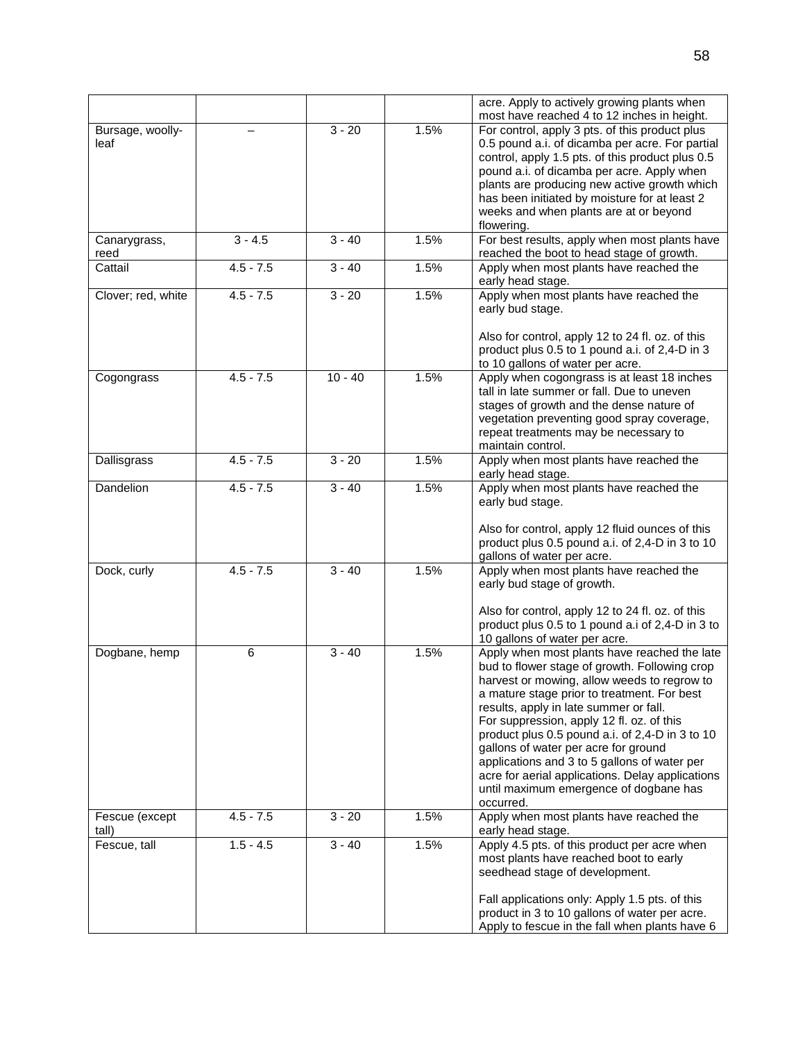| | | | | acre. Apply to actively growing plants when most have reached 4 to 12 inches in height. |
|---|---|---|---|---|
| Bursage, woolly-leaf | – | 3 - 20 | 1.5% | For control, apply 3 pts. of this product plus 0.5 pound a.i. of dicamba per acre. For partial control, apply 1.5 pts. of this product plus 0.5 pound a.i. of dicamba per acre. Apply when plants are producing new active growth which has been initiated by moisture for at least 2 weeks and when plants are at or beyond flowering. |
| Canarygrass, reed | 3 - 4.5 | 3 - 40 | 1.5% | For best results, apply when most plants have reached the boot to head stage of growth. |
| Cattail | 4.5 - 7.5 | 3 - 40 | 1.5% | Apply when most plants have reached the early head stage. |
| Clover; red, white | 4.5 - 7.5 | 3 - 20 | 1.5% | Apply when most plants have reached the early bud stage.<br><br>Also for control, apply 12 to 24 fl. oz. of this product plus 0.5 to 1 pound a.i. of 2,4-D in 3 to 10 gallons of water per acre. |
| Cogongrass | 4.5 - 7.5 | 10 - 40 | 1.5% | Apply when cogongrass is at least 18 inches tall in late summer or fall. Due to uneven stages of growth and the dense nature of vegetation preventing good spray coverage, repeat treatments may be necessary to maintain control. |
| Dallisgrass | 4.5 - 7.5 | 3 - 20 | 1.5% | Apply when most plants have reached the early head stage. |
| Dandelion | 4.5 - 7.5 | 3 - 40 | 1.5% | Apply when most plants have reached the early bud stage.<br><br>Also for control, apply 12 fluid ounces of this product plus 0.5 pound a.i. of 2,4-D in 3 to 10 gallons of water per acre. |
| Dock, curly | 4.5 - 7.5 | 3 - 40 | 1.5% | Apply when most plants have reached the early bud stage of growth.<br><br>Also for control, apply 12 to 24 fl. oz. of this product plus 0.5 to 1 pound a.i of 2,4-D in 3 to 10 gallons of water per acre. |
| Dogbane, hemp | 6 | 3 - 40 | 1.5% | Apply when most plants have reached the late bud to flower stage of growth. Following crop harvest or mowing, allow weeds to regrow to a mature stage prior to treatment. For best results, apply in late summer or fall.<br>For suppression, apply 12 fl. oz. of this product plus 0.5 pound a.i. of 2,4-D in 3 to 10 gallons of water per acre for ground applications and 3 to 5 gallons of water per acre for aerial applications. Delay applications until maximum emergence of dogbane has occurred. |
| Fescue (except tall) | 4.5 - 7.5 | 3 - 20 | 1.5% | Apply when most plants have reached the early head stage. |
| Fescue, tall | 1.5 - 4.5 | 3 - 40 | 1.5% | Apply 4.5 pts. of this product per acre when most plants have reached boot to early seedhead stage of development.<br><br>Fall applications only: Apply 1.5 pts. of this product in 3 to 10 gallons of water per acre. Apply to fescue in the fall when plants have 6 |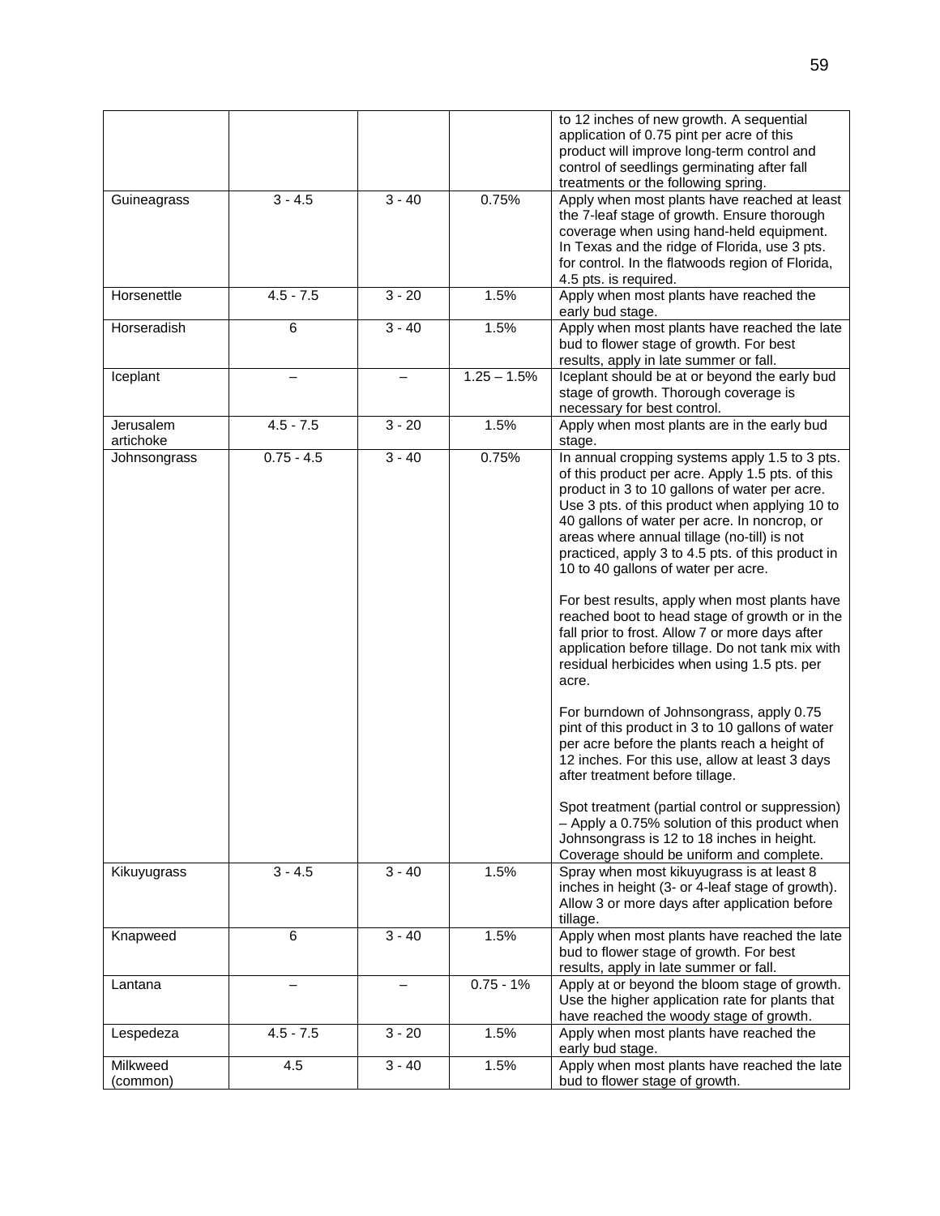| | | | | to 12 inches of new growth. A sequential application of 0.75 pint per acre of this product will improve long-term control and control of seedlings germinating after fall treatments or the following spring. |
|---|---|---|---|---|
| Guineagrass | 3 - 4.5 | 3 - 40 | 0.75% | Apply when most plants have reached at least the 7-leaf stage of growth. Ensure thorough coverage when using hand-held equipment. In Texas and the ridge of Florida, use 3 pts. for control. In the flatwoods region of Florida, 4.5 pts. is required. |
| Horsenettle | 4.5 - 7.5 | 3 - 20 | 1.5% | Apply when most plants have reached the early bud stage. |
| Horseradish | 6 | 3 - 40 | 1.5% | Apply when most plants have reached the late bud to flower stage of growth. For best results, apply in late summer or fall. |
| Iceplant | – | – | 1.25 – 1.5% | Iceplant should be at or beyond the early bud stage of growth. Thorough coverage is necessary for best control. |
| Jerusalem artichoke | 4.5 - 7.5 | 3 - 20 | 1.5% | Apply when most plants are in the early bud stage. |
| Johnsongrass | 0.75 - 4.5 | 3 - 40 | 0.75% | In annual cropping systems apply 1.5 to 3 pts. of this product per acre. Apply 1.5 pts. of this product in 3 to 10 gallons of water per acre. Use 3 pts. of this product when applying 10 to 40 gallons of water per acre. In noncrop, or areas where annual tillage (no-till) is not practiced, apply 3 to 4.5 pts. of this product in 10 to 40 gallons of water per acre.<br><br>For best results, apply when most plants have reached boot to head stage of growth or in the fall prior to frost. Allow 7 or more days after application before tillage. Do not tank mix with residual herbicides when using 1.5 pts. per acre.<br><br>For burndown of Johnsongrass, apply 0.75 pint of this product in 3 to 10 gallons of water per acre before the plants reach a height of 12 inches. For this use, allow at least 3 days after treatment before tillage.<br><br>Spot treatment (partial control or suppression) – Apply a 0.75% solution of this product when Johnsongrass is 12 to 18 inches in height. Coverage should be uniform and complete. |
| Kikuyugrass | 3 - 4.5 | 3 - 40 | 1.5% | Spray when most kikuyugrass is at least 8 inches in height (3- or 4-leaf stage of growth). Allow 3 or more days after application before tillage. |
| Knapweed | 6 | 3 - 40 | 1.5% | Apply when most plants have reached the late bud to flower stage of growth. For best results, apply in late summer or fall. |
| Lantana | – | – | 0.75 - 1% | Apply at or beyond the bloom stage of growth. Use the higher application rate for plants that have reached the woody stage of growth. |
| Lespedeza | 4.5 - 7.5 | 3 - 20 | 1.5% | Apply when most plants have reached the early bud stage. |
| Milkweed (common) | 4.5 | 3 - 40 | 1.5% | Apply when most plants have reached the late bud to flower stage of growth. |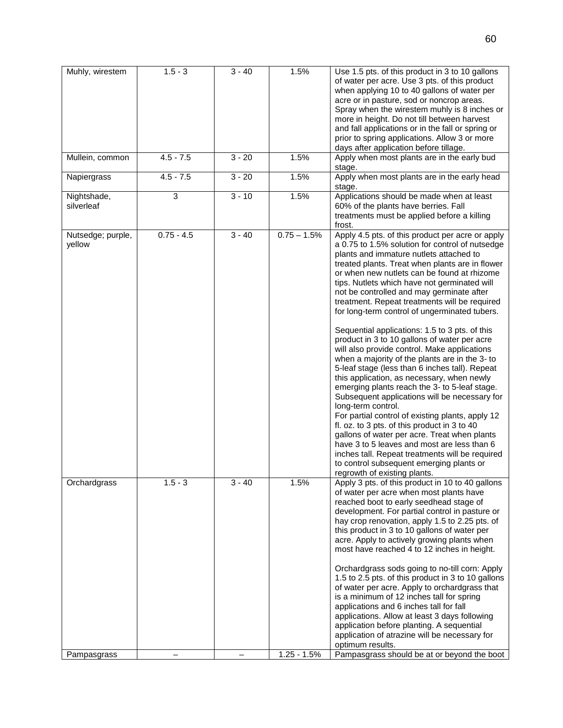| Muhly, wirestem | 1.5 - 3 | 3 - 40 | 1.5% | Use 1.5 pts. of this product in 3 to 10 gallons of water per acre. Use 3 pts. of this product when applying 10 to 40 gallons of water per acre or in pasture, sod or noncrop areas. Spray when the wirestem muhly is 8 inches or more in height. Do not till between harvest and fall applications or in the fall or spring or prior to spring applications. Allow 3 or more days after application before tillage. |
|---|---|---|---|---|
| Mullein, common | 4.5 - 7.5 | 3 - 20 | 1.5% | Apply when most plants are in the early bud stage. |
| Napiergrass | 4.5 - 7.5 | 3 - 20 | 1.5% | Apply when most plants are in the early head stage. |
| Nightshade, silverleaf | 3 | 3 - 10 | 1.5% | Applications should be made when at least 60% of the plants have berries. Fall treatments must be applied before a killing frost. |
| Nutsedge; purple, yellow | 0.75 - 4.5 | 3 - 40 | 0.75 – 1.5% | Apply 4.5 pts. of this product per acre or apply a 0.75 to 1.5% solution for control of nutsedge plants and immature nutlets attached to treated plants. Treat when plants are in flower or when new nutlets can be found at rhizome tips. Nutlets which have not germinated will not be controlled and may germinate after treatment. Repeat treatments will be required for long-term control of ungerminated tubers.<br><br>Sequential applications: 1.5 to 3 pts. of this product in 3 to 10 gallons of water per acre will also provide control. Make applications when a majority of the plants are in the 3- to 5-leaf stage (less than 6 inches tall). Repeat this application, as necessary, when newly emerging plants reach the 3- to 5-leaf stage. Subsequent applications will be necessary for long-term control.<br>For partial control of existing plants, apply 12 fl. oz. to 3 pts. of this product in 3 to 40 gallons of water per acre. Treat when plants have 3 to 5 leaves and most are less than 6 inches tall. Repeat treatments will be required to control subsequent emerging plants or regrowth of existing plants. |
| Orchardgrass | 1.5 - 3 | 3 - 40 | 1.5% | Apply 3 pts. of this product in 10 to 40 gallons of water per acre when most plants have reached boot to early seedhead stage of development. For partial control in pasture or hay crop renovation, apply 1.5 to 2.25 pts. of this product in 3 to 10 gallons of water per acre. Apply to actively growing plants when most have reached 4 to 12 inches in height.<br><br>Orchardgrass sods going to no-till corn: Apply 1.5 to 2.5 pts. of this product in 3 to 10 gallons of water per acre. Apply to orchardgrass that is a minimum of 12 inches tall for spring applications and 6 inches tall for fall applications. Allow at least 3 days following application before planting. A sequential application of atrazine will be necessary for optimum results. |
| Pampasgrass | – | – | 1.25 - 1.5% | Pampasgrass should be at or beyond the boot |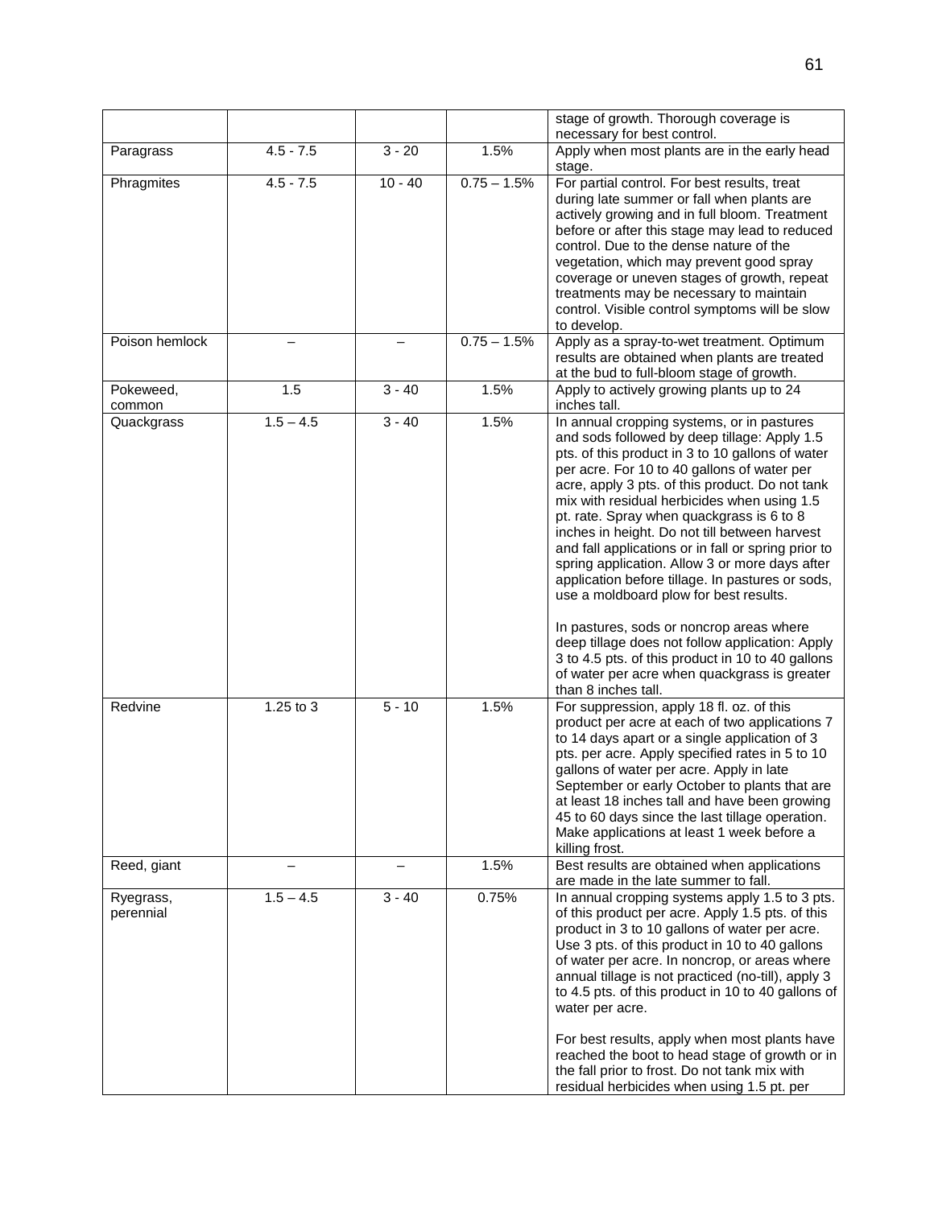| | | | | stage of growth. Thorough coverage is necessary for best control. |
|---|---|---|---|---|
| Paragrass | 4.5 - 7.5 | 3 - 20 | 1.5% | Apply when most plants are in the early head stage. |
| Phragmites | 4.5 - 7.5 | 10 - 40 | 0.75 – 1.5% | For partial control. For best results, treat during late summer or fall when plants are actively growing and in full bloom. Treatment before or after this stage may lead to reduced control. Due to the dense nature of the vegetation, which may prevent good spray coverage or uneven stages of growth, repeat treatments may be necessary to maintain control. Visible control symptoms will be slow to develop. |
| Poison hemlock | – | – | 0.75 – 1.5% | Apply as a spray-to-wet treatment. Optimum results are obtained when plants are treated at the bud to full-bloom stage of growth. |
| Pokeweed, common | 1.5 | 3 - 40 | 1.5% | Apply to actively growing plants up to 24 inches tall. |
| Quackgrass | 1.5 – 4.5 | 3 - 40 | 1.5% | In annual cropping systems, or in pastures and sods followed by deep tillage: Apply 1.5 pts. of this product in 3 to 10 gallons of water per acre. For 10 to 40 gallons of water per acre, apply 3 pts. of this product. Do not tank mix with residual herbicides when using 1.5 pt. rate. Spray when quackgrass is 6 to 8 inches in height. Do not till between harvest and fall applications or in fall or spring prior to spring application. Allow 3 or more days after application before tillage. In pastures or sods, use a moldboard plow for best results.<br><br>In pastures, sods or noncrop areas where deep tillage does not follow application: Apply 3 to 4.5 pts. of this product in 10 to 40 gallons of water per acre when quackgrass is greater than 8 inches tall. |
| Redvine | 1.25 to 3 | 5 - 10 | 1.5% | For suppression, apply 18 fl. oz. of this product per acre at each of two applications 7 to 14 days apart or a single application of 3 pts. per acre. Apply specified rates in 5 to 10 gallons of water per acre. Apply in late September or early October to plants that are at least 18 inches tall and have been growing 45 to 60 days since the last tillage operation. Make applications at least 1 week before a killing frost. |
| Reed, giant | – | – | 1.5% | Best results are obtained when applications are made in the late summer to fall. |
| Ryegrass, perennial | 1.5 – 4.5 | 3 - 40 | 0.75% | In annual cropping systems apply 1.5 to 3 pts. of this product per acre. Apply 1.5 pts. of this product in 3 to 10 gallons of water per acre. Use 3 pts. of this product in 10 to 40 gallons of water per acre. In noncrop, or areas where annual tillage is not practiced (no-till), apply 3 to 4.5 pts. of this product in 10 to 40 gallons of water per acre.<br><br>For best results, apply when most plants have reached the boot to head stage of growth or in the fall prior to frost. Do not tank mix with residual herbicides when using 1.5 pt. per |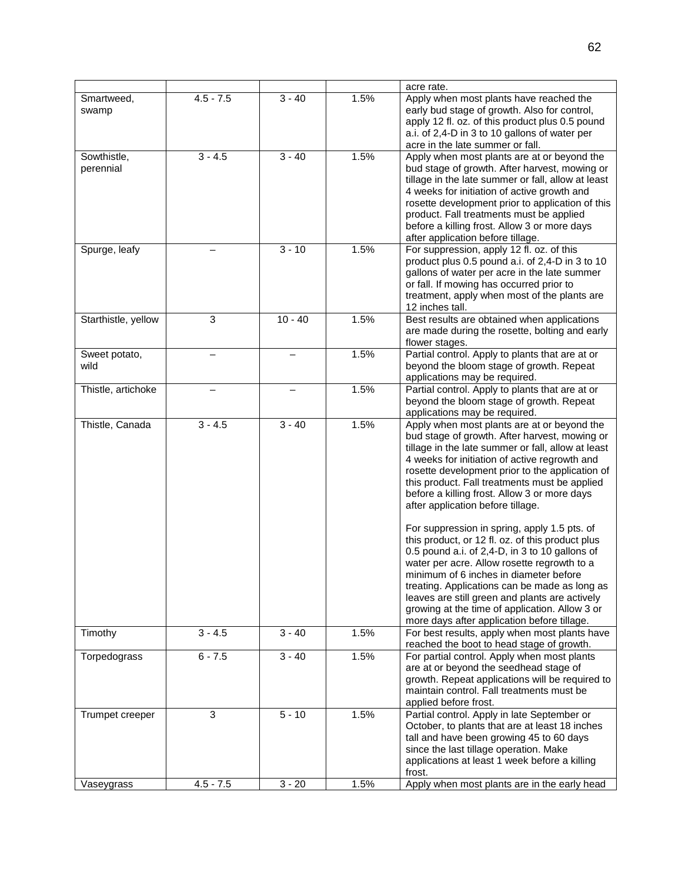| | | | | acre rate. |
|---|---|---|---|---|
| Smartweed, swamp | 4.5 - 7.5 | 3 - 40 | 1.5% | Apply when most plants have reached the early bud stage of growth. Also for control, apply 12 fl. oz. of this product plus 0.5 pound a.i. of 2,4-D in 3 to 10 gallons of water per acre in the late summer or fall. |
| Sowthistle, perennial | 3 - 4.5 | 3 - 40 | 1.5% | Apply when most plants are at or beyond the bud stage of growth. After harvest, mowing or tillage in the late summer or fall, allow at least 4 weeks for initiation of active growth and rosette development prior to application of this product. Fall treatments must be applied before a killing frost. Allow 3 or more days after application before tillage. |
| Spurge, leafy | – | 3 - 10 | 1.5% | For suppression, apply 12 fl. oz. of this product plus 0.5 pound a.i. of 2,4-D in 3 to 10 gallons of water per acre in the late summer or fall. If mowing has occurred prior to treatment, apply when most of the plants are 12 inches tall. |
| Starthistle, yellow | 3 | 10 - 40 | 1.5% | Best results are obtained when applications are made during the rosette, bolting and early flower stages. |
| Sweet potato, wild | – | – | 1.5% | Partial control. Apply to plants that are at or beyond the bloom stage of growth. Repeat applications may be required. |
| Thistle, artichoke | – | – | 1.5% | Partial control. Apply to plants that are at or beyond the bloom stage of growth. Repeat applications may be required. |
| Thistle, Canada | 3 - 4.5 | 3 - 40 | 1.5% | Apply when most plants are at or beyond the bud stage of growth. After harvest, mowing or tillage in the late summer or fall, allow at least 4 weeks for initiation of active regrowth and rosette development prior to the application of this product. Fall treatments must be applied before a killing frost. Allow 3 or more days after application before tillage.<br><br>For suppression in spring, apply 1.5 pts. of this product, or 12 fl. oz. of this product plus 0.5 pound a.i. of 2,4-D, in 3 to 10 gallons of water per acre. Allow rosette regrowth to a minimum of 6 inches in diameter before treating. Applications can be made as long as leaves are still green and plants are actively growing at the time of application. Allow 3 or more days after application before tillage. |
| Timothy | 3 - 4.5 | 3 - 40 | 1.5% | For best results, apply when most plants have reached the boot to head stage of growth. |
| Torpedograss | 6 - 7.5 | 3 - 40 | 1.5% | For partial control. Apply when most plants are at or beyond the seedhead stage of growth. Repeat applications will be required to maintain control. Fall treatments must be applied before frost. |
| Trumpet creeper | 3 | 5 - 10 | 1.5% | Partial control. Apply in late September or October, to plants that are at least 18 inches tall and have been growing 45 to 60 days since the last tillage operation. Make applications at least 1 week before a killing frost. |
| Vaseygrass | 4.5 - 7.5 | 3 - 20 | 1.5% | Apply when most plants are in the early head |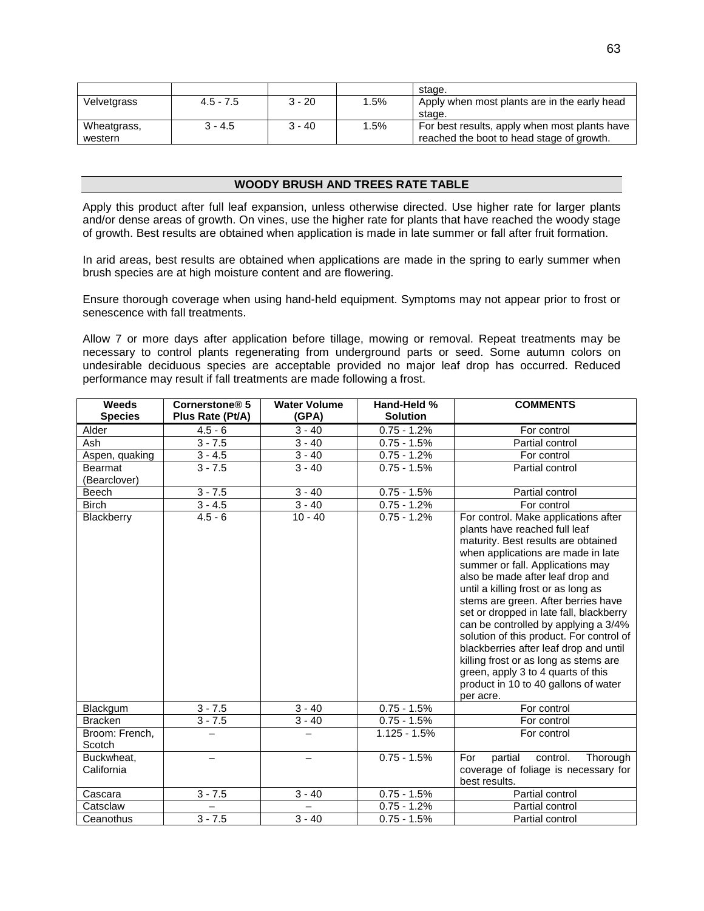| | | | | stage. |
|---|---|---|---|---|
| Velvetgrass | 4.5 - 7.5 | 3 - 20 | 1.5% | Apply when most plants are in the early head stage. |
| Wheatgrass, western | 3 - 4.5 | 3 - 40 | 1.5% | For best results, apply when most plants have reached the boot to head stage of growth. |

## WOODY BRUSH AND TREES RATE TABLE

Apply this product after full leaf expansion, unless otherwise directed. Use higher rate for larger plants and/or dense areas of growth. On vines, use the higher rate for plants that have reached the woody stage of growth. Best results are obtained when application is made in late summer or fall after fruit formation.

In arid areas, best results are obtained when applications are made in the spring to early summer when brush species are at high moisture content and are flowering.

Ensure thorough coverage when using hand-held equipment. Symptoms may not appear prior to frost or senescence with fall treatments.

Allow 7 or more days after application before tillage, mowing or removal. Repeat treatments may be necessary to control plants regenerating from underground parts or seed. Some autumn colors on undesirable deciduous species are acceptable provided no major leaf drop has occurred. Reduced performance may result if fall treatments are made following a frost.

| Weeds Species | Cornerstone® 5 Plus Rate (Pt/A) | Water Volume (GPA) | Hand-Held % Solution | COMMENTS |
|---|---|---|---|---|
| Alder | 4.5 - 6 | 3 - 40 | 0.75 - 1.2% | For control |
| Ash | 3 - 7.5 | 3 - 40 | 0.75 - 1.5% | Partial control |
| Aspen, quaking | 3 - 4.5 | 3 - 40 | 0.75 - 1.2% | For control |
| Bearmat (Bearclover) | 3 - 7.5 | 3 - 40 | 0.75 - 1.5% | Partial control |
| Beech | 3 - 7.5 | 3 - 40 | 0.75 - 1.5% | Partial control |
| Birch | 3 - 4.5 | 3 - 40 | 0.75 - 1.2% | For control |
| Blackberry | 4.5 - 6 | 10 - 40 | 0.75 - 1.2% | For control. Make applications after plants have reached full leaf maturity. Best results are obtained when applications are made in late summer or fall. Applications may also be made after leaf drop and until a killing frost or as long as stems are green. After berries have set or dropped in late fall, blackberry can be controlled by applying a 3/4% solution of this product. For control of blackberries after leaf drop and until killing frost or as long as stems are green, apply 3 to 4 quarts of this product in 10 to 40 gallons of water per acre. |
| Blackgum | 3 - 7.5 | 3 - 40 | 0.75 - 1.5% | For control |
| Bracken | 3 - 7.5 | 3 - 40 | 0.75 - 1.5% | For control |
| Broom: French, Scotch | – | – | 1.125 - 1.5% | For control |
| Buckwheat, California | – | – | 0.75 - 1.5% | For partial control. Thorough coverage of foliage is necessary for best results. |
| Cascara | 3 - 7.5 | 3 - 40 | 0.75 - 1.5% | Partial control |
| Catsclaw | – | – | 0.75 - 1.2% | Partial control |
| Ceanothus | 3 - 7.5 | 3 - 40 | 0.75 - 1.5% | Partial control |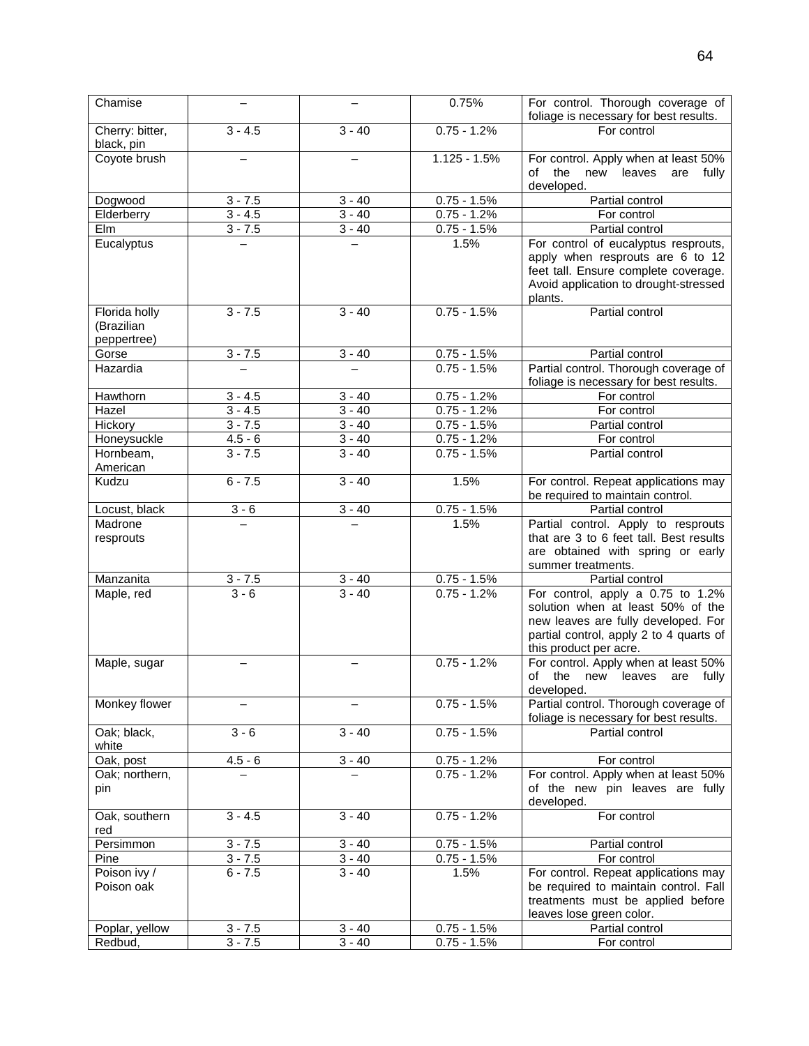| Chamise | – | – | 0.75% | For control. Thorough coverage of foliage is necessary for best results. |
|---|---|---|---|---|
| Cherry: bitter, black, pin | 3 - 4.5 | 3 - 40 | 0.75 - 1.2% | For control |
| Coyote brush | – | – | 1.125 - 1.5% | For control. Apply when at least 50% of the new leaves are fully developed. |
| Dogwood | 3 - 7.5 | 3 - 40 | 0.75 - 1.5% | Partial control |
| Elderberry | 3 - 4.5 | 3 - 40 | 0.75 - 1.2% | For control |
| Elm | 3 - 7.5 | 3 - 40 | 0.75 - 1.5% | Partial control |
| Eucalyptus | – | – | 1.5% | For control of eucalyptus resprouts, apply when resprouts are 6 to 12 feet tall. Ensure complete coverage. Avoid application to drought-stressed plants. |
| Florida holly (Brazilian peppertree) | 3 - 7.5 | 3 - 40 | 0.75 - 1.5% | Partial control |
| Gorse | 3 - 7.5 | 3 - 40 | 0.75 - 1.5% | Partial control |
| Hazardia | – | – | 0.75 - 1.5% | Partial control. Thorough coverage of foliage is necessary for best results. |
| Hawthorn | 3 - 4.5 | 3 - 40 | 0.75 - 1.2% | For control |
| Hazel | 3 - 4.5 | 3 - 40 | 0.75 - 1.2% | For control |
| Hickory | 3 - 7.5 | 3 - 40 | 0.75 - 1.5% | Partial control |
| Honeysuckle | 4.5 - 6 | 3 - 40 | 0.75 - 1.2% | For control |
| Hornbeam, American | 3 - 7.5 | 3 - 40 | 0.75 - 1.5% | Partial control |
| Kudzu | 6 - 7.5 | 3 - 40 | 1.5% | For control. Repeat applications may be required to maintain control. |
| Locust, black | 3 - 6 | 3 - 40 | 0.75 - 1.5% | Partial control |
| Madrone resprouts | – | – | 1.5% | Partial control. Apply to resprouts that are 3 to 6 feet tall. Best results are obtained with spring or early summer treatments. |
| Manzanita | 3 - 7.5 | 3 - 40 | 0.75 - 1.5% | Partial control |
| Maple, red | 3 - 6 | 3 - 40 | 0.75 - 1.2% | For control, apply a 0.75 to 1.2% solution when at least 50% of the new leaves are fully developed. For partial control, apply 2 to 4 quarts of this product per acre. |
| Maple, sugar | – | – | 0.75 - 1.2% | For control. Apply when at least 50% of the new leaves are fully developed. |
| Monkey flower | – | – | 0.75 - 1.5% | Partial control. Thorough coverage of foliage is necessary for best results. |
| Oak; black, white | 3 - 6 | 3 - 40 | 0.75 - 1.5% | Partial control |
| Oak, post | 4.5 - 6 | 3 - 40 | 0.75 - 1.2% | For control |
| Oak; northern, pin | – | – | 0.75 - 1.2% | For control. Apply when at least 50% of the new pin leaves are fully developed. |
| Oak, southern red | 3 - 4.5 | 3 - 40 | 0.75 - 1.2% | For control |
| Persimmon | 3 - 7.5 | 3 - 40 | 0.75 - 1.5% | Partial control |
| Pine | 3 - 7.5 | 3 - 40 | 0.75 - 1.5% | For control |
| Poison ivy / Poison oak | 6 - 7.5 | 3 - 40 | 1.5% | For control. Repeat applications may be required to maintain control. Fall treatments must be applied before leaves lose green color. |
| Poplar, yellow | 3 - 7.5 | 3 - 40 | 0.75 - 1.5% | Partial control |
| Redbud, | 3 - 7.5 | 3 - 40 | 0.75 - 1.5% | For control |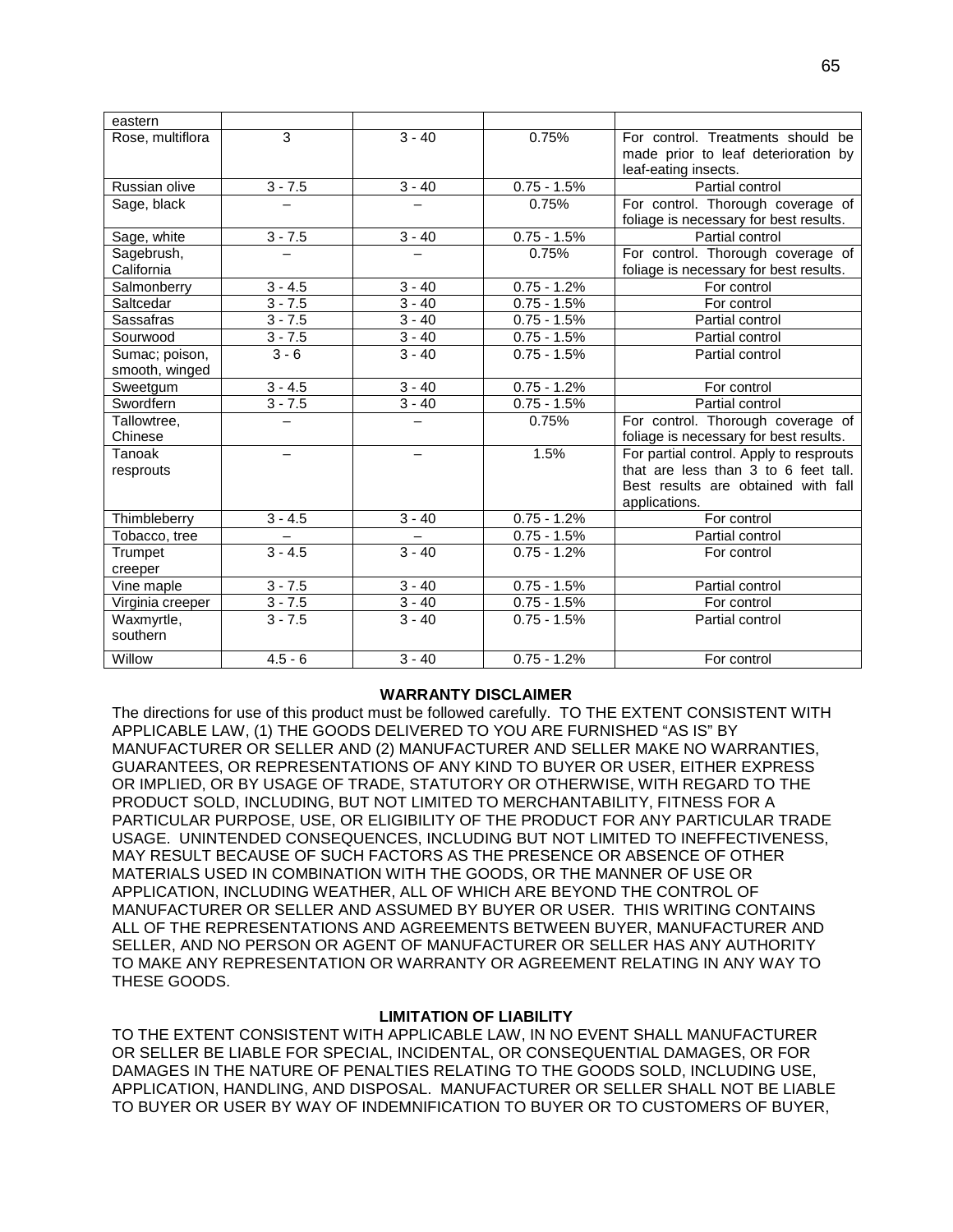| | | | | |
|---|---|---|---|---|
| eastern | | | | |
| Rose, multiflora | 3 | 3 - 40 | 0.75% | For control. Treatments should be made prior to leaf deterioration by leaf-eating insects. |
| Russian olive | 3 - 7.5 | 3 - 40 | 0.75 - 1.5% | Partial control |
| Sage, black | – | – | 0.75% | For control. Thorough coverage of foliage is necessary for best results. |
| Sage, white | 3 - 7.5 | 3 - 40 | 0.75 - 1.5% | Partial control |
| Sagebrush, California | – | – | 0.75% | For control. Thorough coverage of foliage is necessary for best results. |
| Salmonberry | 3 - 4.5 | 3 - 40 | 0.75 - 1.2% | For control |
| Saltcedar | 3 - 7.5 | 3 - 40 | 0.75 - 1.5% | For control |
| Sassafras | 3 - 7.5 | 3 - 40 | 0.75 - 1.5% | Partial control |
| Sourwood | 3 - 7.5 | 3 - 40 | 0.75 - 1.5% | Partial control |
| Sumac; poison, smooth, winged | 3 - 6 | 3 - 40 | 0.75 - 1.5% | Partial control |
| Sweetgum | 3 - 4.5 | 3 - 40 | 0.75 - 1.2% | For control |
| Swordfern | 3 - 7.5 | 3 - 40 | 0.75 - 1.5% | Partial control |
| Tallowtree, Chinese | – | – | 0.75% | For control. Thorough coverage of foliage is necessary for best results. |
| Tanoak resprouts | – | – | 1.5% | For partial control. Apply to resprouts that are less than 3 to 6 feet tall. Best results are obtained with fall applications. |
| Thimbleberry | 3 - 4.5 | 3 - 40 | 0.75 - 1.2% | For control |
| Tobacco, tree | – | – | 0.75 - 1.5% | Partial control |
| Trumpet creeper | 3 - 4.5 | 3 - 40 | 0.75 - 1.2% | For control |
| Vine maple | 3 - 7.5 | 3 - 40 | 0.75 - 1.5% | Partial control |
| Virginia creeper | 3 - 7.5 | 3 - 40 | 0.75 - 1.5% | For control |
| Waxmyrtle, southern | 3 - 7.5 | 3 - 40 | 0.75 - 1.5% | Partial control |
| Willow | 4.5 - 6 | 3 - 40 | 0.75 - 1.2% | For control |

**WARRANTY DISCLAIMER**

The directions for use of this product must be followed carefully. TO THE EXTENT CONSISTENT WITH APPLICABLE LAW, (1) THE GOODS DELIVERED TO YOU ARE FURNISHED "AS IS" BY MANUFACTURER OR SELLER AND (2) MANUFACTURER AND SELLER MAKE NO WARRANTIES, GUARANTEES, OR REPRESENTATIONS OF ANY KIND TO BUYER OR USER, EITHER EXPRESS OR IMPLIED, OR BY USAGE OF TRADE, STATUTORY OR OTHERWISE, WITH REGARD TO THE PRODUCT SOLD, INCLUDING, BUT NOT LIMITED TO MERCHANTABILITY, FITNESS FOR A PARTICULAR PURPOSE, USE, OR ELIGIBILITY OF THE PRODUCT FOR ANY PARTICULAR TRADE USAGE. UNINTENDED CONSEQUENCES, INCLUDING BUT NOT LIMITED TO INEFFECTIVENESS, MAY RESULT BECAUSE OF SUCH FACTORS AS THE PRESENCE OR ABSENCE OF OTHER MATERIALS USED IN COMBINATION WITH THE GOODS, OR THE MANNER OF USE OR APPLICATION, INCLUDING WEATHER, ALL OF WHICH ARE BEYOND THE CONTROL OF MANUFACTURER OR SELLER AND ASSUMED BY BUYER OR USER. THIS WRITING CONTAINS ALL OF THE REPRESENTATIONS AND AGREEMENTS BETWEEN BUYER, MANUFACTURER AND SELLER, AND NO PERSON OR AGENT OF MANUFACTURER OR SELLER HAS ANY AUTHORITY TO MAKE ANY REPRESENTATION OR WARRANTY OR AGREEMENT RELATING IN ANY WAY TO THESE GOODS.

**LIMITATION OF LIABILITY**

TO THE EXTENT CONSISTENT WITH APPLICABLE LAW, IN NO EVENT SHALL MANUFACTURER OR SELLER BE LIABLE FOR SPECIAL, INCIDENTAL, OR CONSEQUENTIAL DAMAGES, OR FOR DAMAGES IN THE NATURE OF PENALTIES RELATING TO THE GOODS SOLD, INCLUDING USE, APPLICATION, HANDLING, AND DISPOSAL. MANUFACTURER OR SELLER SHALL NOT BE LIABLE TO BUYER OR USER BY WAY OF INDEMNIFICATION TO BUYER OR TO CUSTOMERS OF BUYER,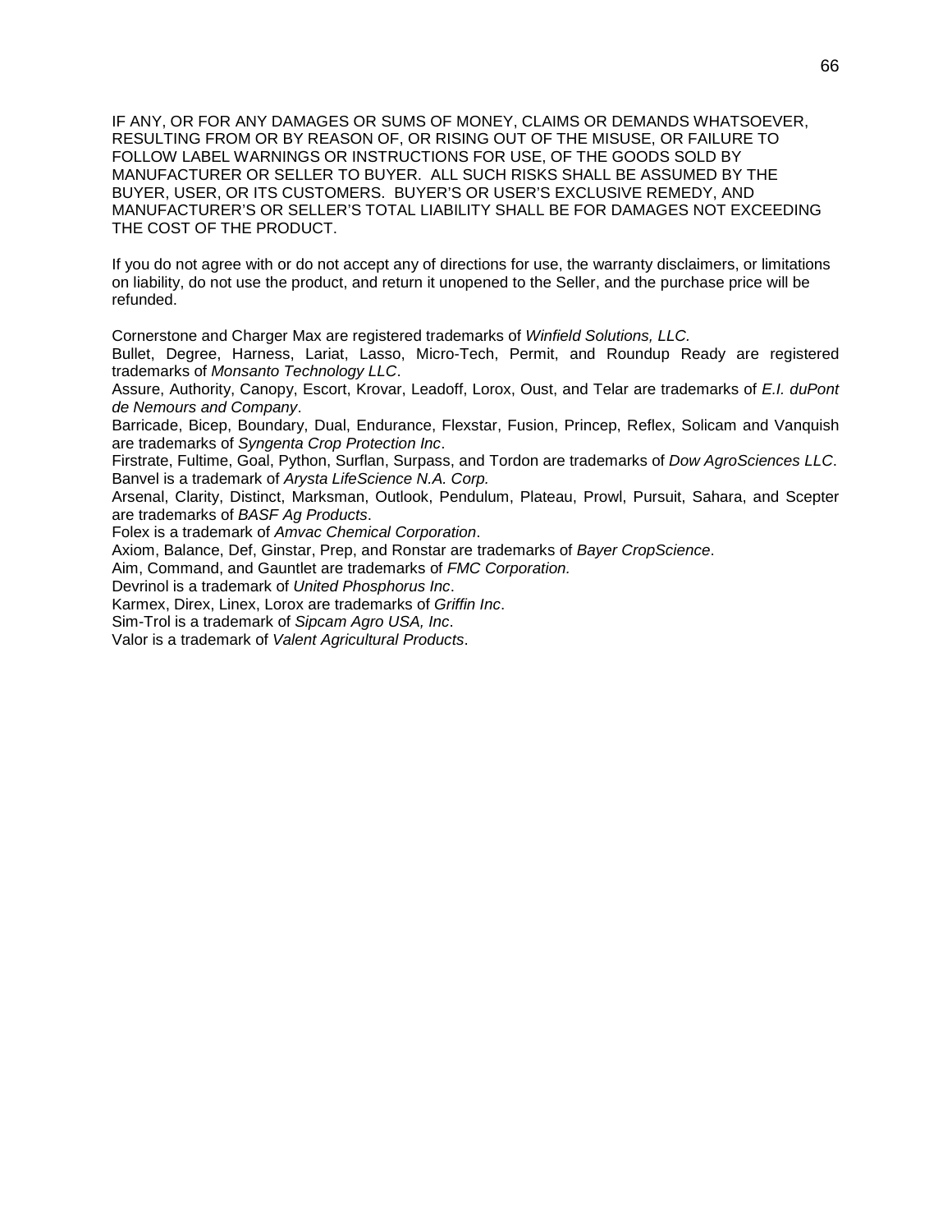IF ANY, OR FOR ANY DAMAGES OR SUMS OF MONEY, CLAIMS OR DEMANDS WHATSOEVER, RESULTING FROM OR BY REASON OF, OR RISING OUT OF THE MISUSE, OR FAILURE TO FOLLOW LABEL WARNINGS OR INSTRUCTIONS FOR USE, OF THE GOODS SOLD BY MANUFACTURER OR SELLER TO BUYER. ALL SUCH RISKS SHALL BE ASSUMED BY THE BUYER, USER, OR ITS CUSTOMERS. BUYER'S OR USER'S EXCLUSIVE REMEDY, AND MANUFACTURER'S OR SELLER'S TOTAL LIABILITY SHALL BE FOR DAMAGES NOT EXCEEDING THE COST OF THE PRODUCT.

If you do not agree with or do not accept any of directions for use, the warranty disclaimers, or limitations on liability, do not use the product, and return it unopened to the Seller, and the purchase price will be refunded.

Cornerstone and Charger Max are registered trademarks of *Winfield Solutions, LLC.*
Bullet, Degree, Harness, Lariat, Lasso, Micro-Tech, Permit, and Roundup Ready are registered trademarks of *Monsanto Technology LLC*.
Assure, Authority, Canopy, Escort, Krovar, Leadoff, Lorox, Oust, and Telar are trademarks of *E.I. duPont de Nemours and Company*.
Barricade, Bicep, Boundary, Dual, Endurance, Flexstar, Fusion, Princep, Reflex, Solicam and Vanquish are trademarks of *Syngenta Crop Protection Inc*.
Firstrate, Fultime, Goal, Python, Surflan, Surpass, and Tordon are trademarks of *Dow AgroSciences LLC*.
Banvel is a trademark of *Arysta LifeScience N.A. Corp.*
Arsenal, Clarity, Distinct, Marksman, Outlook, Pendulum, Plateau, Prowl, Pursuit, Sahara, and Scepter are trademarks of *BASF Ag Products*.
Folex is a trademark of *Amvac Chemical Corporation*.
Axiom, Balance, Def, Ginstar, Prep, and Ronstar are trademarks of *Bayer CropScience*.
Aim, Command, and Gauntlet are trademarks of *FMC Corporation.*
Devrinol is a trademark of *United Phosphorus Inc*.
Karmex, Direx, Linex, Lorox are trademarks of *Griffin Inc*.
Sim-Trol is a trademark of *Sipcam Agro USA, Inc*.
Valor is a trademark of *Valent Agricultural Products*.